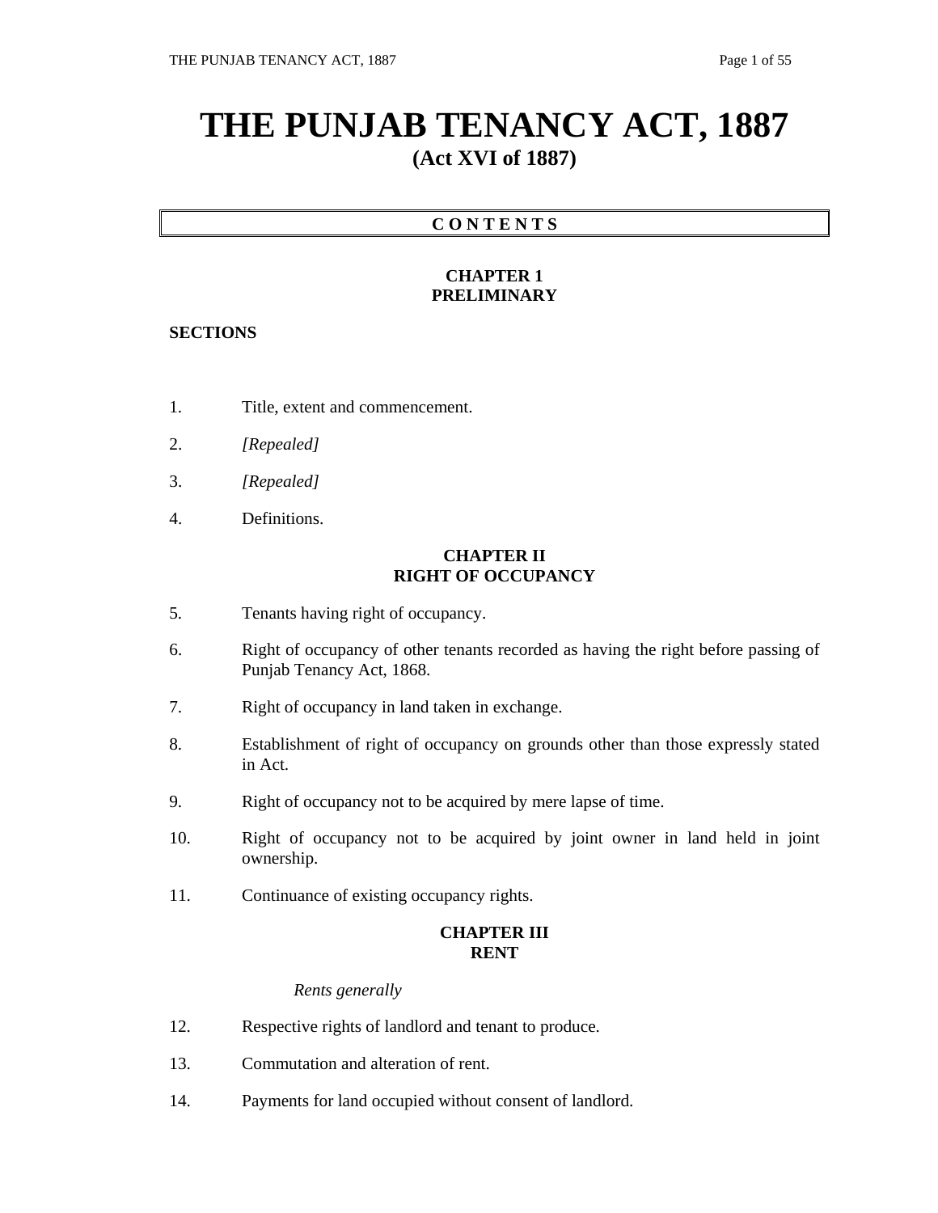# THE PUNJAB TENANCY ACT, 1887

## (Act XVI of 1887)

**C O N T E N T S**

### CHAPTER 1
### PRELIMINARY

**SECTIONS**

1. Title, extent and commencement.

2. *[Repealed]*

3. *[Repealed]*

4. Definitions.

### CHAPTER II
### RIGHT OF OCCUPANCY

5. Tenants having right of occupancy.

6. Right of occupancy of other tenants recorded as having the right before passing of Punjab Tenancy Act, 1868.

7. Right of occupancy in land taken in exchange.

8. Establishment of right of occupancy on grounds other than those expressly stated in Act.

9. Right of occupancy not to be acquired by mere lapse of time.

10. Right of occupancy not to be acquired by joint owner in land held in joint ownership.

11. Continuance of existing occupancy rights.

### CHAPTER III
### RENT

*Rents generally*

12. Respective rights of landlord and tenant to produce.

13. Commutation and alteration of rent.

14. Payments for land occupied without consent of landlord.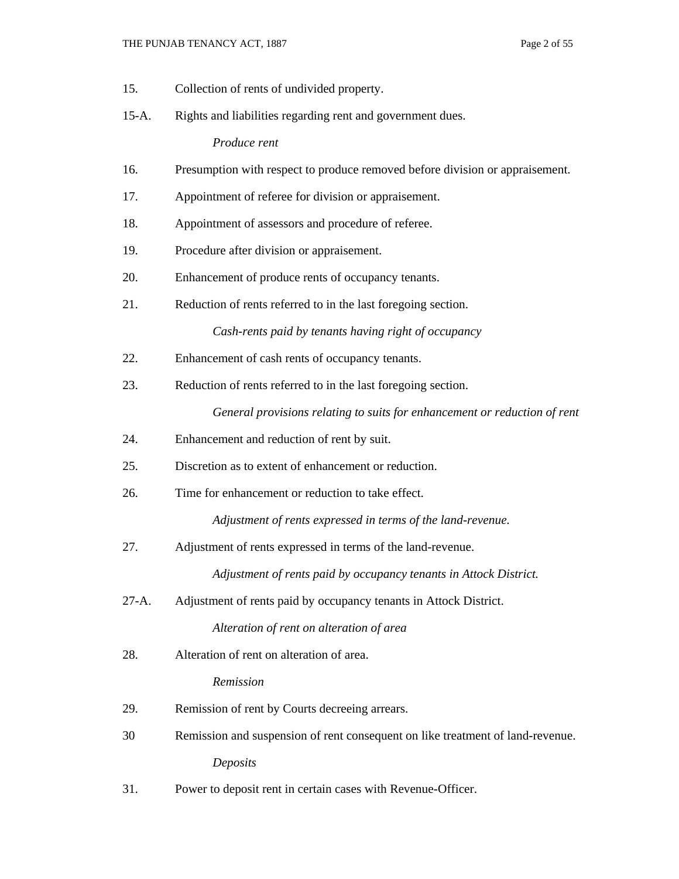15. Collection of rents of undivided property.

15-A. Rights and liabilities regarding rent and government dues.

*Produce rent*

16. Presumption with respect to produce removed before division or appraisement.

17. Appointment of referee for division or appraisement.

18. Appointment of assessors and procedure of referee.

19. Procedure after division or appraisement.

20. Enhancement of produce rents of occupancy tenants.

21. Reduction of rents referred to in the last foregoing section.

*Cash-rents paid by tenants having right of occupancy*

22. Enhancement of cash rents of occupancy tenants.

23. Reduction of rents referred to in the last foregoing section.

*General provisions relating to suits for enhancement or reduction of rent*

24. Enhancement and reduction of rent by suit.

25. Discretion as to extent of enhancement or reduction.

26. Time for enhancement or reduction to take effect.

*Adjustment of rents expressed in terms of the land-revenue.*

27. Adjustment of rents expressed in terms of the land-revenue.

*Adjustment of rents paid by occupancy tenants in Attock District.*

27-A. Adjustment of rents paid by occupancy tenants in Attock District.

*Alteration of rent on alteration of area*

28. Alteration of rent on alteration of area.

*Remission*

29. Remission of rent by Courts decreeing arrears.

30 Remission and suspension of rent consequent on like treatment of land-revenue.

*Deposits*

31. Power to deposit rent in certain cases with Revenue-Officer.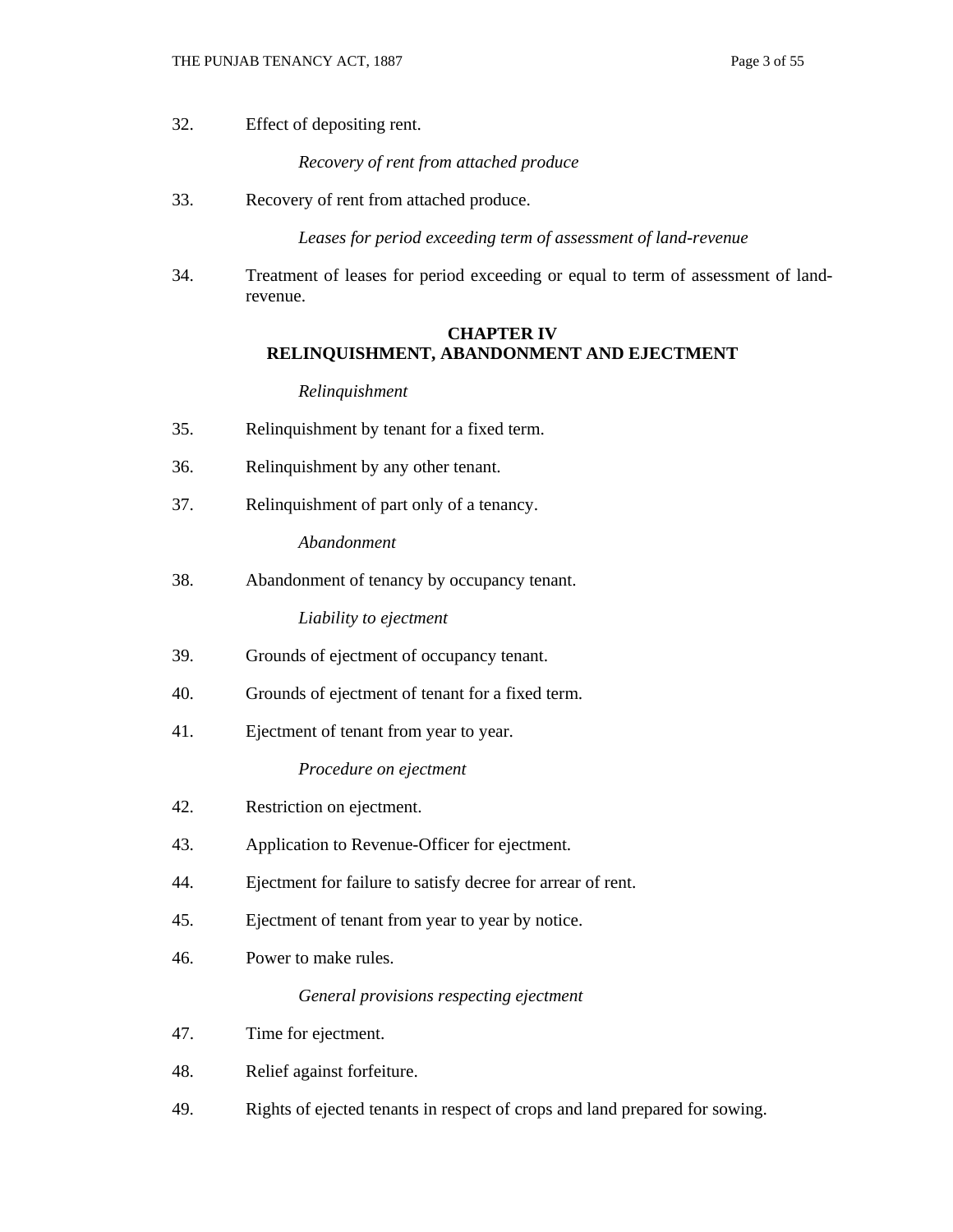32. Effect of depositing rent.

*Recovery of rent from attached produce*

33. Recovery of rent from attached produce.

*Leases for period exceeding term of assessment of land-revenue*

34. Treatment of leases for period exceeding or equal to term of assessment of land-revenue.

## CHAPTER IV
## RELINQUISHMENT, ABANDONMENT AND EJECTMENT

*Relinquishment*

35. Relinquishment by tenant for a fixed term.

36. Relinquishment by any other tenant.

37. Relinquishment of part only of a tenancy.

*Abandonment*

38. Abandonment of tenancy by occupancy tenant.

*Liability to ejectment*

39. Grounds of ejectment of occupancy tenant.

40. Grounds of ejectment of tenant for a fixed term.

41. Ejectment of tenant from year to year.

*Procedure on ejectment*

42. Restriction on ejectment.

43. Application to Revenue-Officer for ejectment.

44. Ejectment for failure to satisfy decree for arrear of rent.

45. Ejectment of tenant from year to year by notice.

46. Power to make rules.

*General provisions respecting ejectment*

47. Time for ejectment.

48. Relief against forfeiture.

49. Rights of ejected tenants in respect of crops and land prepared for sowing.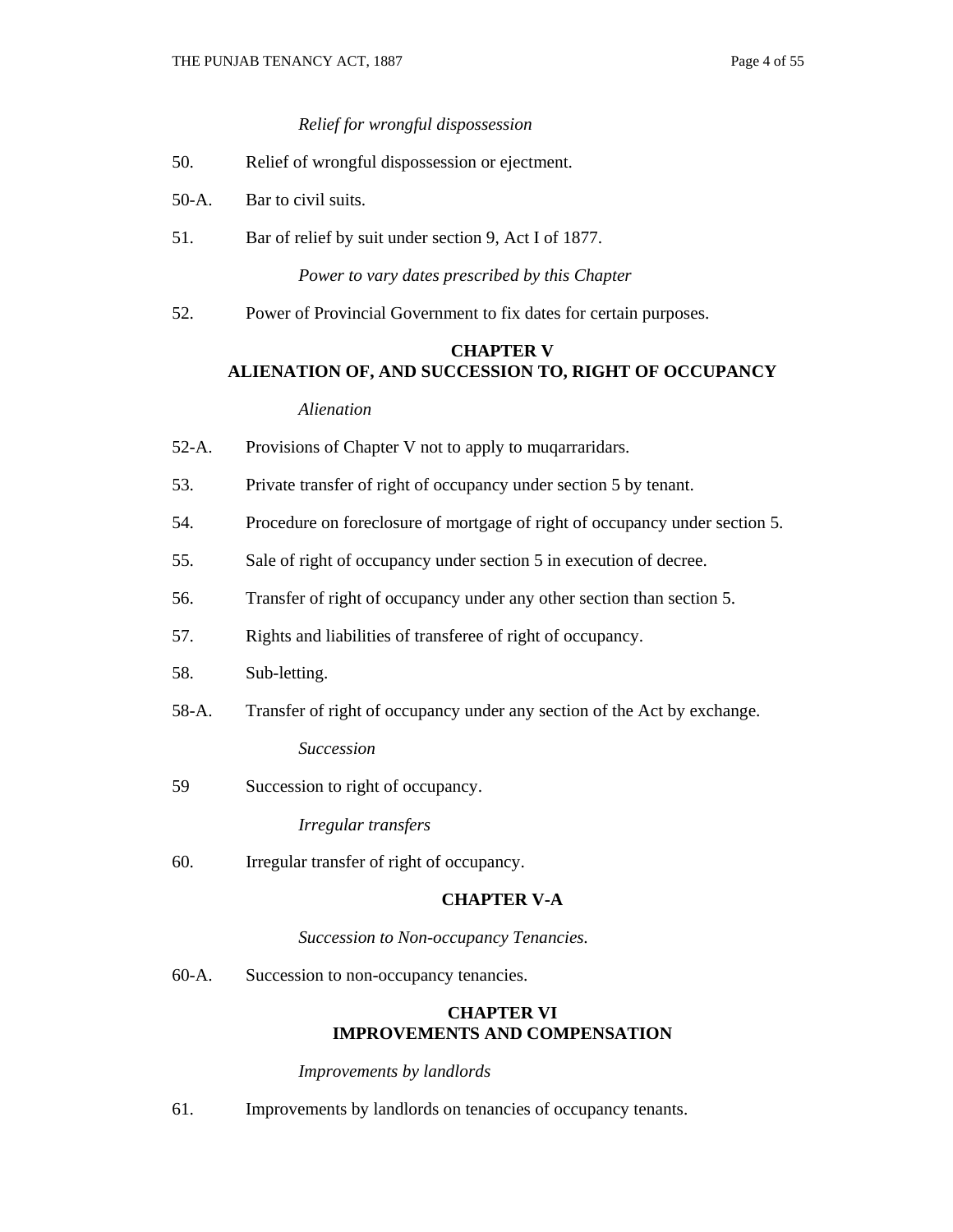*Relief for wrongful dispossession*

50. Relief of wrongful dispossession or ejectment.

50-A. Bar to civil suits.

51. Bar of relief by suit under section 9, Act I of 1877.

*Power to vary dates prescribed by this Chapter*

52. Power of Provincial Government to fix dates for certain purposes.

## CHAPTER V
## ALIENATION OF, AND SUCCESSION TO, RIGHT OF OCCUPANCY

*Alienation*

52-A. Provisions of Chapter V not to apply to muqarraridars.

53. Private transfer of right of occupancy under section 5 by tenant.

54. Procedure on foreclosure of mortgage of right of occupancy under section 5.

55. Sale of right of occupancy under section 5 in execution of decree.

56. Transfer of right of occupancy under any other section than section 5.

57. Rights and liabilities of transferee of right of occupancy.

58. Sub-letting.

58-A. Transfer of right of occupancy under any section of the Act by exchange.

*Succession*

59 Succession to right of occupancy.

*Irregular transfers*

60. Irregular transfer of right of occupancy.

## CHAPTER V-A

*Succession to Non-occupancy Tenancies.*

60-A. Succession to non-occupancy tenancies.

## CHAPTER VI
## IMPROVEMENTS AND COMPENSATION

*Improvements by landlords*

61. Improvements by landlords on tenancies of occupancy tenants.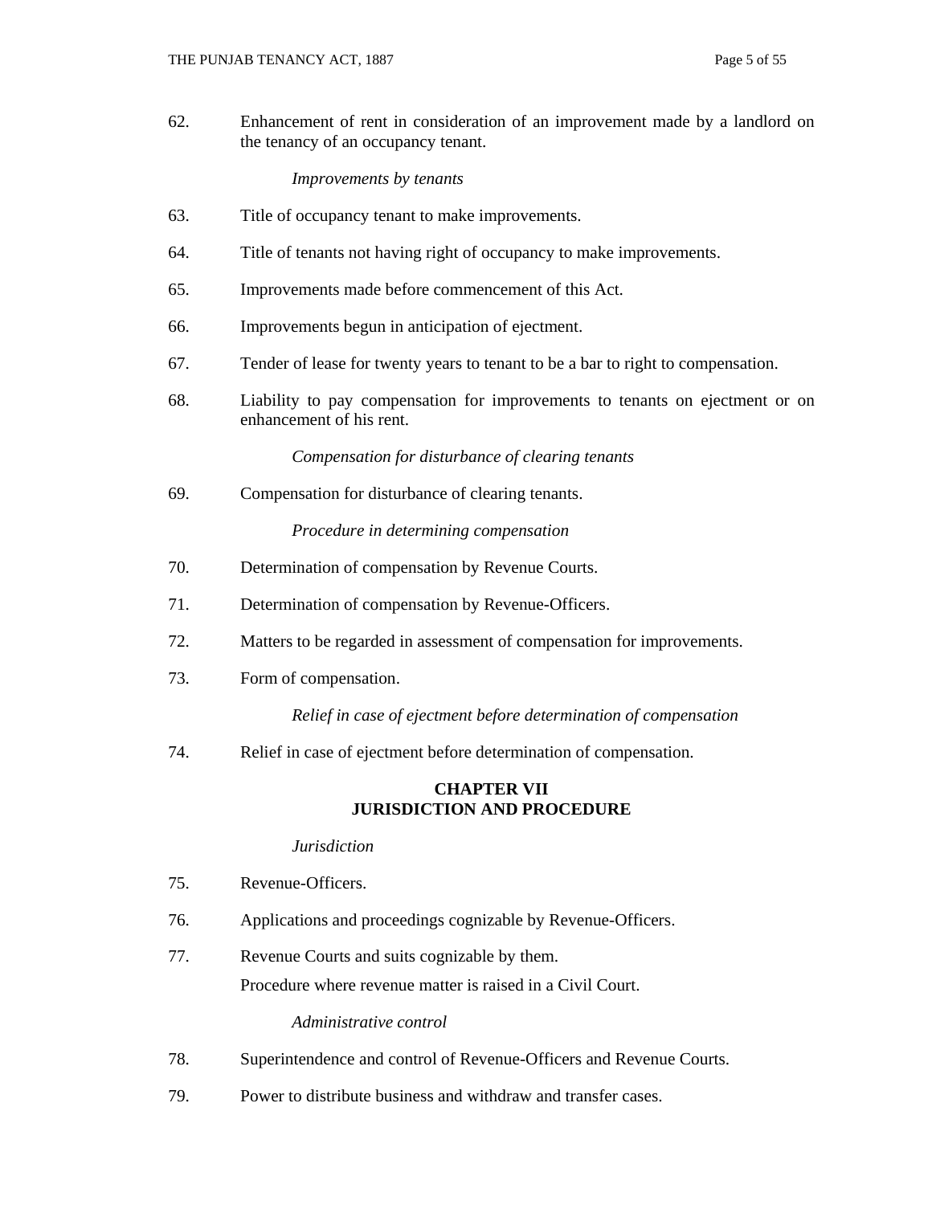62. Enhancement of rent in consideration of an improvement made by a landlord on the tenancy of an occupancy tenant.

*Improvements by tenants*

63. Title of occupancy tenant to make improvements.

64. Title of tenants not having right of occupancy to make improvements.

65. Improvements made before commencement of this Act.

66. Improvements begun in anticipation of ejectment.

67. Tender of lease for twenty years to tenant to be a bar to right to compensation.

68. Liability to pay compensation for improvements to tenants on ejectment or on enhancement of his rent.

*Compensation for disturbance of clearing tenants*

69. Compensation for disturbance of clearing tenants.

*Procedure in determining compensation*

70. Determination of compensation by Revenue Courts.

71. Determination of compensation by Revenue-Officers.

72. Matters to be regarded in assessment of compensation for improvements.

73. Form of compensation.

*Relief in case of ejectment before determination of compensation*

74. Relief in case of ejectment before determination of compensation.

## CHAPTER VII
## JURISDICTION AND PROCEDURE

*Jurisdiction*

75. Revenue-Officers.

76. Applications and proceedings cognizable by Revenue-Officers.

77. Revenue Courts and suits cognizable by them.
    Procedure where revenue matter is raised in a Civil Court.

*Administrative control*

78. Superintendence and control of Revenue-Officers and Revenue Courts.

79. Power to distribute business and withdraw and transfer cases.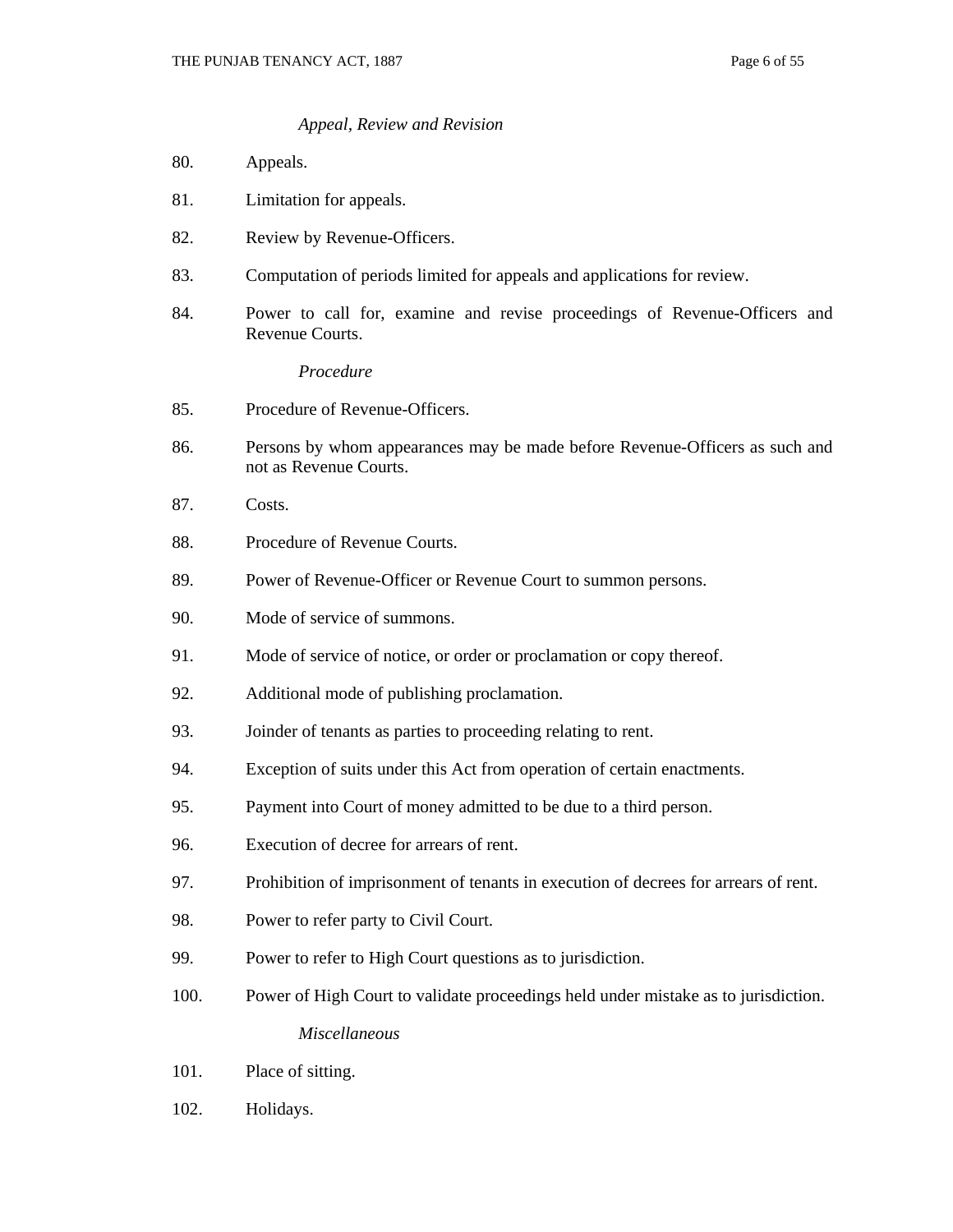*Appeal, Review and Revision*

80. Appeals.

81. Limitation for appeals.

82. Review by Revenue-Officers.

83. Computation of periods limited for appeals and applications for review.

84. Power to call for, examine and revise proceedings of Revenue-Officers and Revenue Courts.

*Procedure*

85. Procedure of Revenue-Officers.

86. Persons by whom appearances may be made before Revenue-Officers as such and not as Revenue Courts.

87. Costs.

88. Procedure of Revenue Courts.

89. Power of Revenue-Officer or Revenue Court to summon persons.

90. Mode of service of summons.

91. Mode of service of notice, or order or proclamation or copy thereof.

92. Additional mode of publishing proclamation.

93. Joinder of tenants as parties to proceeding relating to rent.

94. Exception of suits under this Act from operation of certain enactments.

95. Payment into Court of money admitted to be due to a third person.

96. Execution of decree for arrears of rent.

97. Prohibition of imprisonment of tenants in execution of decrees for arrears of rent.

98. Power to refer party to Civil Court.

99. Power to refer to High Court questions as to jurisdiction.

100. Power of High Court to validate proceedings held under mistake as to jurisdiction.

*Miscellaneous*

101. Place of sitting.

102. Holidays.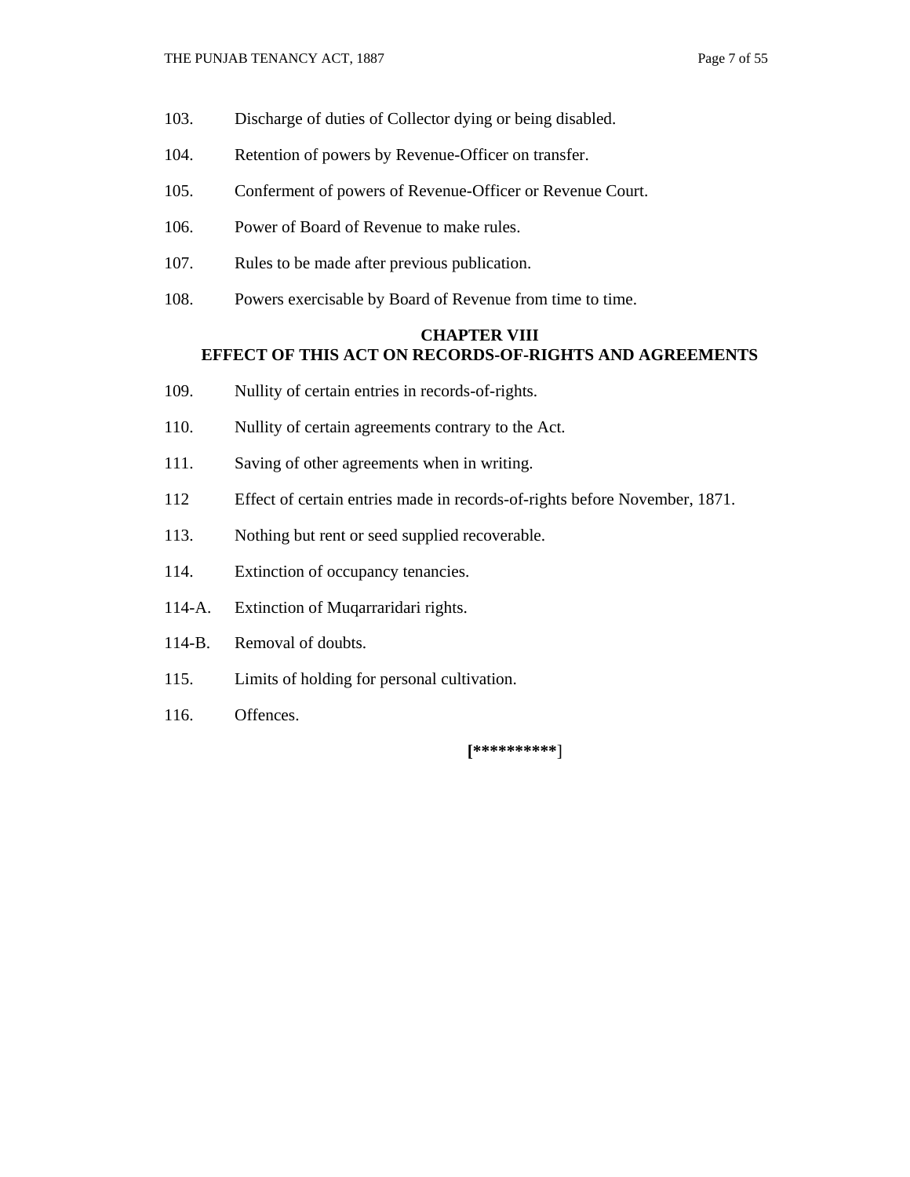103. Discharge of duties of Collector dying or being disabled.

104. Retention of powers by Revenue-Officer on transfer.

105. Conferment of powers of Revenue-Officer or Revenue Court.

106. Power of Board of Revenue to make rules.

107. Rules to be made after previous publication.

108. Powers exercisable by Board of Revenue from time to time.

## CHAPTER VIII
## EFFECT OF THIS ACT ON RECORDS-OF-RIGHTS AND AGREEMENTS

109. Nullity of certain entries in records-of-rights.

110. Nullity of certain agreements contrary to the Act.

111. Saving of other agreements when in writing.

112 Effect of certain entries made in records-of-rights before November, 1871.

113. Nothing but rent or seed supplied recoverable.

114. Extinction of occupancy tenancies.

114-A. Extinction of Muqarraridari rights.

114-B. Removal of doubts.

115. Limits of holding for personal cultivation.

116. Offences.

**[**********]**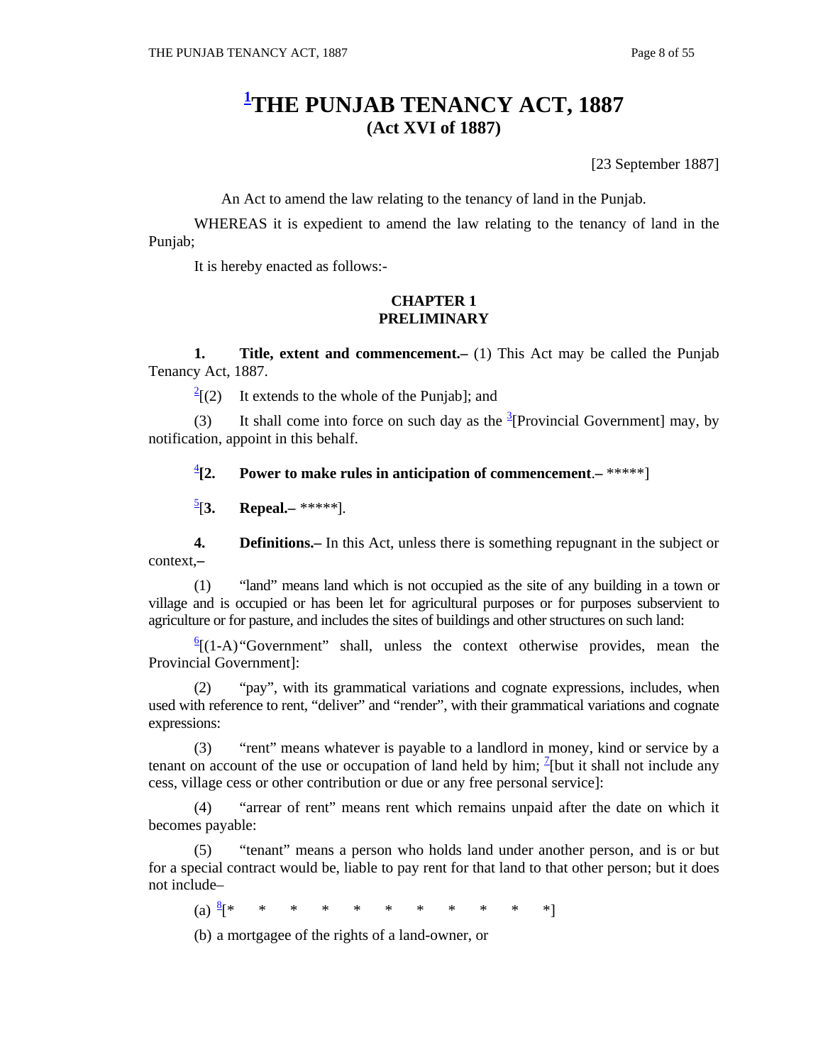# [1]THE PUNJAB TENANCY ACT, 1887
## (Act XVI of 1887)

[23 September 1887]

An Act to amend the law relating to the tenancy of land in the Punjab.

WHEREAS it is expedient to amend the law relating to the tenancy of land in the Punjab;

It is hereby enacted as follows:-

## CHAPTER 1
## PRELIMINARY

**1. Title, extent and commencement.–** (1) This Act may be called the Punjab Tenancy Act, 1887.

[2][(2) It extends to the whole of the Punjab]; and

(3) It shall come into force on such day as the [3][Provincial Government] may, by notification, appoint in this behalf.

[4]**[2. Power to make rules in anticipation of commencement**.– *****]

[5][**3. Repeal.–** *****].

**4. Definitions.–** In this Act, unless there is something repugnant in the subject or context,**–**

(1) "land" means land which is not occupied as the site of any building in a town or village and is occupied or has been let for agricultural purposes or for purposes subservient to agriculture or for pasture, and includes the sites of buildings and other structures on such land:

[6][(1-A) "Government" shall, unless the context otherwise provides, mean the Provincial Government]:

(2) "pay", with its grammatical variations and cognate expressions, includes, when used with reference to rent, "deliver" and "render", with their grammatical variations and cognate expressions:

(3) "rent" means whatever is payable to a landlord in money, kind or service by a tenant on account of the use or occupation of land held by him; [7][but it shall not include any cess, village cess or other contribution or due or any free personal service]:

(4) "arrear of rent" means rent which remains unpaid after the date on which it becomes payable:

(5) "tenant" means a person who holds land under another person, and is or but for a special contract would be, liable to pay rent for that land to that other person; but it does not include–

(a) [8][* * * * * * * * * * *]

(b) a mortgagee of the rights of a land-owner, or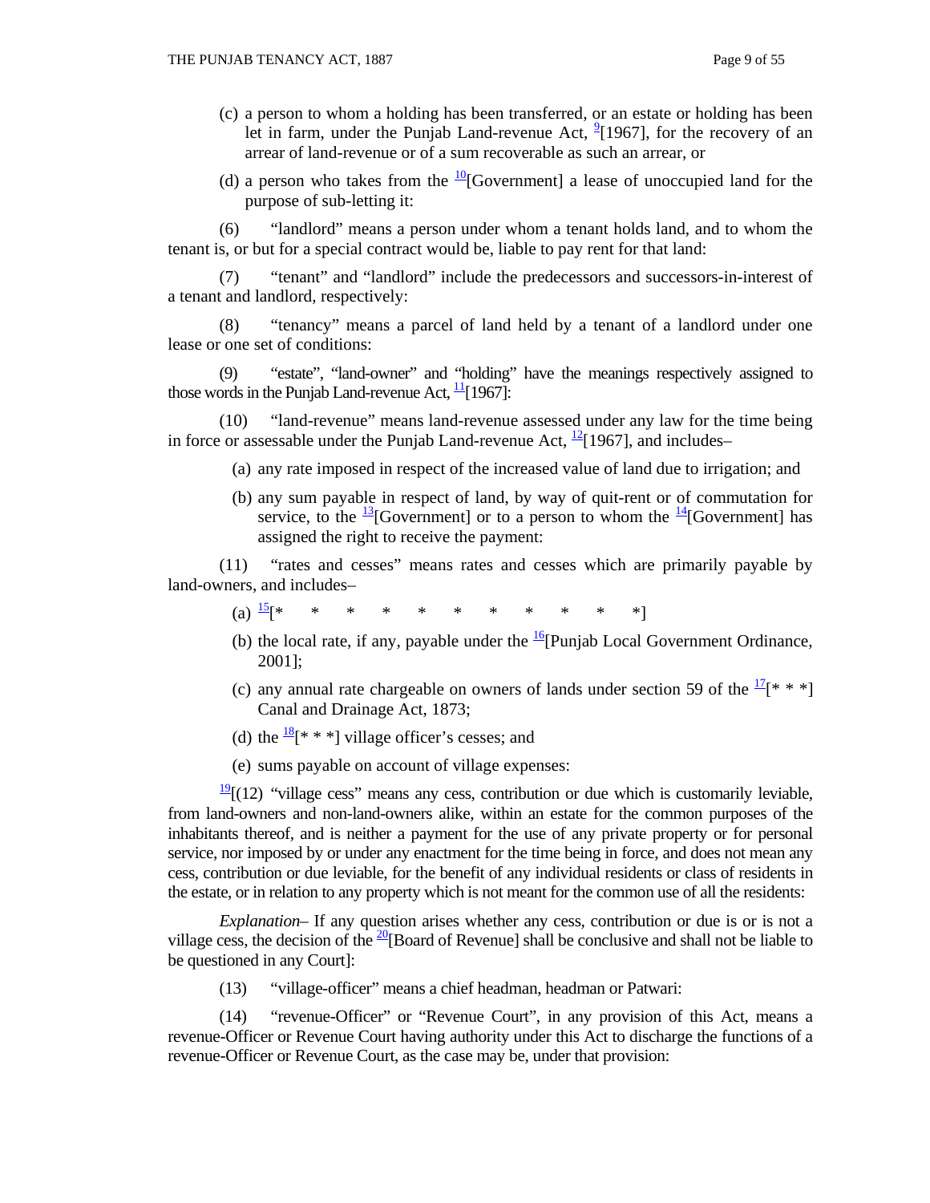(c) a person to whom a holding has been transferred, or an estate or holding has been let in farm, under the Punjab Land-revenue Act, [9][1967], for the recovery of an arrear of land-revenue or of a sum recoverable as such an arrear, or

(d) a person who takes from the [10][Government] a lease of unoccupied land for the purpose of sub-letting it:

(6) "landlord" means a person under whom a tenant holds land, and to whom the tenant is, or but for a special contract would be, liable to pay rent for that land:

(7) "tenant" and "landlord" include the predecessors and successors-in-interest of a tenant and landlord, respectively:

(8) "tenancy" means a parcel of land held by a tenant of a landlord under one lease or one set of conditions:

(9) "estate", "land-owner" and "holding" have the meanings respectively assigned to those words in the Punjab Land-revenue Act, [11][1967]:

(10) "land-revenue" means land-revenue assessed under any law for the time being in force or assessable under the Punjab Land-revenue Act, [12][1967], and includes–

(a) any rate imposed in respect of the increased value of land due to irrigation; and

(b) any sum payable in respect of land, by way of quit-rent or of commutation for service, to the [13][Government] or to a person to whom the [14][Government] has assigned the right to receive the payment:

(11) "rates and cesses" means rates and cesses which are primarily payable by land-owners, and includes–

(a) [15][* * * * * * * * * * *]

(b) the local rate, if any, payable under the [16][Punjab Local Government Ordinance, 2001];

(c) any annual rate chargeable on owners of lands under section 59 of the [17][* * *] Canal and Drainage Act, 1873;

(d) the [18][* * *] village officer's cesses; and

(e) sums payable on account of village expenses:

[19][(12) "village cess" means any cess, contribution or due which is customarily leviable, from land-owners and non-land-owners alike, within an estate for the common purposes of the inhabitants thereof, and is neither a payment for the use of any private property or for personal service, nor imposed by or under any enactment for the time being in force, and does not mean any cess, contribution or due leviable, for the benefit of any individual residents or class of residents in the estate, or in relation to any property which is not meant for the common use of all the residents:

*Explanation*– If any question arises whether any cess, contribution or due is or is not a village cess, the decision of the [20][Board of Revenue] shall be conclusive and shall not be liable to be questioned in any Court]:

(13) "village-officer" means a chief headman, headman or Patwari:

(14) "revenue-Officer" or "Revenue Court", in any provision of this Act, means a revenue-Officer or Revenue Court having authority under this Act to discharge the functions of a revenue-Officer or Revenue Court, as the case may be, under that provision: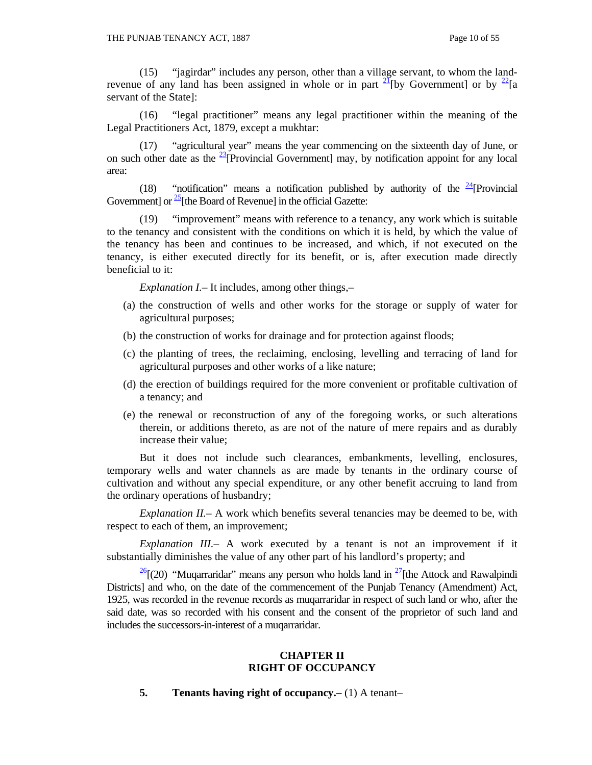(15) "jagirdar" includes any person, other than a village servant, to whom the land-revenue of any land has been assigned in whole or in part [21][by Government] or by [22][a servant of the State]:

(16) "legal practitioner" means any legal practitioner within the meaning of the Legal Practitioners Act, 1879, except a mukhtar:

(17) "agricultural year" means the year commencing on the sixteenth day of June, or on such other date as the [23][Provincial Government] may, by notification appoint for any local area:

(18) "notification" means a notification published by authority of the [24][Provincial Government] or [25][the Board of Revenue] in the official Gazette:

(19) "improvement" means with reference to a tenancy, any work which is suitable to the tenancy and consistent with the conditions on which it is held, by which the value of the tenancy has been and continues to be increased, and which, if not executed on the tenancy, is either executed directly for its benefit, or is, after execution made directly beneficial to it:

*Explanation I.*– It includes, among other things,–

(a) the construction of wells and other works for the storage or supply of water for agricultural purposes;

(b) the construction of works for drainage and for protection against floods;

(c) the planting of trees, the reclaiming, enclosing, levelling and terracing of land for agricultural purposes and other works of a like nature;

(d) the erection of buildings required for the more convenient or profitable cultivation of a tenancy; and

(e) the renewal or reconstruction of any of the foregoing works, or such alterations therein, or additions thereto, as are not of the nature of mere repairs and as durably increase their value;

But it does not include such clearances, embankments, levelling, enclosures, temporary wells and water channels as are made by tenants in the ordinary course of cultivation and without any special expenditure, or any other benefit accruing to land from the ordinary operations of husbandry;

*Explanation II.*– A work which benefits several tenancies may be deemed to be, with respect to each of them, an improvement;

*Explanation III.*– A work executed by a tenant is not an improvement if it substantially diminishes the value of any other part of his landlord's property; and

[26][(20) "Muqarraridar" means any person who holds land in [27][the Attock and Rawalpindi Districts] and who, on the date of the commencement of the Punjab Tenancy (Amendment) Act, 1925, was recorded in the revenue records as muqarraridar in respect of such land or who, after the said date, was so recorded with his consent and the consent of the proprietor of such land and includes the successors-in-interest of a muqarraridar.

## CHAPTER II
## RIGHT OF OCCUPANCY

**5. Tenants having right of occupancy.–** (1) A tenant–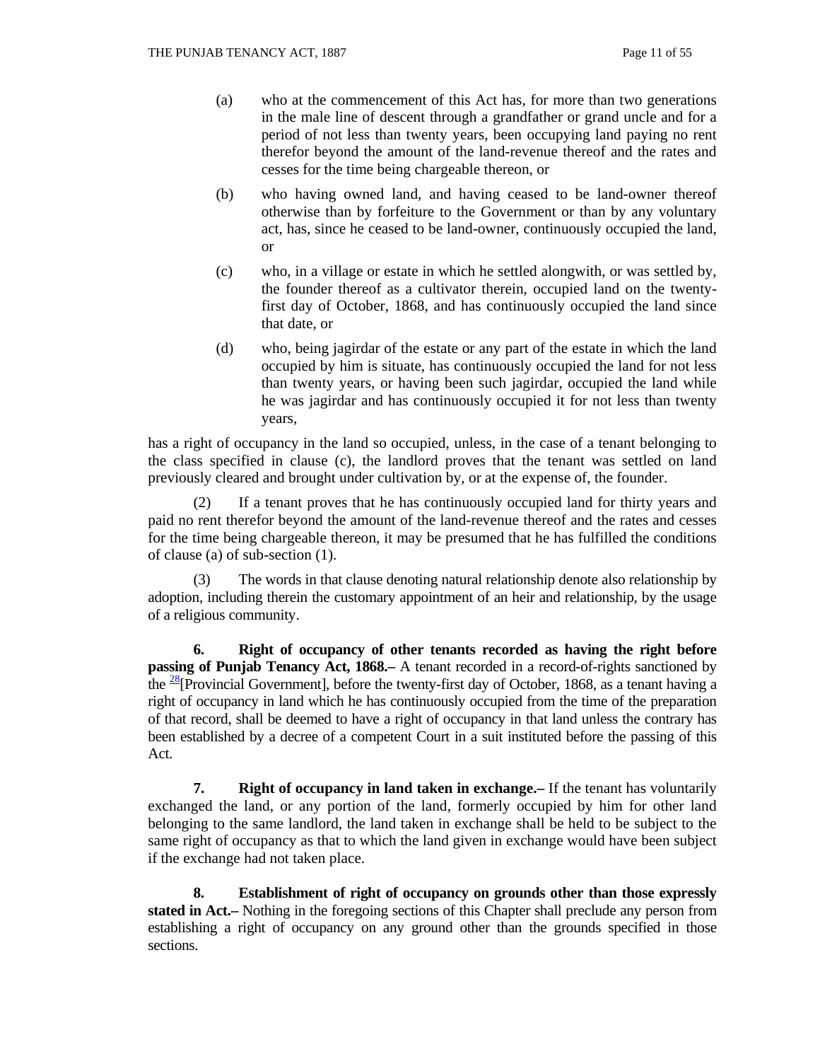(a) who at the commencement of this Act has, for more than two generations in the male line of descent through a grandfather or grand uncle and for a period of not less than twenty years, been occupying land paying no rent therefor beyond the amount of the land-revenue thereof and the rates and cesses for the time being chargeable thereon, or

(b) who having owned land, and having ceased to be land-owner thereof otherwise than by forfeiture to the Government or than by any voluntary act, has, since he ceased to be land-owner, continuously occupied the land, or

(c) who, in a village or estate in which he settled alongwith, or was settled by, the founder thereof as a cultivator therein, occupied land on the twenty-first day of October, 1868, and has continuously occupied the land since that date, or

(d) who, being jagirdar of the estate or any part of the estate in which the land occupied by him is situate, has continuously occupied the land for not less than twenty years, or having been such jagirdar, occupied the land while he was jagirdar and has continuously occupied it for not less than twenty years,

has a right of occupancy in the land so occupied, unless, in the case of a tenant belonging to the class specified in clause (c), the landlord proves that the tenant was settled on land previously cleared and brought under cultivation by, or at the expense of, the founder.

(2) If a tenant proves that he has continuously occupied land for thirty years and paid no rent therefor beyond the amount of the land-revenue thereof and the rates and cesses for the time being chargeable thereon, it may be presumed that he has fulfilled the conditions of clause (a) of sub-section (1).

(3) The words in that clause denoting natural relationship denote also relationship by adoption, including therein the customary appointment of an heir and relationship, by the usage of a religious community.

**6. Right of occupancy of other tenants recorded as having the right before passing of Punjab Tenancy Act, 1868.–** A tenant recorded in a record-of-rights sanctioned by the [28][Provincial Government], before the twenty-first day of October, 1868, as a tenant having a right of occupancy in land which he has continuously occupied from the time of the preparation of that record, shall be deemed to have a right of occupancy in that land unless the contrary has been established by a decree of a competent Court in a suit instituted before the passing of this Act.

**7. Right of occupancy in land taken in exchange.–** If the tenant has voluntarily exchanged the land, or any portion of the land, formerly occupied by him for other land belonging to the same landlord, the land taken in exchange shall be held to be subject to the same right of occupancy as that to which the land given in exchange would have been subject if the exchange had not taken place.

**8. Establishment of right of occupancy on grounds other than those expressly stated in Act.–** Nothing in the foregoing sections of this Chapter shall preclude any person from establishing a right of occupancy on any ground other than the grounds specified in those sections.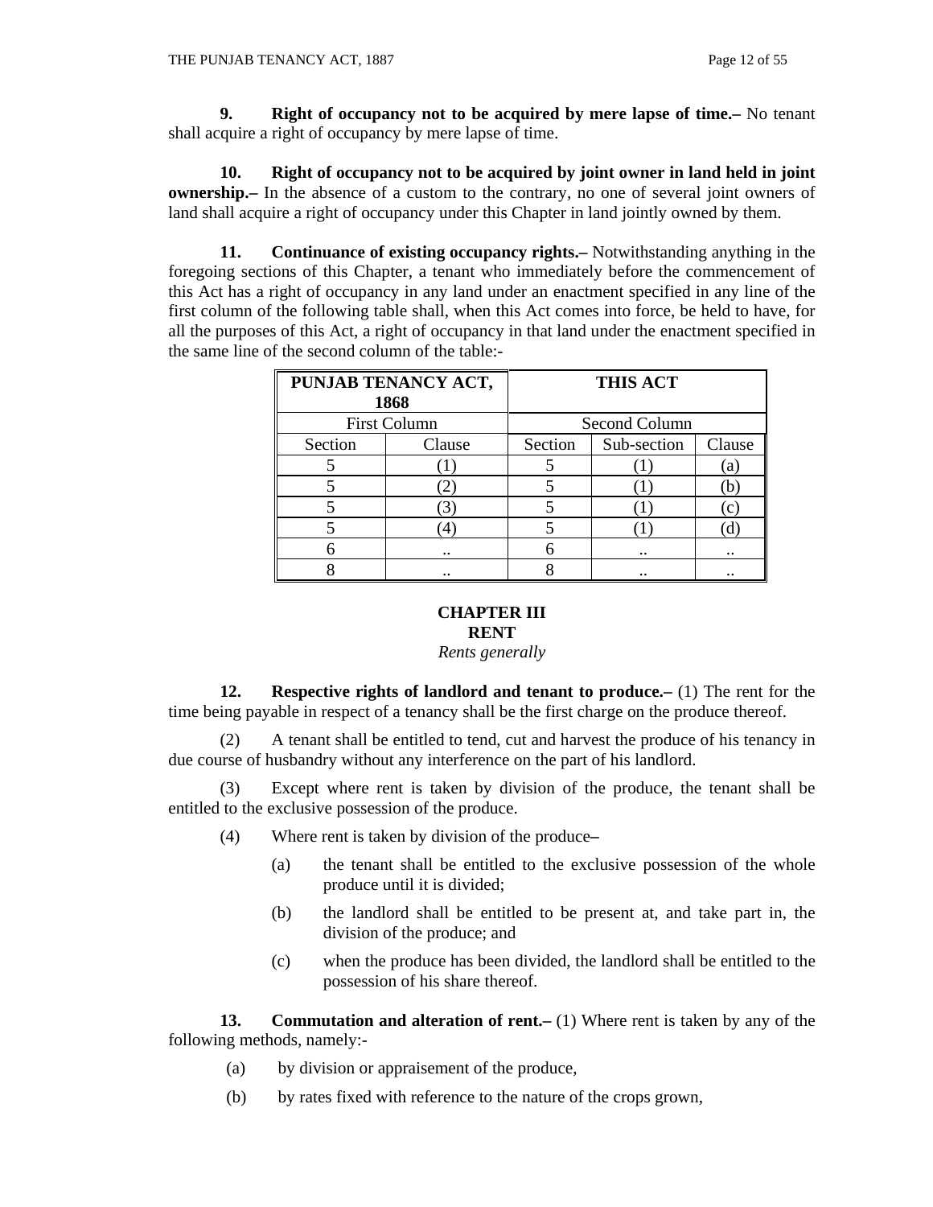**9. Right of occupancy not to be acquired by mere lapse of time.–** No tenant shall acquire a right of occupancy by mere lapse of time.

**10. Right of occupancy not to be acquired by joint owner in land held in joint ownership.–** In the absence of a custom to the contrary, no one of several joint owners of land shall acquire a right of occupancy under this Chapter in land jointly owned by them.

**11. Continuance of existing occupancy rights.–** Notwithstanding anything in the foregoing sections of this Chapter, a tenant who immediately before the commencement of this Act has a right of occupancy in any land under an enactment specified in any line of the first column of the following table shall, when this Act comes into force, be held to have, for all the purposes of this Act, a right of occupancy in that land under the enactment specified in the same line of the second column of the table:-

| **PUNJAB TENANCY ACT, 1868** | | **THIS ACT** | | |
|---|---|---|---|---|
| First Column | | Second Column | | |
| Section | Clause | Section | Sub-section | Clause |
| 5 | (1) | 5 | (1) | (a) |
| 5 | (2) | 5 | (1) | (b) |
| 5 | (3) | 5 | (1) | (c) |
| 5 | (4) | 5 | (1) | (d) |
| 6 | .. | 6 | .. | .. |
| 8 | .. | 8 | .. | .. |

## CHAPTER III
## RENT

*Rents generally*

**12. Respective rights of landlord and tenant to produce.–** (1) The rent for the time being payable in respect of a tenancy shall be the first charge on the produce thereof.

(2) A tenant shall be entitled to tend, cut and harvest the produce of his tenancy in due course of husbandry without any interference on the part of his landlord.

(3) Except where rent is taken by division of the produce, the tenant shall be entitled to the exclusive possession of the produce.

(4) Where rent is taken by division of the produce–

(a) the tenant shall be entitled to the exclusive possession of the whole produce until it is divided;

(b) the landlord shall be entitled to be present at, and take part in, the division of the produce; and

(c) when the produce has been divided, the landlord shall be entitled to the possession of his share thereof.

**13. Commutation and alteration of rent.–** (1) Where rent is taken by any of the following methods, namely:-

(a) by division or appraisement of the produce,

(b) by rates fixed with reference to the nature of the crops grown,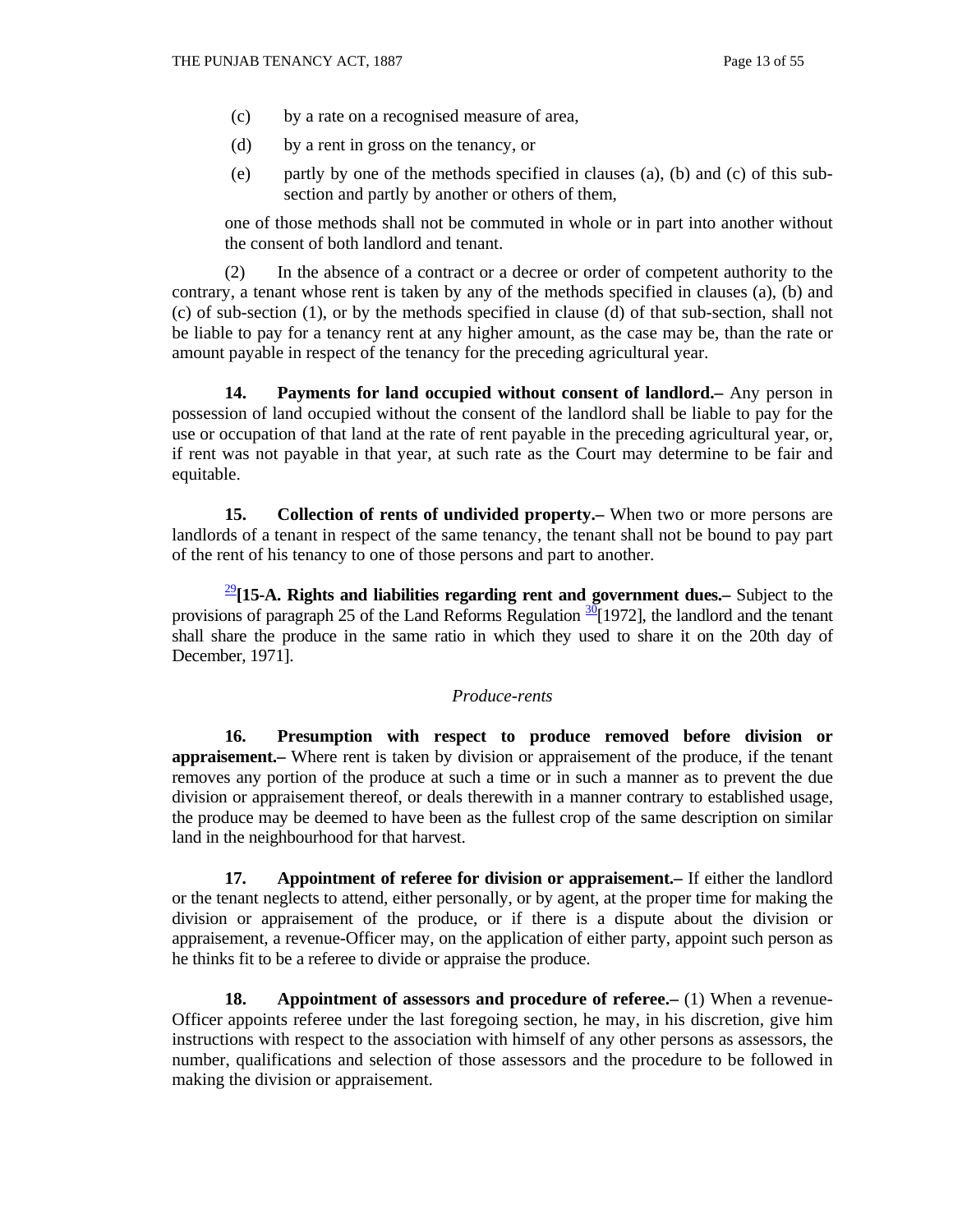(c) by a rate on a recognised measure of area,

(d) by a rent in gross on the tenancy, or

(e) partly by one of the methods specified in clauses (a), (b) and (c) of this sub-section and partly by another or others of them,

one of those methods shall not be commuted in whole or in part into another without the consent of both landlord and tenant.

(2) In the absence of a contract or a decree or order of competent authority to the contrary, a tenant whose rent is taken by any of the methods specified in clauses (a), (b) and (c) of sub-section (1), or by the methods specified in clause (d) of that sub-section, shall not be liable to pay for a tenancy rent at any higher amount, as the case may be, than the rate or amount payable in respect of the tenancy for the preceding agricultural year.

**14. Payments for land occupied without consent of landlord.–** Any person in possession of land occupied without the consent of the landlord shall be liable to pay for the use or occupation of that land at the rate of rent payable in the preceding agricultural year, or, if rent was not payable in that year, at such rate as the Court may determine to be fair and equitable.

**15. Collection of rents of undivided property.–** When two or more persons are landlords of a tenant in respect of the same tenancy, the tenant shall not be bound to pay part of the rent of his tenancy to one of those persons and part to another.

[29]**[15-A. Rights and liabilities regarding rent and government dues.–** Subject to the provisions of paragraph 25 of the Land Reforms Regulation [30][1972], the landlord and the tenant shall share the produce in the same ratio in which they used to share it on the 20th day of December, 1971].

*Produce-rents*

**16. Presumption with respect to produce removed before division or appraisement.–** Where rent is taken by division or appraisement of the produce, if the tenant removes any portion of the produce at such a time or in such a manner as to prevent the due division or appraisement thereof, or deals therewith in a manner contrary to established usage, the produce may be deemed to have been as the fullest crop of the same description on similar land in the neighbourhood for that harvest.

**17. Appointment of referee for division or appraisement.–** If either the landlord or the tenant neglects to attend, either personally, or by agent, at the proper time for making the division or appraisement of the produce, or if there is a dispute about the division or appraisement, a revenue-Officer may, on the application of either party, appoint such person as he thinks fit to be a referee to divide or appraise the produce.

**18. Appointment of assessors and procedure of referee.–** (1) When a revenue-Officer appoints referee under the last foregoing section, he may, in his discretion, give him instructions with respect to the association with himself of any other persons as assessors, the number, qualifications and selection of those assessors and the procedure to be followed in making the division or appraisement.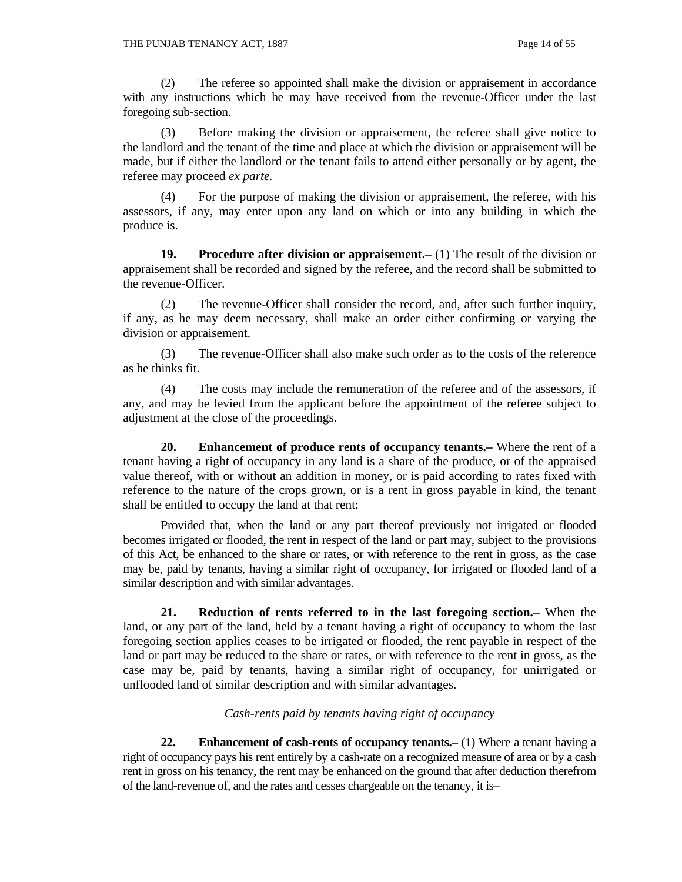(2) The referee so appointed shall make the division or appraisement in accordance with any instructions which he may have received from the revenue-Officer under the last foregoing sub-section.

(3) Before making the division or appraisement, the referee shall give notice to the landlord and the tenant of the time and place at which the division or appraisement will be made, but if either the landlord or the tenant fails to attend either personally or by agent, the referee may proceed *ex parte.*

(4) For the purpose of making the division or appraisement, the referee, with his assessors, if any, may enter upon any land on which or into any building in which the produce is.

**19. Procedure after division or appraisement.–** (1) The result of the division or appraisement shall be recorded and signed by the referee, and the record shall be submitted to the revenue-Officer.

(2) The revenue-Officer shall consider the record, and, after such further inquiry, if any, as he may deem necessary, shall make an order either confirming or varying the division or appraisement.

(3) The revenue-Officer shall also make such order as to the costs of the reference as he thinks fit.

(4) The costs may include the remuneration of the referee and of the assessors, if any, and may be levied from the applicant before the appointment of the referee subject to adjustment at the close of the proceedings.

**20. Enhancement of produce rents of occupancy tenants.–** Where the rent of a tenant having a right of occupancy in any land is a share of the produce, or of the appraised value thereof, with or without an addition in money, or is paid according to rates fixed with reference to the nature of the crops grown, or is a rent in gross payable in kind, the tenant shall be entitled to occupy the land at that rent:

Provided that, when the land or any part thereof previously not irrigated or flooded becomes irrigated or flooded, the rent in respect of the land or part may, subject to the provisions of this Act, be enhanced to the share or rates, or with reference to the rent in gross, as the case may be, paid by tenants, having a similar right of occupancy, for irrigated or flooded land of a similar description and with similar advantages.

**21. Reduction of rents referred to in the last foregoing section.–** When the land, or any part of the land, held by a tenant having a right of occupancy to whom the last foregoing section applies ceases to be irrigated or flooded, the rent payable in respect of the land or part may be reduced to the share or rates, or with reference to the rent in gross, as the case may be, paid by tenants, having a similar right of occupancy, for unirrigated or unflooded land of similar description and with similar advantages.

*Cash-rents paid by tenants having right of occupancy*

**22. Enhancement of cash-rents of occupancy tenants.–** (1) Where a tenant having a right of occupancy pays his rent entirely by a cash-rate on a recognized measure of area or by a cash rent in gross on his tenancy, the rent may be enhanced on the ground that after deduction therefrom of the land-revenue of, and the rates and cesses chargeable on the tenancy, it is–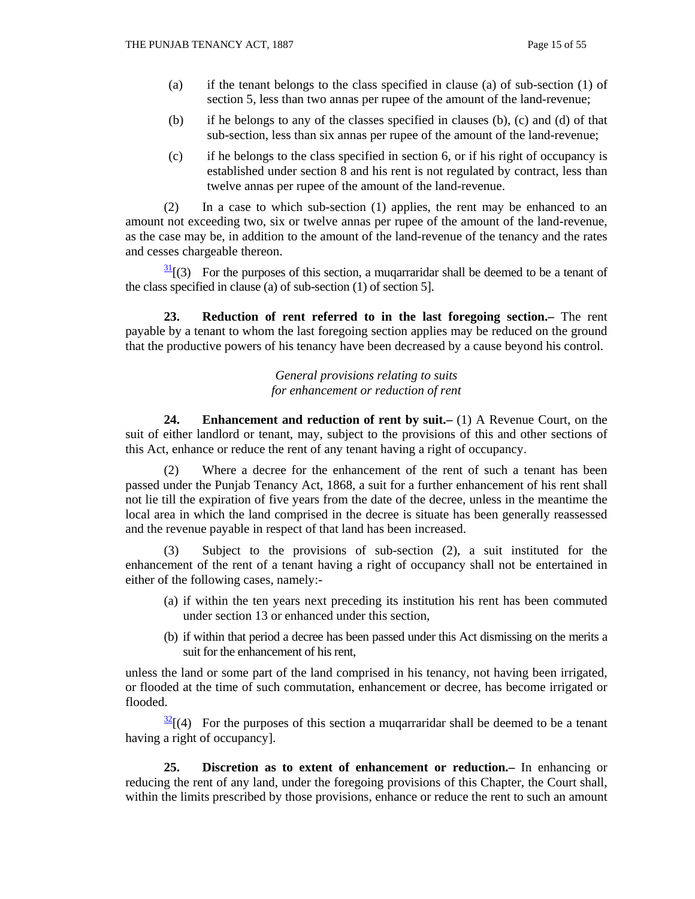(a) if the tenant belongs to the class specified in clause (a) of sub-section (1) of section 5, less than two annas per rupee of the amount of the land-revenue;

(b) if he belongs to any of the classes specified in clauses (b), (c) and (d) of that sub-section, less than six annas per rupee of the amount of the land-revenue;

(c) if he belongs to the class specified in section 6, or if his right of occupancy is established under section 8 and his rent is not regulated by contract, less than twelve annas per rupee of the amount of the land-revenue.

(2) In a case to which sub-section (1) applies, the rent may be enhanced to an amount not exceeding two, six or twelve annas per rupee of the amount of the land-revenue, as the case may be, in addition to the amount of the land-revenue of the tenancy and the rates and cesses chargeable thereon.

[31][(3) For the purposes of this section, a muqarraridar shall be deemed to be a tenant of the class specified in clause (a) of sub-section (1) of section 5].

**23. Reduction of rent referred to in the last foregoing section.–** The rent payable by a tenant to whom the last foregoing section applies may be reduced on the ground that the productive powers of his tenancy have been decreased by a cause beyond his control.

*General provisions relating to suits for enhancement or reduction of rent*

**24. Enhancement and reduction of rent by suit.–** (1) A Revenue Court, on the suit of either landlord or tenant, may, subject to the provisions of this and other sections of this Act, enhance or reduce the rent of any tenant having a right of occupancy.

(2) Where a decree for the enhancement of the rent of such a tenant has been passed under the Punjab Tenancy Act, 1868, a suit for a further enhancement of his rent shall not lie till the expiration of five years from the date of the decree, unless in the meantime the local area in which the land comprised in the decree is situate has been generally reassessed and the revenue payable in respect of that land has been increased.

(3) Subject to the provisions of sub-section (2), a suit instituted for the enhancement of the rent of a tenant having a right of occupancy shall not be entertained in either of the following cases, namely:-

(a) if within the ten years next preceding its institution his rent has been commuted under section 13 or enhanced under this section,

(b) if within that period a decree has been passed under this Act dismissing on the merits a suit for the enhancement of his rent,

unless the land or some part of the land comprised in his tenancy, not having been irrigated, or flooded at the time of such commutation, enhancement or decree, has become irrigated or flooded.

[32][(4) For the purposes of this section a muqarraridar shall be deemed to be a tenant having a right of occupancy].

**25. Discretion as to extent of enhancement or reduction.–** In enhancing or reducing the rent of any land, under the foregoing provisions of this Chapter, the Court shall, within the limits prescribed by those provisions, enhance or reduce the rent to such an amount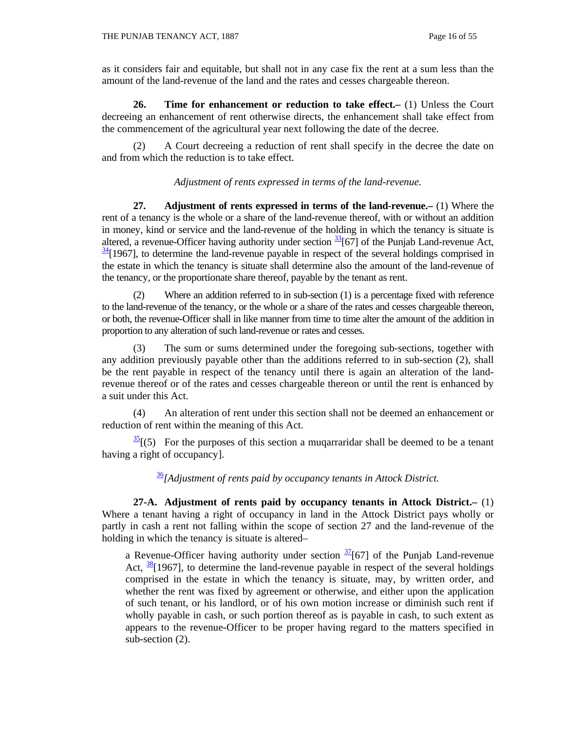as it considers fair and equitable, but shall not in any case fix the rent at a sum less than the amount of the land-revenue of the land and the rates and cesses chargeable thereon.

**26. Time for enhancement or reduction to take effect.–** (1) Unless the Court decreeing an enhancement of rent otherwise directs, the enhancement shall take effect from the commencement of the agricultural year next following the date of the decree.

(2) A Court decreeing a reduction of rent shall specify in the decree the date on and from which the reduction is to take effect.

*Adjustment of rents expressed in terms of the land-revenue.*

**27. Adjustment of rents expressed in terms of the land-revenue.–** (1) Where the rent of a tenancy is the whole or a share of the land-revenue thereof, with or without an addition in money, kind or service and the land-revenue of the holding in which the tenancy is situate is altered, a revenue-Officer having authority under section [33][67] of the Punjab Land-revenue Act, [34][1967], to determine the land-revenue payable in respect of the several holdings comprised in the estate in which the tenancy is situate shall determine also the amount of the land-revenue of the tenancy, or the proportionate share thereof, payable by the tenant as rent.

(2) Where an addition referred to in sub-section (1) is a percentage fixed with reference to the land-revenue of the tenancy, or the whole or a share of the rates and cesses chargeable thereon, or both, the revenue-Officer shall in like manner from time to time alter the amount of the addition in proportion to any alteration of such land-revenue or rates and cesses.

(3) The sum or sums determined under the foregoing sub-sections, together with any addition previously payable other than the additions referred to in sub-section (2), shall be the rent payable in respect of the tenancy until there is again an alteration of the land-revenue thereof or of the rates and cesses chargeable thereon or until the rent is enhanced by a suit under this Act.

(4) An alteration of rent under this section shall not be deemed an enhancement or reduction of rent within the meaning of this Act.

[35][(5) For the purposes of this section a muqarraridar shall be deemed to be a tenant having a right of occupancy].

[36]*[Adjustment of rents paid by occupancy tenants in Attock District.*

**27-A. Adjustment of rents paid by occupancy tenants in Attock District.–** (1) Where a tenant having a right of occupancy in land in the Attock District pays wholly or partly in cash a rent not falling within the scope of section 27 and the land-revenue of the holding in which the tenancy is situate is altered–

> a Revenue-Officer having authority under section [37][67] of the Punjab Land-revenue Act, [38][1967], to determine the land-revenue payable in respect of the several holdings comprised in the estate in which the tenancy is situate, may, by written order, and whether the rent was fixed by agreement or otherwise, and either upon the application of such tenant, or his landlord, or of his own motion increase or diminish such rent if wholly payable in cash, or such portion thereof as is payable in cash, to such extent as appears to the revenue-Officer to be proper having regard to the matters specified in sub-section (2).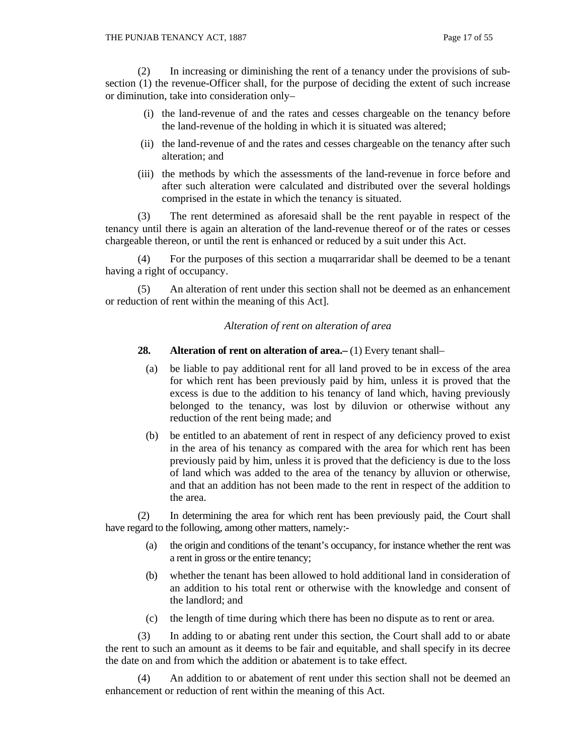(2) In increasing or diminishing the rent of a tenancy under the provisions of sub-section (1) the revenue-Officer shall, for the purpose of deciding the extent of such increase or diminution, take into consideration only–

(i) the land-revenue of and the rates and cesses chargeable on the tenancy before the land-revenue of the holding in which it is situated was altered;

(ii) the land-revenue of and the rates and cesses chargeable on the tenancy after such alteration; and

(iii) the methods by which the assessments of the land-revenue in force before and after such alteration were calculated and distributed over the several holdings comprised in the estate in which the tenancy is situated.

(3) The rent determined as aforesaid shall be the rent payable in respect of the tenancy until there is again an alteration of the land-revenue thereof or of the rates or cesses chargeable thereon, or until the rent is enhanced or reduced by a suit under this Act.

(4) For the purposes of this section a muqarraridar shall be deemed to be a tenant having a right of occupancy.

(5) An alteration of rent under this section shall not be deemed as an enhancement or reduction of rent within the meaning of this Act].

*Alteration of rent on alteration of area*

**28. Alteration of rent on alteration of area.–** (1) Every tenant shall–

(a) be liable to pay additional rent for all land proved to be in excess of the area for which rent has been previously paid by him, unless it is proved that the excess is due to the addition to his tenancy of land which, having previously belonged to the tenancy, was lost by diluvion or otherwise without any reduction of the rent being made; and

(b) be entitled to an abatement of rent in respect of any deficiency proved to exist in the area of his tenancy as compared with the area for which rent has been previously paid by him, unless it is proved that the deficiency is due to the loss of land which was added to the area of the tenancy by alluvion or otherwise, and that an addition has not been made to the rent in respect of the addition to the area.

(2) In determining the area for which rent has been previously paid, the Court shall have regard to the following, among other matters, namely:-

(a) the origin and conditions of the tenant's occupancy, for instance whether the rent was a rent in gross or the entire tenancy;

(b) whether the tenant has been allowed to hold additional land in consideration of an addition to his total rent or otherwise with the knowledge and consent of the landlord; and

(c) the length of time during which there has been no dispute as to rent or area.

(3) In adding to or abating rent under this section, the Court shall add to or abate the rent to such an amount as it deems to be fair and equitable, and shall specify in its decree the date on and from which the addition or abatement is to take effect.

(4) An addition to or abatement of rent under this section shall not be deemed an enhancement or reduction of rent within the meaning of this Act.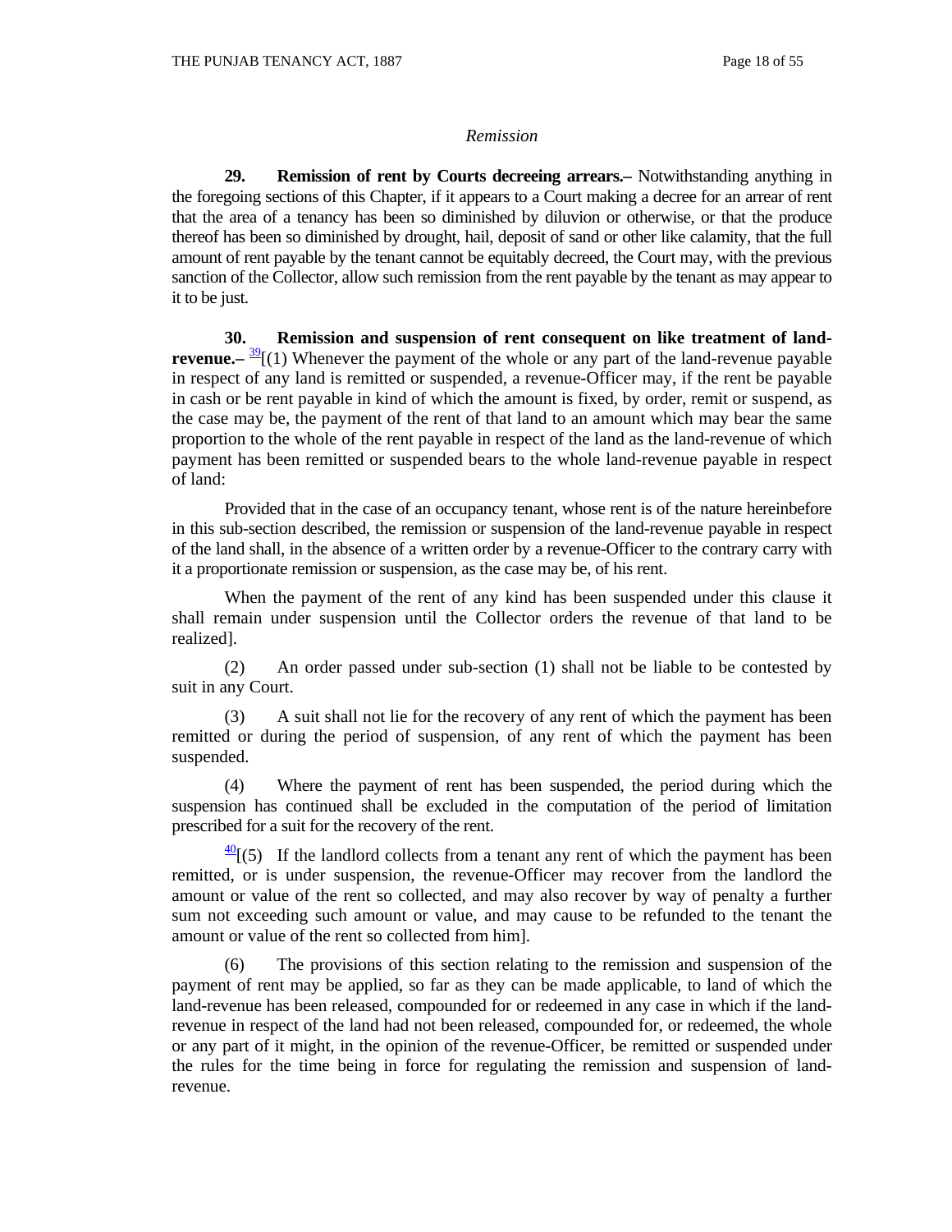*Remission*

**29. Remission of rent by Courts decreeing arrears.–** Notwithstanding anything in the foregoing sections of this Chapter, if it appears to a Court making a decree for an arrear of rent that the area of a tenancy has been so diminished by diluvion or otherwise, or that the produce thereof has been so diminished by drought, hail, deposit of sand or other like calamity, that the full amount of rent payable by the tenant cannot be equitably decreed, the Court may, with the previous sanction of the Collector, allow such remission from the rent payable by the tenant as may appear to it to be just.

**30. Remission and suspension of rent consequent on like treatment of land-revenue.–** [39][(1) Whenever the payment of the whole or any part of the land-revenue payable in respect of any land is remitted or suspended, a revenue-Officer may, if the rent be payable in cash or be rent payable in kind of which the amount is fixed, by order, remit or suspend, as the case may be, the payment of the rent of that land to an amount which may bear the same proportion to the whole of the rent payable in respect of the land as the land-revenue of which payment has been remitted or suspended bears to the whole land-revenue payable in respect of land:

Provided that in the case of an occupancy tenant, whose rent is of the nature hereinbefore in this sub-section described, the remission or suspension of the land-revenue payable in respect of the land shall, in the absence of a written order by a revenue-Officer to the contrary carry with it a proportionate remission or suspension, as the case may be, of his rent.

When the payment of the rent of any kind has been suspended under this clause it shall remain under suspension until the Collector orders the revenue of that land to be realized].

(2) An order passed under sub-section (1) shall not be liable to be contested by suit in any Court.

(3) A suit shall not lie for the recovery of any rent of which the payment has been remitted or during the period of suspension, of any rent of which the payment has been suspended.

(4) Where the payment of rent has been suspended, the period during which the suspension has continued shall be excluded in the computation of the period of limitation prescribed for a suit for the recovery of the rent.

[40][(5) If the landlord collects from a tenant any rent of which the payment has been remitted, or is under suspension, the revenue-Officer may recover from the landlord the amount or value of the rent so collected, and may also recover by way of penalty a further sum not exceeding such amount or value, and may cause to be refunded to the tenant the amount or value of the rent so collected from him].

(6) The provisions of this section relating to the remission and suspension of the payment of rent may be applied, so far as they can be made applicable, to land of which the land-revenue has been released, compounded for or redeemed in any case in which if the land-revenue in respect of the land had not been released, compounded for, or redeemed, the whole or any part of it might, in the opinion of the revenue-Officer, be remitted or suspended under the rules for the time being in force for regulating the remission and suspension of land-revenue.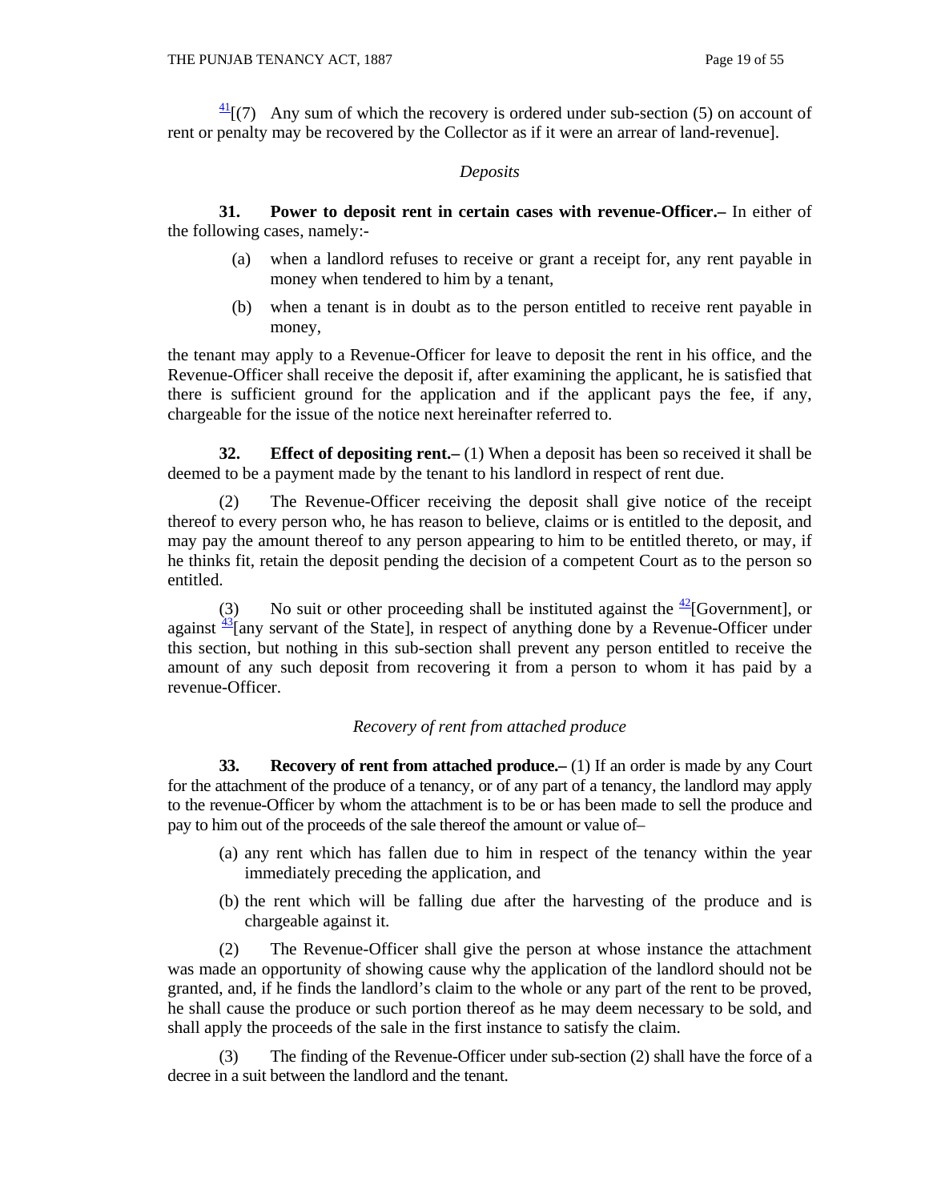[41][(7) Any sum of which the recovery is ordered under sub-section (5) on account of rent or penalty may be recovered by the Collector as if it were an arrear of land-revenue].

*Deposits*

**31. Power to deposit rent in certain cases with revenue-Officer.–** In either of the following cases, namely:-

(a) when a landlord refuses to receive or grant a receipt for, any rent payable in money when tendered to him by a tenant,

(b) when a tenant is in doubt as to the person entitled to receive rent payable in money,

the tenant may apply to a Revenue-Officer for leave to deposit the rent in his office, and the Revenue-Officer shall receive the deposit if, after examining the applicant, he is satisfied that there is sufficient ground for the application and if the applicant pays the fee, if any, chargeable for the issue of the notice next hereinafter referred to.

**32. Effect of depositing rent.–** (1) When a deposit has been so received it shall be deemed to be a payment made by the tenant to his landlord in respect of rent due.

(2) The Revenue-Officer receiving the deposit shall give notice of the receipt thereof to every person who, he has reason to believe, claims or is entitled to the deposit, and may pay the amount thereof to any person appearing to him to be entitled thereto, or may, if he thinks fit, retain the deposit pending the decision of a competent Court as to the person so entitled.

(3) No suit or other proceeding shall be instituted against the [42][Government], or against [43][any servant of the State], in respect of anything done by a Revenue-Officer under this section, but nothing in this sub-section shall prevent any person entitled to receive the amount of any such deposit from recovering it from a person to whom it has paid by a revenue-Officer.

*Recovery of rent from attached produce*

**33. Recovery of rent from attached produce.–** (1) If an order is made by any Court for the attachment of the produce of a tenancy, or of any part of a tenancy, the landlord may apply to the revenue-Officer by whom the attachment is to be or has been made to sell the produce and pay to him out of the proceeds of the sale thereof the amount or value of–

(a) any rent which has fallen due to him in respect of the tenancy within the year immediately preceding the application, and

(b) the rent which will be falling due after the harvesting of the produce and is chargeable against it.

(2) The Revenue-Officer shall give the person at whose instance the attachment was made an opportunity of showing cause why the application of the landlord should not be granted, and, if he finds the landlord's claim to the whole or any part of the rent to be proved, he shall cause the produce or such portion thereof as he may deem necessary to be sold, and shall apply the proceeds of the sale in the first instance to satisfy the claim.

(3) The finding of the Revenue-Officer under sub-section (2) shall have the force of a decree in a suit between the landlord and the tenant.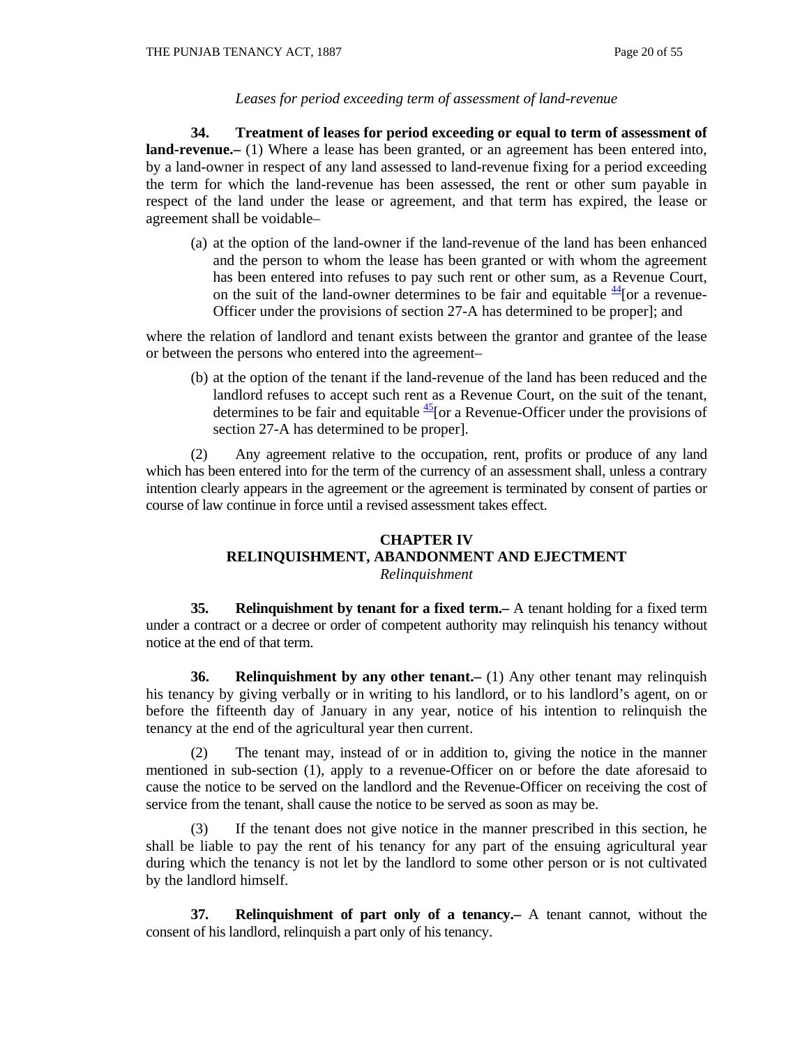*Leases for period exceeding term of assessment of land-revenue*

**34. Treatment of leases for period exceeding or equal to term of assessment of land-revenue.–** (1) Where a lease has been granted, or an agreement has been entered into, by a land-owner in respect of any land assessed to land-revenue fixing for a period exceeding the term for which the land-revenue has been assessed, the rent or other sum payable in respect of the land under the lease or agreement, and that term has expired, the lease or agreement shall be voidable–

(a) at the option of the land-owner if the land-revenue of the land has been enhanced and the person to whom the lease has been granted or with whom the agreement has been entered into refuses to pay such rent or other sum, as a Revenue Court, on the suit of the land-owner determines to be fair and equitable [44][or a revenue-Officer under the provisions of section 27-A has determined to be proper]; and

where the relation of landlord and tenant exists between the grantor and grantee of the lease or between the persons who entered into the agreement–

(b) at the option of the tenant if the land-revenue of the land has been reduced and the landlord refuses to accept such rent as a Revenue Court, on the suit of the tenant, determines to be fair and equitable [45][or a Revenue-Officer under the provisions of section 27-A has determined to be proper].

(2) Any agreement relative to the occupation, rent, profits or produce of any land which has been entered into for the term of the currency of an assessment shall, unless a contrary intention clearly appears in the agreement or the agreement is terminated by consent of parties or course of law continue in force until a revised assessment takes effect.

## CHAPTER IV
## RELINQUISHMENT, ABANDONMENT AND EJECTMENT

*Relinquishment*

**35. Relinquishment by tenant for a fixed term.–** A tenant holding for a fixed term under a contract or a decree or order of competent authority may relinquish his tenancy without notice at the end of that term.

**36. Relinquishment by any other tenant.–** (1) Any other tenant may relinquish his tenancy by giving verbally or in writing to his landlord, or to his landlord's agent, on or before the fifteenth day of January in any year, notice of his intention to relinquish the tenancy at the end of the agricultural year then current.

(2) The tenant may, instead of or in addition to, giving the notice in the manner mentioned in sub-section (1), apply to a revenue-Officer on or before the date aforesaid to cause the notice to be served on the landlord and the Revenue-Officer on receiving the cost of service from the tenant, shall cause the notice to be served as soon as may be.

(3) If the tenant does not give notice in the manner prescribed in this section, he shall be liable to pay the rent of his tenancy for any part of the ensuing agricultural year during which the tenancy is not let by the landlord to some other person or is not cultivated by the landlord himself.

**37. Relinquishment of part only of a tenancy.–** A tenant cannot, without the consent of his landlord, relinquish a part only of his tenancy.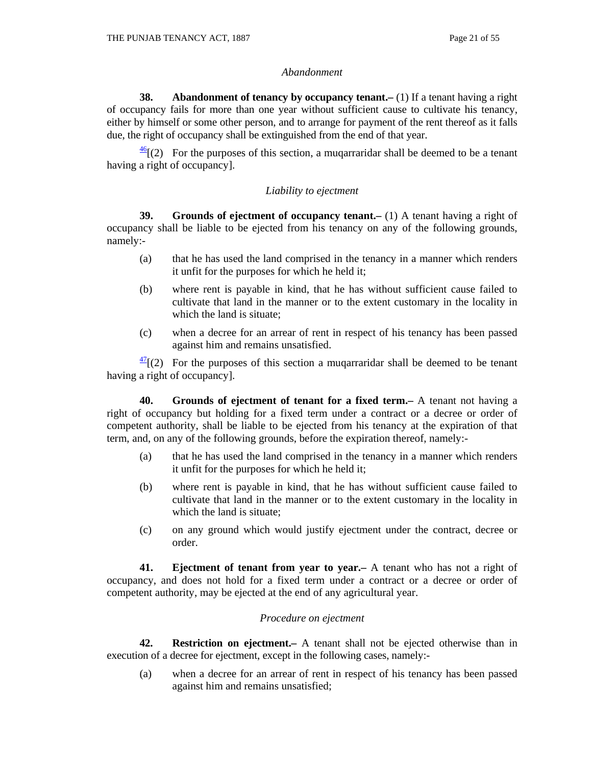*Abandonment*

**38. Abandonment of tenancy by occupancy tenant.–** (1) If a tenant having a right of occupancy fails for more than one year without sufficient cause to cultivate his tenancy, either by himself or some other person, and to arrange for payment of the rent thereof as it falls due, the right of occupancy shall be extinguished from the end of that year.

[46][(2) For the purposes of this section, a muqarraridar shall be deemed to be a tenant having a right of occupancy].

*Liability to ejectment*

**39. Grounds of ejectment of occupancy tenant.–** (1) A tenant having a right of occupancy shall be liable to be ejected from his tenancy on any of the following grounds, namely:-

(a) that he has used the land comprised in the tenancy in a manner which renders it unfit for the purposes for which he held it;

(b) where rent is payable in kind, that he has without sufficient cause failed to cultivate that land in the manner or to the extent customary in the locality in which the land is situate;

(c) when a decree for an arrear of rent in respect of his tenancy has been passed against him and remains unsatisfied.

[47][(2) For the purposes of this section a muqarraridar shall be deemed to be tenant having a right of occupancy].

**40. Grounds of ejectment of tenant for a fixed term.–** A tenant not having a right of occupancy but holding for a fixed term under a contract or a decree or order of competent authority, shall be liable to be ejected from his tenancy at the expiration of that term, and, on any of the following grounds, before the expiration thereof, namely:-

(a) that he has used the land comprised in the tenancy in a manner which renders it unfit for the purposes for which he held it;

(b) where rent is payable in kind, that he has without sufficient cause failed to cultivate that land in the manner or to the extent customary in the locality in which the land is situate;

(c) on any ground which would justify ejectment under the contract, decree or order.

**41. Ejectment of tenant from year to year.–** A tenant who has not a right of occupancy, and does not hold for a fixed term under a contract or a decree or order of competent authority, may be ejected at the end of any agricultural year.

*Procedure on ejectment*

**42. Restriction on ejectment.–** A tenant shall not be ejected otherwise than in execution of a decree for ejectment, except in the following cases, namely:-

(a) when a decree for an arrear of rent in respect of his tenancy has been passed against him and remains unsatisfied;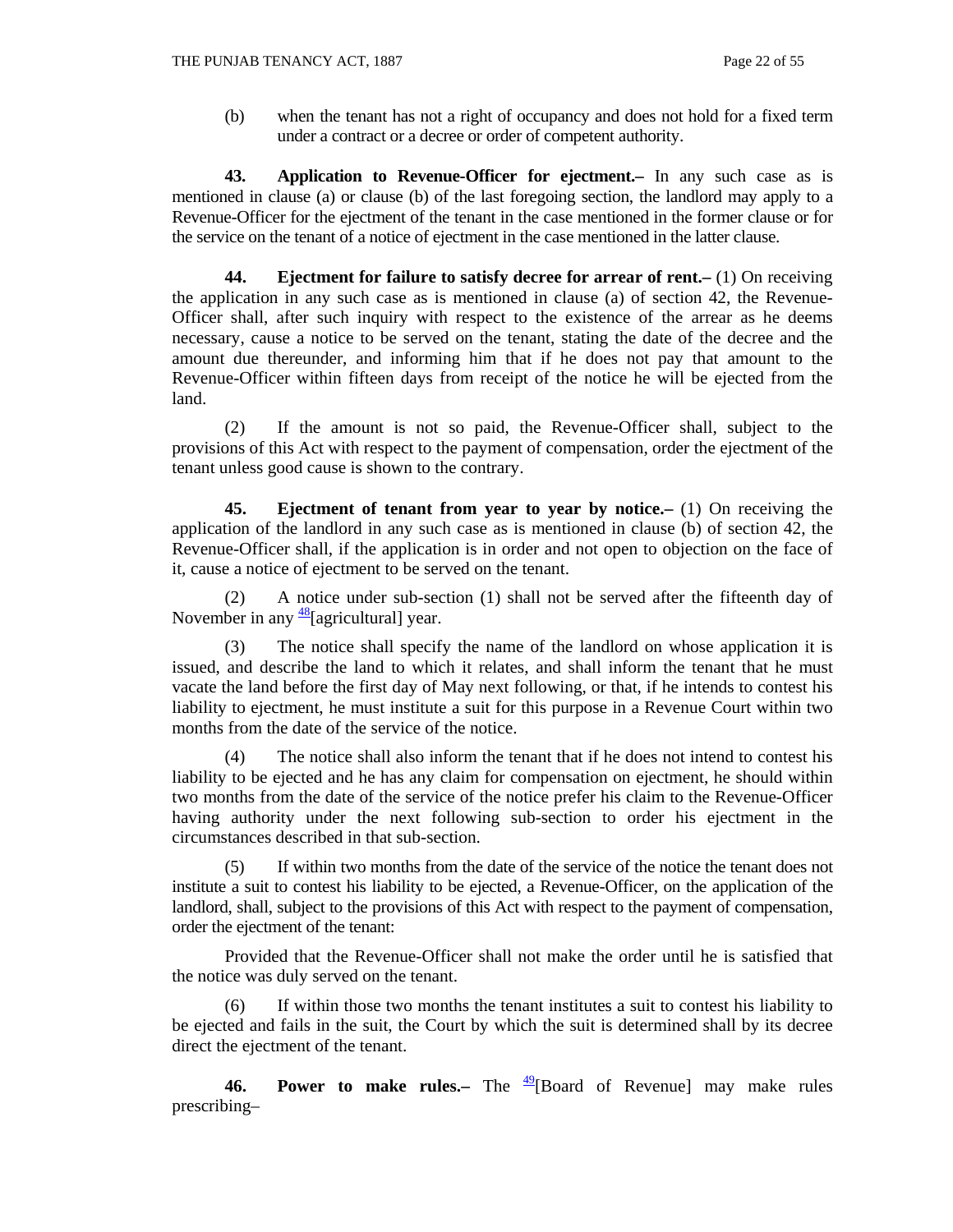(b) when the tenant has not a right of occupancy and does not hold for a fixed term under a contract or a decree or order of competent authority.

**43. Application to Revenue-Officer for ejectment.–** In any such case as is mentioned in clause (a) or clause (b) of the last foregoing section, the landlord may apply to a Revenue-Officer for the ejectment of the tenant in the case mentioned in the former clause or for the service on the tenant of a notice of ejectment in the case mentioned in the latter clause.

**44. Ejectment for failure to satisfy decree for arrear of rent.–** (1) On receiving the application in any such case as is mentioned in clause (a) of section 42, the Revenue-Officer shall, after such inquiry with respect to the existence of the arrear as he deems necessary, cause a notice to be served on the tenant, stating the date of the decree and the amount due thereunder, and informing him that if he does not pay that amount to the Revenue-Officer within fifteen days from receipt of the notice he will be ejected from the land.

(2) If the amount is not so paid, the Revenue-Officer shall, subject to the provisions of this Act with respect to the payment of compensation, order the ejectment of the tenant unless good cause is shown to the contrary.

**45. Ejectment of tenant from year to year by notice.–** (1) On receiving the application of the landlord in any such case as is mentioned in clause (b) of section 42, the Revenue-Officer shall, if the application is in order and not open to objection on the face of it, cause a notice of ejectment to be served on the tenant.

(2) A notice under sub-section (1) shall not be served after the fifteenth day of November in any [48][agricultural] year.

(3) The notice shall specify the name of the landlord on whose application it is issued, and describe the land to which it relates, and shall inform the tenant that he must vacate the land before the first day of May next following, or that, if he intends to contest his liability to ejectment, he must institute a suit for this purpose in a Revenue Court within two months from the date of the service of the notice.

(4) The notice shall also inform the tenant that if he does not intend to contest his liability to be ejected and he has any claim for compensation on ejectment, he should within two months from the date of the service of the notice prefer his claim to the Revenue-Officer having authority under the next following sub-section to order his ejectment in the circumstances described in that sub-section.

(5) If within two months from the date of the service of the notice the tenant does not institute a suit to contest his liability to be ejected, a Revenue-Officer, on the application of the landlord, shall, subject to the provisions of this Act with respect to the payment of compensation, order the ejectment of the tenant:

Provided that the Revenue-Officer shall not make the order until he is satisfied that the notice was duly served on the tenant.

(6) If within those two months the tenant institutes a suit to contest his liability to be ejected and fails in the suit, the Court by which the suit is determined shall by its decree direct the ejectment of the tenant.

**46. Power to make rules.–** The [49][Board of Revenue] may make rules prescribing–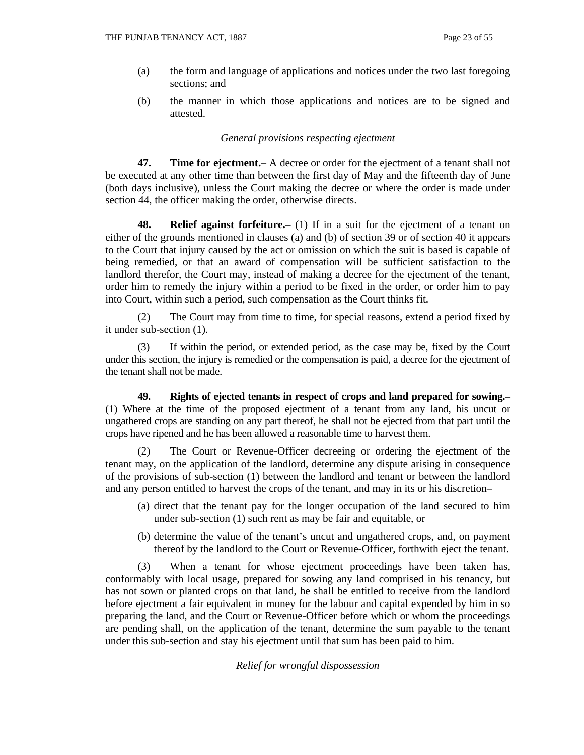(a) the form and language of applications and notices under the two last foregoing sections; and

(b) the manner in which those applications and notices are to be signed and attested.

*General provisions respecting ejectment*

**47. Time for ejectment.–** A decree or order for the ejectment of a tenant shall not be executed at any other time than between the first day of May and the fifteenth day of June (both days inclusive), unless the Court making the decree or where the order is made under section 44, the officer making the order, otherwise directs.

**48. Relief against forfeiture.–** (1) If in a suit for the ejectment of a tenant on either of the grounds mentioned in clauses (a) and (b) of section 39 or of section 40 it appears to the Court that injury caused by the act or omission on which the suit is based is capable of being remedied, or that an award of compensation will be sufficient satisfaction to the landlord therefor, the Court may, instead of making a decree for the ejectment of the tenant, order him to remedy the injury within a period to be fixed in the order, or order him to pay into Court, within such a period, such compensation as the Court thinks fit.

(2) The Court may from time to time, for special reasons, extend a period fixed by it under sub-section (1).

(3) If within the period, or extended period, as the case may be, fixed by the Court under this section, the injury is remedied or the compensation is paid, a decree for the ejectment of the tenant shall not be made.

**49. Rights of ejected tenants in respect of crops and land prepared for sowing.–** (1) Where at the time of the proposed ejectment of a tenant from any land, his uncut or ungathered crops are standing on any part thereof, he shall not be ejected from that part until the crops have ripened and he has been allowed a reasonable time to harvest them.

(2) The Court or Revenue-Officer decreeing or ordering the ejectment of the tenant may, on the application of the landlord, determine any dispute arising in consequence of the provisions of sub-section (1) between the landlord and tenant or between the landlord and any person entitled to harvest the crops of the tenant, and may in its or his discretion–

(a) direct that the tenant pay for the longer occupation of the land secured to him under sub-section (1) such rent as may be fair and equitable, or

(b) determine the value of the tenant's uncut and ungathered crops, and, on payment thereof by the landlord to the Court or Revenue-Officer, forthwith eject the tenant.

(3) When a tenant for whose ejectment proceedings have been taken has, conformably with local usage, prepared for sowing any land comprised in his tenancy, but has not sown or planted crops on that land, he shall be entitled to receive from the landlord before ejectment a fair equivalent in money for the labour and capital expended by him in so preparing the land, and the Court or Revenue-Officer before which or whom the proceedings are pending shall, on the application of the tenant, determine the sum payable to the tenant under this sub-section and stay his ejectment until that sum has been paid to him.

*Relief for wrongful dispossession*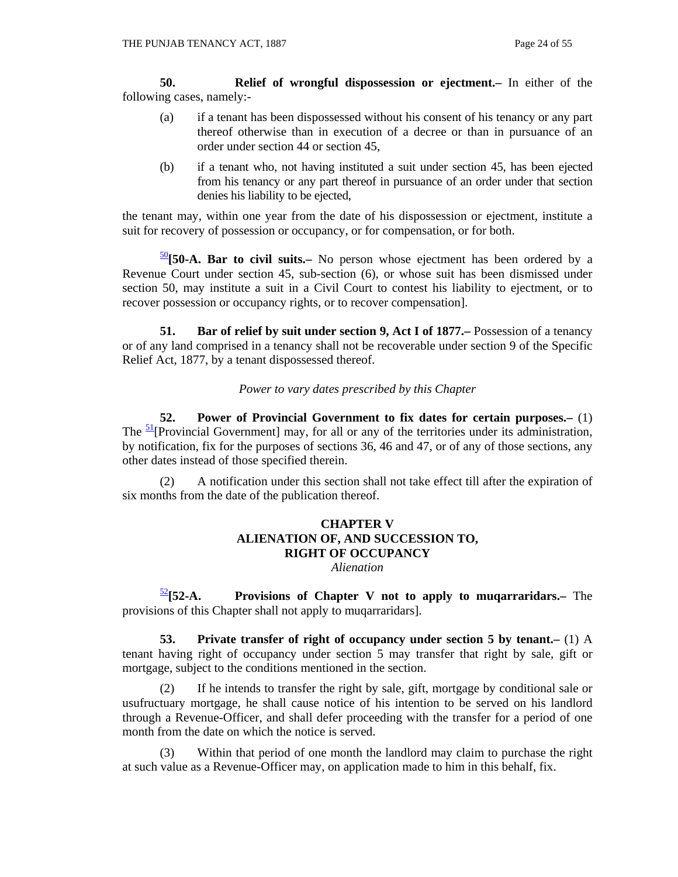**50. Relief of wrongful dispossession or ejectment.–** In either of the following cases, namely:-

(a) if a tenant has been dispossessed without his consent of his tenancy or any part thereof otherwise than in execution of a decree or than in pursuance of an order under section 44 or section 45,

(b) if a tenant who, not having instituted a suit under section 45, has been ejected from his tenancy or any part thereof in pursuance of an order under that section denies his liability to be ejected,

the tenant may, within one year from the date of his dispossession or ejectment, institute a suit for recovery of possession or occupancy, or for compensation, or for both.

[50]**[50-A. Bar to civil suits.–** No person whose ejectment has been ordered by a Revenue Court under section 45, sub-section (6), or whose suit has been dismissed under section 50, may institute a suit in a Civil Court to contest his liability to ejectment, or to recover possession or occupancy rights, or to recover compensation].

**51. Bar of relief by suit under section 9, Act I of 1877.–** Possession of a tenancy or of any land comprised in a tenancy shall not be recoverable under section 9 of the Specific Relief Act, 1877, by a tenant dispossessed thereof.

*Power to vary dates prescribed by this Chapter*

**52. Power of Provincial Government to fix dates for certain purposes.–** (1) The [51][Provincial Government] may, for all or any of the territories under its administration, by notification, fix for the purposes of sections 36, 46 and 47, or of any of those sections, any other dates instead of those specified therein.

(2) A notification under this section shall not take effect till after the expiration of six months from the date of the publication thereof.

## CHAPTER V
## ALIENATION OF, AND SUCCESSION TO, RIGHT OF OCCUPANCY

*Alienation*

[52]**[52-A. Provisions of Chapter V not to apply to muqarraridars.–** The provisions of this Chapter shall not apply to muqarraridars].

**53. Private transfer of right of occupancy under section 5 by tenant.–** (1) A tenant having right of occupancy under section 5 may transfer that right by sale, gift or mortgage, subject to the conditions mentioned in the section.

(2) If he intends to transfer the right by sale, gift, mortgage by conditional sale or usufructuary mortgage, he shall cause notice of his intention to be served on his landlord through a Revenue-Officer, and shall defer proceeding with the transfer for a period of one month from the date on which the notice is served.

(3) Within that period of one month the landlord may claim to purchase the right at such value as a Revenue-Officer may, on application made to him in this behalf, fix.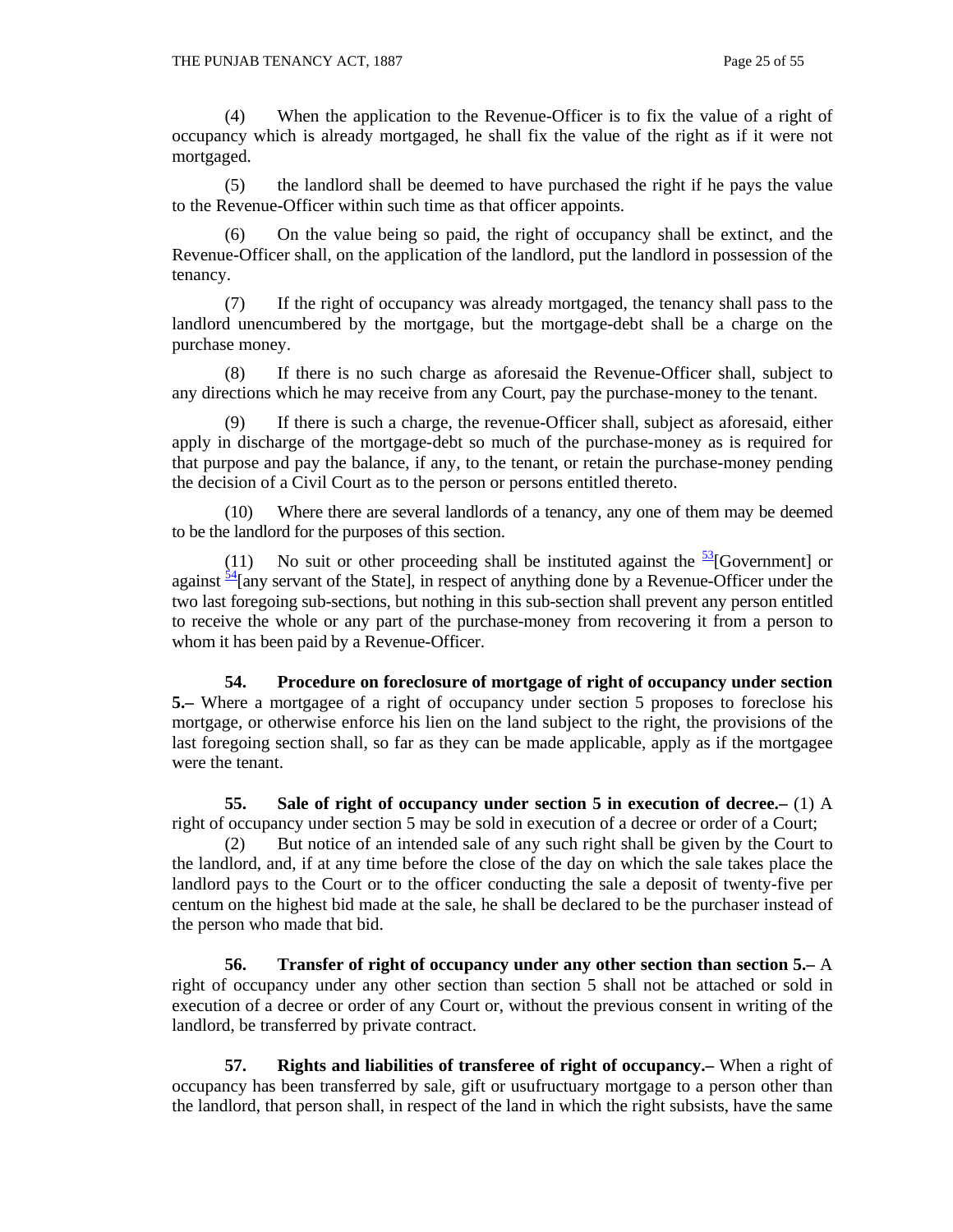(4) When the application to the Revenue-Officer is to fix the value of a right of occupancy which is already mortgaged, he shall fix the value of the right as if it were not mortgaged.

(5) the landlord shall be deemed to have purchased the right if he pays the value to the Revenue-Officer within such time as that officer appoints.

(6) On the value being so paid, the right of occupancy shall be extinct, and the Revenue-Officer shall, on the application of the landlord, put the landlord in possession of the tenancy.

(7) If the right of occupancy was already mortgaged, the tenancy shall pass to the landlord unencumbered by the mortgage, but the mortgage-debt shall be a charge on the purchase money.

(8) If there is no such charge as aforesaid the Revenue-Officer shall, subject to any directions which he may receive from any Court, pay the purchase-money to the tenant.

(9) If there is such a charge, the revenue-Officer shall, subject as aforesaid, either apply in discharge of the mortgage-debt so much of the purchase-money as is required for that purpose and pay the balance, if any, to the tenant, or retain the purchase-money pending the decision of a Civil Court as to the person or persons entitled thereto.

(10) Where there are several landlords of a tenancy, any one of them may be deemed to be the landlord for the purposes of this section.

(11) No suit or other proceeding shall be instituted against the [53][Government] or against [54][any servant of the State], in respect of anything done by a Revenue-Officer under the two last foregoing sub-sections, but nothing in this sub-section shall prevent any person entitled to receive the whole or any part of the purchase-money from recovering it from a person to whom it has been paid by a Revenue-Officer.

**54. Procedure on foreclosure of mortgage of right of occupancy under section 5.–** Where a mortgagee of a right of occupancy under section 5 proposes to foreclose his mortgage, or otherwise enforce his lien on the land subject to the right, the provisions of the last foregoing section shall, so far as they can be made applicable, apply as if the mortgagee were the tenant.

**55. Sale of right of occupancy under section 5 in execution of decree.–** (1) A right of occupancy under section 5 may be sold in execution of a decree or order of a Court;

(2) But notice of an intended sale of any such right shall be given by the Court to the landlord, and, if at any time before the close of the day on which the sale takes place the landlord pays to the Court or to the officer conducting the sale a deposit of twenty-five per centum on the highest bid made at the sale, he shall be declared to be the purchaser instead of the person who made that bid.

**56. Transfer of right of occupancy under any other section than section 5.–** A right of occupancy under any other section than section 5 shall not be attached or sold in execution of a decree or order of any Court or, without the previous consent in writing of the landlord, be transferred by private contract.

**57. Rights and liabilities of transferee of right of occupancy.–** When a right of occupancy has been transferred by sale, gift or usufructuary mortgage to a person other than the landlord, that person shall, in respect of the land in which the right subsists, have the same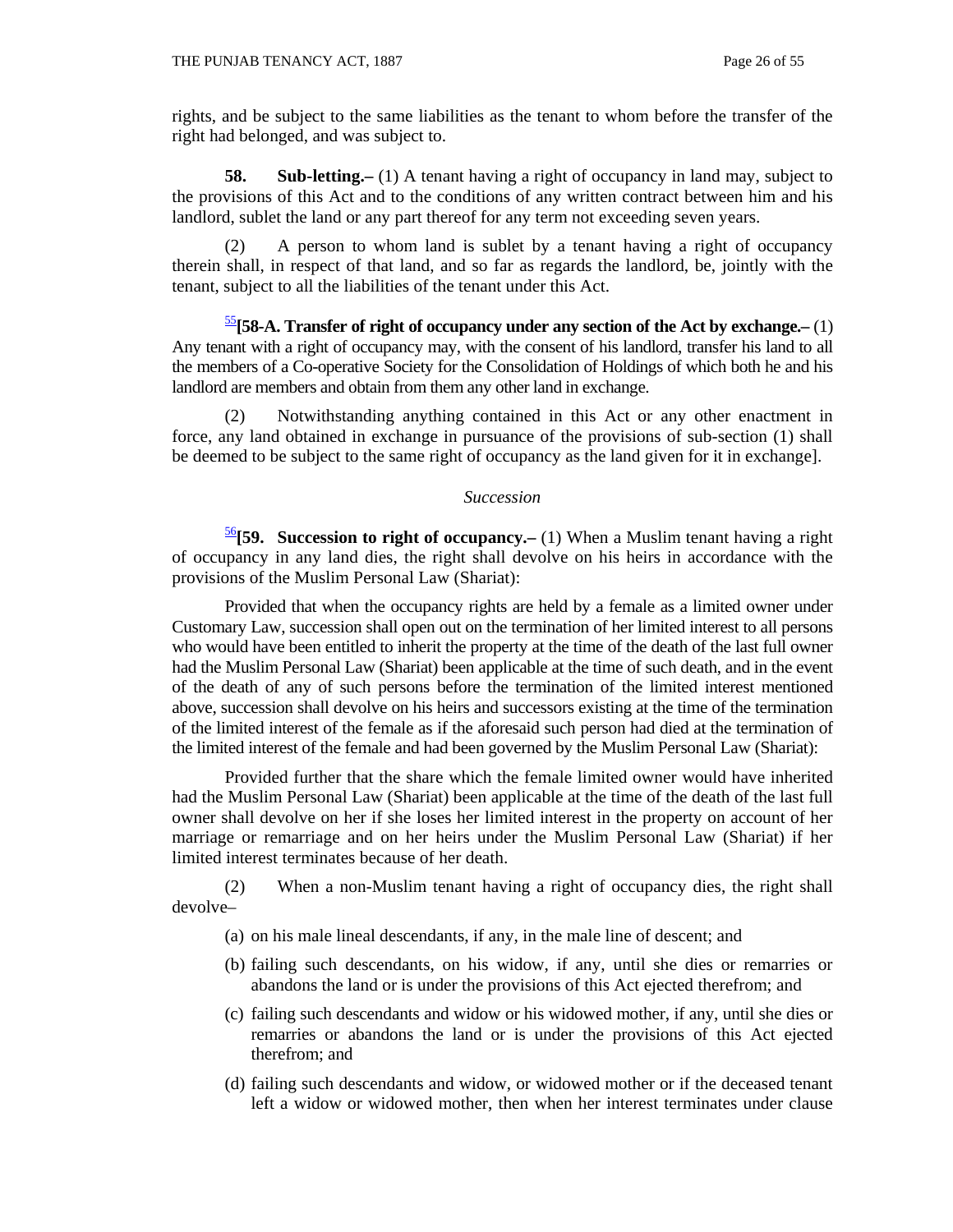rights, and be subject to the same liabilities as the tenant to whom before the transfer of the right had belonged, and was subject to.

**58. Sub-letting.–** (1) A tenant having a right of occupancy in land may, subject to the provisions of this Act and to the conditions of any written contract between him and his landlord, sublet the land or any part thereof for any term not exceeding seven years.

(2) A person to whom land is sublet by a tenant having a right of occupancy therein shall, in respect of that land, and so far as regards the landlord, be, jointly with the tenant, subject to all the liabilities of the tenant under this Act.

[55]**[58-A. Transfer of right of occupancy under any section of the Act by exchange.–** (1) Any tenant with a right of occupancy may, with the consent of his landlord, transfer his land to all the members of a Co-operative Society for the Consolidation of Holdings of which both he and his landlord are members and obtain from them any other land in exchange.

(2) Notwithstanding anything contained in this Act or any other enactment in force, any land obtained in exchange in pursuance of the provisions of sub-section (1) shall be deemed to be subject to the same right of occupancy as the land given for it in exchange].

*Succession*

[56]**[59. Succession to right of occupancy.–** (1) When a Muslim tenant having a right of occupancy in any land dies, the right shall devolve on his heirs in accordance with the provisions of the Muslim Personal Law (Shariat):

Provided that when the occupancy rights are held by a female as a limited owner under Customary Law, succession shall open out on the termination of her limited interest to all persons who would have been entitled to inherit the property at the time of the death of the last full owner had the Muslim Personal Law (Shariat) been applicable at the time of such death, and in the event of the death of any of such persons before the termination of the limited interest mentioned above, succession shall devolve on his heirs and successors existing at the time of the termination of the limited interest of the female as if the aforesaid such person had died at the termination of the limited interest of the female and had been governed by the Muslim Personal Law (Shariat):

Provided further that the share which the female limited owner would have inherited had the Muslim Personal Law (Shariat) been applicable at the time of the death of the last full owner shall devolve on her if she loses her limited interest in the property on account of her marriage or remarriage and on her heirs under the Muslim Personal Law (Shariat) if her limited interest terminates because of her death.

(2) When a non-Muslim tenant having a right of occupancy dies, the right shall devolve–

(a) on his male lineal descendants, if any, in the male line of descent; and

(b) failing such descendants, on his widow, if any, until she dies or remarries or abandons the land or is under the provisions of this Act ejected therefrom; and

(c) failing such descendants and widow or his widowed mother, if any, until she dies or remarries or abandons the land or is under the provisions of this Act ejected therefrom; and

(d) failing such descendants and widow, or widowed mother or if the deceased tenant left a widow or widowed mother, then when her interest terminates under clause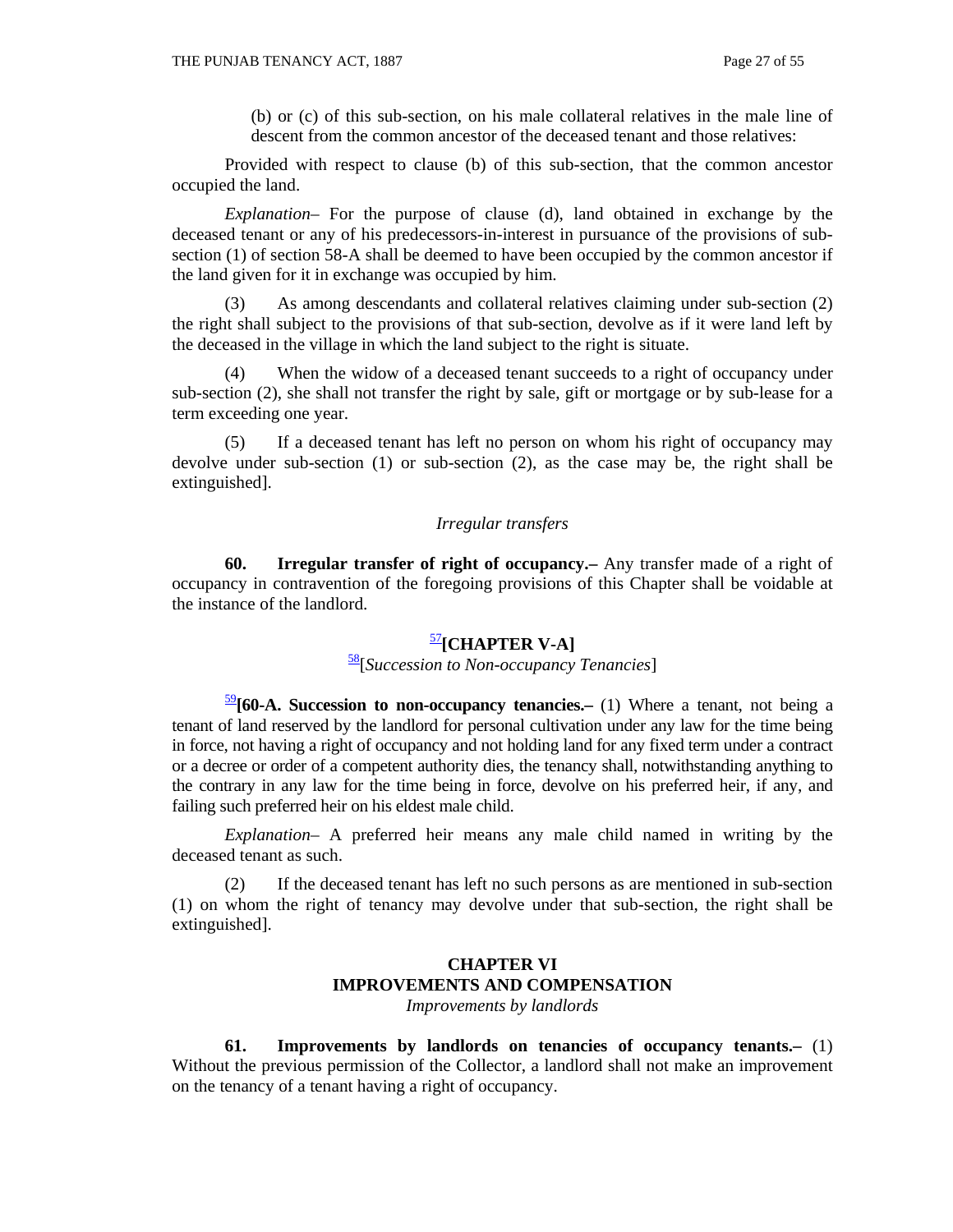(b) or (c) of this sub-section, on his male collateral relatives in the male line of descent from the common ancestor of the deceased tenant and those relatives:

Provided with respect to clause (b) of this sub-section, that the common ancestor occupied the land.

*Explanation*– For the purpose of clause (d), land obtained in exchange by the deceased tenant or any of his predecessors-in-interest in pursuance of the provisions of sub-section (1) of section 58-A shall be deemed to have been occupied by the common ancestor if the land given for it in exchange was occupied by him.

(3) As among descendants and collateral relatives claiming under sub-section (2) the right shall subject to the provisions of that sub-section, devolve as if it were land left by the deceased in the village in which the land subject to the right is situate.

(4) When the widow of a deceased tenant succeeds to a right of occupancy under sub-section (2), she shall not transfer the right by sale, gift or mortgage or by sub-lease for a term exceeding one year.

(5) If a deceased tenant has left no person on whom his right of occupancy may devolve under sub-section (1) or sub-section (2), as the case may be, the right shall be extinguished].

*Irregular transfers*

**60. Irregular transfer of right of occupancy.–** Any transfer made of a right of occupancy in contravention of the foregoing provisions of this Chapter shall be voidable at the instance of the landlord.

## [57]**[CHAPTER V-A]**

[58][*Succession to Non-occupancy Tenancies*]

[59]**[60-A. Succession to non-occupancy tenancies.–** (1) Where a tenant, not being a tenant of land reserved by the landlord for personal cultivation under any law for the time being in force, not having a right of occupancy and not holding land for any fixed term under a contract or a decree or order of a competent authority dies, the tenancy shall, notwithstanding anything to the contrary in any law for the time being in force, devolve on his preferred heir, if any, and failing such preferred heir on his eldest male child.

*Explanation*– A preferred heir means any male child named in writing by the deceased tenant as such.

(2) If the deceased tenant has left no such persons as are mentioned in sub-section (1) on whom the right of tenancy may devolve under that sub-section, the right shall be extinguished].

## CHAPTER VI
## IMPROVEMENTS AND COMPENSATION

*Improvements by landlords*

**61. Improvements by landlords on tenancies of occupancy tenants.–** (1) Without the previous permission of the Collector, a landlord shall not make an improvement on the tenancy of a tenant having a right of occupancy.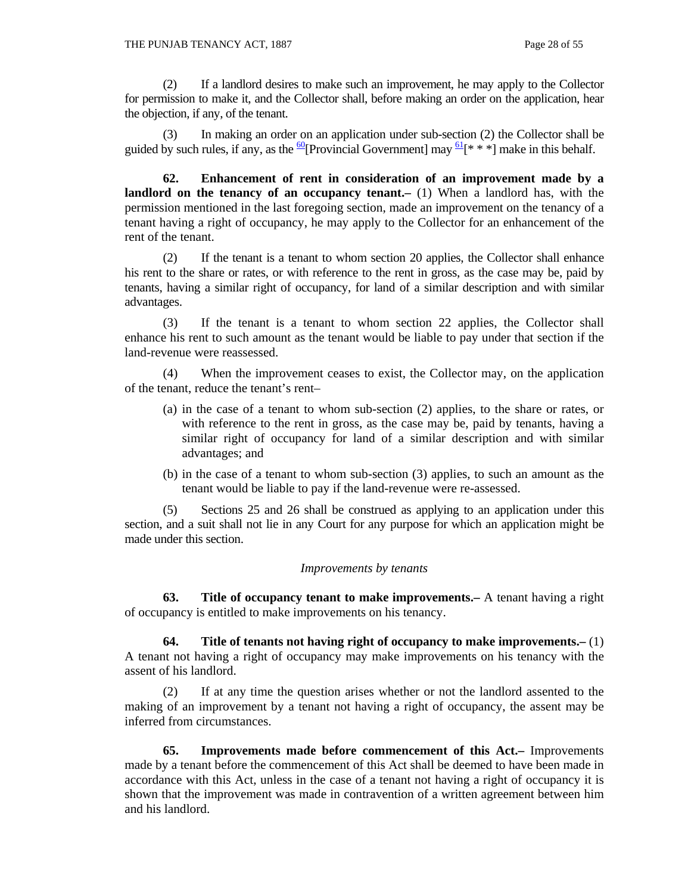(2) If a landlord desires to make such an improvement, he may apply to the Collector for permission to make it, and the Collector shall, before making an order on the application, hear the objection, if any, of the tenant.

(3) In making an order on an application under sub-section (2) the Collector shall be guided by such rules, if any, as the [60][Provincial Government] may [61][* * *] make in this behalf.

**62. Enhancement of rent in consideration of an improvement made by a landlord on the tenancy of an occupancy tenant.–** (1) When a landlord has, with the permission mentioned in the last foregoing section, made an improvement on the tenancy of a tenant having a right of occupancy, he may apply to the Collector for an enhancement of the rent of the tenant.

(2) If the tenant is a tenant to whom section 20 applies, the Collector shall enhance his rent to the share or rates, or with reference to the rent in gross, as the case may be, paid by tenants, having a similar right of occupancy, for land of a similar description and with similar advantages.

(3) If the tenant is a tenant to whom section 22 applies, the Collector shall enhance his rent to such amount as the tenant would be liable to pay under that section if the land-revenue were reassessed.

(4) When the improvement ceases to exist, the Collector may, on the application of the tenant, reduce the tenant's rent–

(a) in the case of a tenant to whom sub-section (2) applies, to the share or rates, or with reference to the rent in gross, as the case may be, paid by tenants, having a similar right of occupancy for land of a similar description and with similar advantages; and

(b) in the case of a tenant to whom sub-section (3) applies, to such an amount as the tenant would be liable to pay if the land-revenue were re-assessed.

(5) Sections 25 and 26 shall be construed as applying to an application under this section, and a suit shall not lie in any Court for any purpose for which an application might be made under this section.

*Improvements by tenants*

**63. Title of occupancy tenant to make improvements.–** A tenant having a right of occupancy is entitled to make improvements on his tenancy.

**64. Title of tenants not having right of occupancy to make improvements.–** (1) A tenant not having a right of occupancy may make improvements on his tenancy with the assent of his landlord.

(2) If at any time the question arises whether or not the landlord assented to the making of an improvement by a tenant not having a right of occupancy, the assent may be inferred from circumstances.

**65. Improvements made before commencement of this Act.–** Improvements made by a tenant before the commencement of this Act shall be deemed to have been made in accordance with this Act, unless in the case of a tenant not having a right of occupancy it is shown that the improvement was made in contravention of a written agreement between him and his landlord.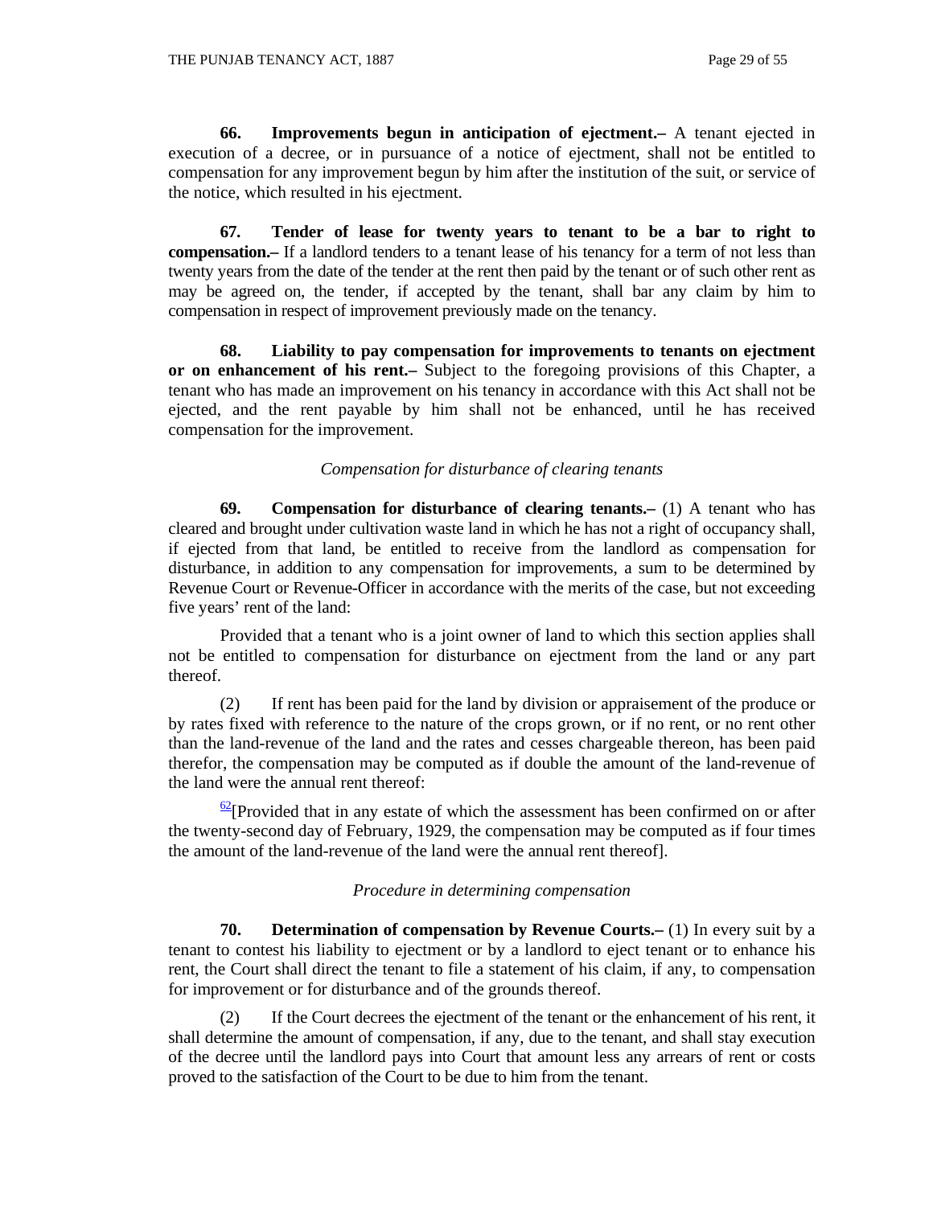**66. Improvements begun in anticipation of ejectment.–** A tenant ejected in execution of a decree, or in pursuance of a notice of ejectment, shall not be entitled to compensation for any improvement begun by him after the institution of the suit, or service of the notice, which resulted in his ejectment.

**67. Tender of lease for twenty years to tenant to be a bar to right to compensation.–** If a landlord tenders to a tenant lease of his tenancy for a term of not less than twenty years from the date of the tender at the rent then paid by the tenant or of such other rent as may be agreed on, the tender, if accepted by the tenant, shall bar any claim by him to compensation in respect of improvement previously made on the tenancy.

**68. Liability to pay compensation for improvements to tenants on ejectment or on enhancement of his rent.–** Subject to the foregoing provisions of this Chapter, a tenant who has made an improvement on his tenancy in accordance with this Act shall not be ejected, and the rent payable by him shall not be enhanced, until he has received compensation for the improvement.

*Compensation for disturbance of clearing tenants*

**69. Compensation for disturbance of clearing tenants.–** (1) A tenant who has cleared and brought under cultivation waste land in which he has not a right of occupancy shall, if ejected from that land, be entitled to receive from the landlord as compensation for disturbance, in addition to any compensation for improvements, a sum to be determined by Revenue Court or Revenue-Officer in accordance with the merits of the case, but not exceeding five years' rent of the land:

Provided that a tenant who is a joint owner of land to which this section applies shall not be entitled to compensation for disturbance on ejectment from the land or any part thereof.

(2) If rent has been paid for the land by division or appraisement of the produce or by rates fixed with reference to the nature of the crops grown, or if no rent, or no rent other than the land-revenue of the land and the rates and cesses chargeable thereon, has been paid therefor, the compensation may be computed as if double the amount of the land-revenue of the land were the annual rent thereof:

[62][Provided that in any estate of which the assessment has been confirmed on or after the twenty-second day of February, 1929, the compensation may be computed as if four times the amount of the land-revenue of the land were the annual rent thereof].

*Procedure in determining compensation*

**70. Determination of compensation by Revenue Courts.–** (1) In every suit by a tenant to contest his liability to ejectment or by a landlord to eject tenant or to enhance his rent, the Court shall direct the tenant to file a statement of his claim, if any, to compensation for improvement or for disturbance and of the grounds thereof.

(2) If the Court decrees the ejectment of the tenant or the enhancement of his rent, it shall determine the amount of compensation, if any, due to the tenant, and shall stay execution of the decree until the landlord pays into Court that amount less any arrears of rent or costs proved to the satisfaction of the Court to be due to him from the tenant.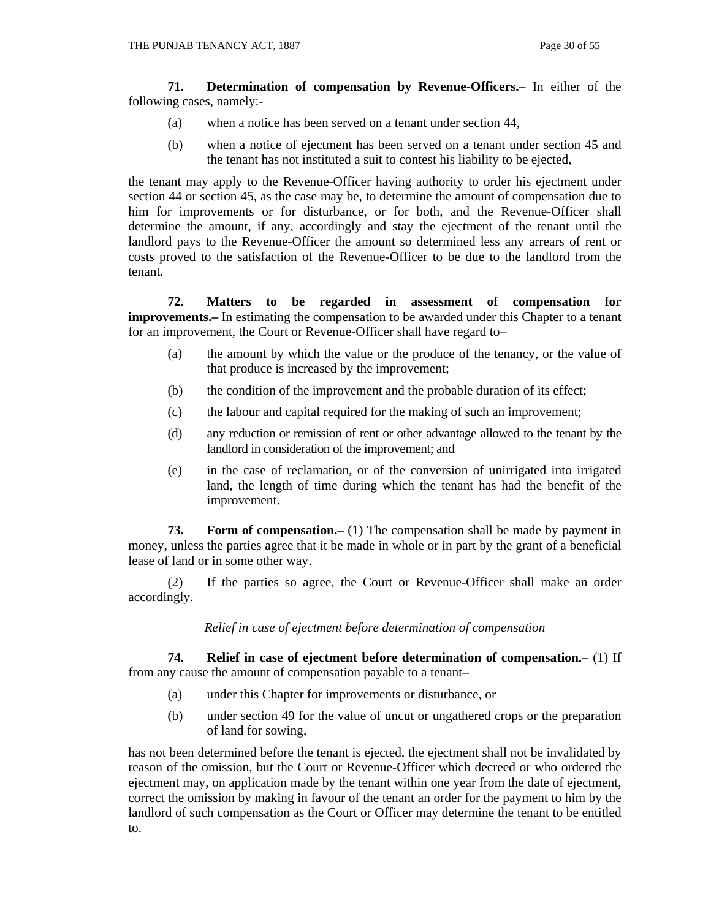**71. Determination of compensation by Revenue-Officers.–** In either of the following cases, namely:-

(a) when a notice has been served on a tenant under section 44,

(b) when a notice of ejectment has been served on a tenant under section 45 and the tenant has not instituted a suit to contest his liability to be ejected,

the tenant may apply to the Revenue-Officer having authority to order his ejectment under section 44 or section 45, as the case may be, to determine the amount of compensation due to him for improvements or for disturbance, or for both, and the Revenue-Officer shall determine the amount, if any, accordingly and stay the ejectment of the tenant until the landlord pays to the Revenue-Officer the amount so determined less any arrears of rent or costs proved to the satisfaction of the Revenue-Officer to be due to the landlord from the tenant.

**72. Matters to be regarded in assessment of compensation for improvements.–** In estimating the compensation to be awarded under this Chapter to a tenant for an improvement, the Court or Revenue-Officer shall have regard to–

(a) the amount by which the value or the produce of the tenancy, or the value of that produce is increased by the improvement;

(b) the condition of the improvement and the probable duration of its effect;

(c) the labour and capital required for the making of such an improvement;

(d) any reduction or remission of rent or other advantage allowed to the tenant by the landlord in consideration of the improvement; and

(e) in the case of reclamation, or of the conversion of unirrigated into irrigated land, the length of time during which the tenant has had the benefit of the improvement.

**73. Form of compensation.–** (1) The compensation shall be made by payment in money, unless the parties agree that it be made in whole or in part by the grant of a beneficial lease of land or in some other way.

(2) If the parties so agree, the Court or Revenue-Officer shall make an order accordingly.

*Relief in case of ejectment before determination of compensation*

**74. Relief in case of ejectment before determination of compensation.–** (1) If from any cause the amount of compensation payable to a tenant–

(a) under this Chapter for improvements or disturbance, or

(b) under section 49 for the value of uncut or ungathered crops or the preparation of land for sowing,

has not been determined before the tenant is ejected, the ejectment shall not be invalidated by reason of the omission, but the Court or Revenue-Officer which decreed or who ordered the ejectment may, on application made by the tenant within one year from the date of ejectment, correct the omission by making in favour of the tenant an order for the payment to him by the landlord of such compensation as the Court or Officer may determine the tenant to be entitled to.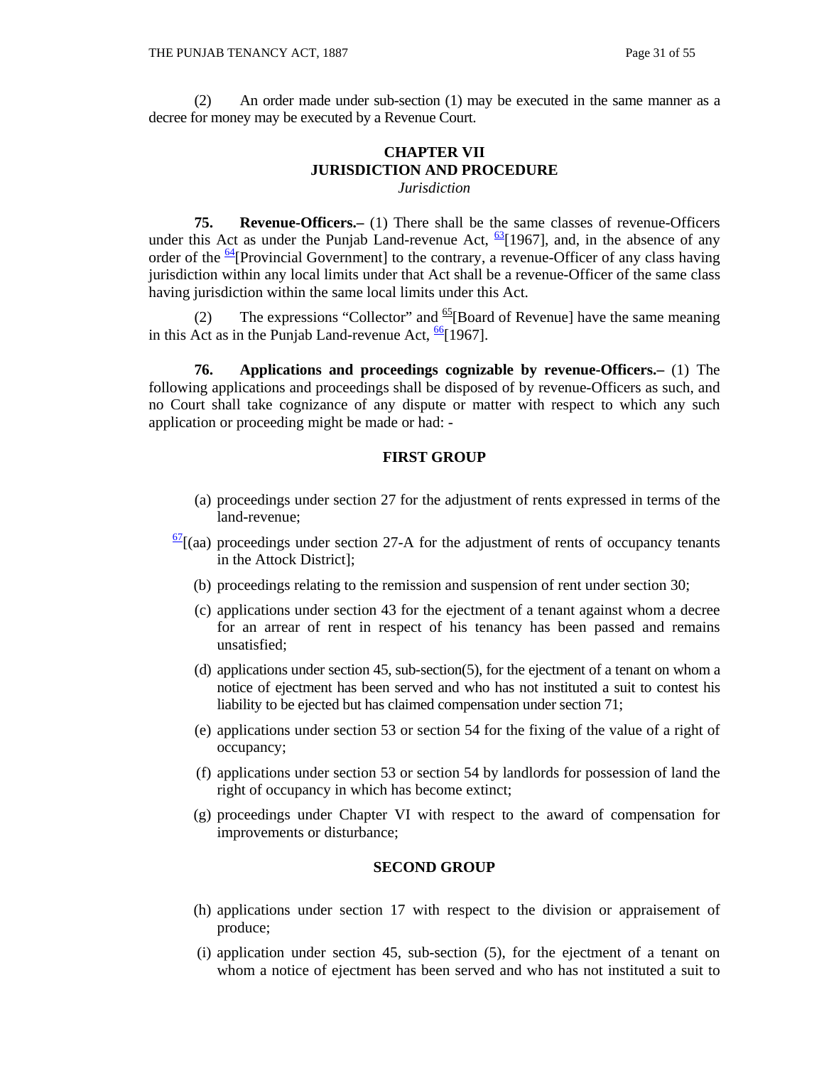(2) An order made under sub-section (1) may be executed in the same manner as a decree for money may be executed by a Revenue Court.

## CHAPTER VII
## JURISDICTION AND PROCEDURE
*Jurisdiction*

**75. Revenue-Officers.–** (1) There shall be the same classes of revenue-Officers under this Act as under the Punjab Land-revenue Act, [63][1967], and, in the absence of any order of the [64][Provincial Government] to the contrary, a revenue-Officer of any class having jurisdiction within any local limits under that Act shall be a revenue-Officer of the same class having jurisdiction within the same local limits under this Act.

(2) The expressions "Collector" and [65][Board of Revenue] have the same meaning in this Act as in the Punjab Land-revenue Act, [66][1967].

**76. Applications and proceedings cognizable by revenue-Officers.–** (1) The following applications and proceedings shall be disposed of by revenue-Officers as such, and no Court shall take cognizance of any dispute or matter with respect to which any such application or proceeding might be made or had: -

**FIRST GROUP**

(a) proceedings under section 27 for the adjustment of rents expressed in terms of the land-revenue;

[67][(aa) proceedings under section 27-A for the adjustment of rents of occupancy tenants in the Attock District];

(b) proceedings relating to the remission and suspension of rent under section 30;

(c) applications under section 43 for the ejectment of a tenant against whom a decree for an arrear of rent in respect of his tenancy has been passed and remains unsatisfied;

(d) applications under section 45, sub-section(5), for the ejectment of a tenant on whom a notice of ejectment has been served and who has not instituted a suit to contest his liability to be ejected but has claimed compensation under section 71;

(e) applications under section 53 or section 54 for the fixing of the value of a right of occupancy;

(f) applications under section 53 or section 54 by landlords for possession of land the right of occupancy in which has become extinct;

(g) proceedings under Chapter VI with respect to the award of compensation for improvements or disturbance;

**SECOND GROUP**

(h) applications under section 17 with respect to the division or appraisement of produce;

(i) application under section 45, sub-section (5), for the ejectment of a tenant on whom a notice of ejectment has been served and who has not instituted a suit to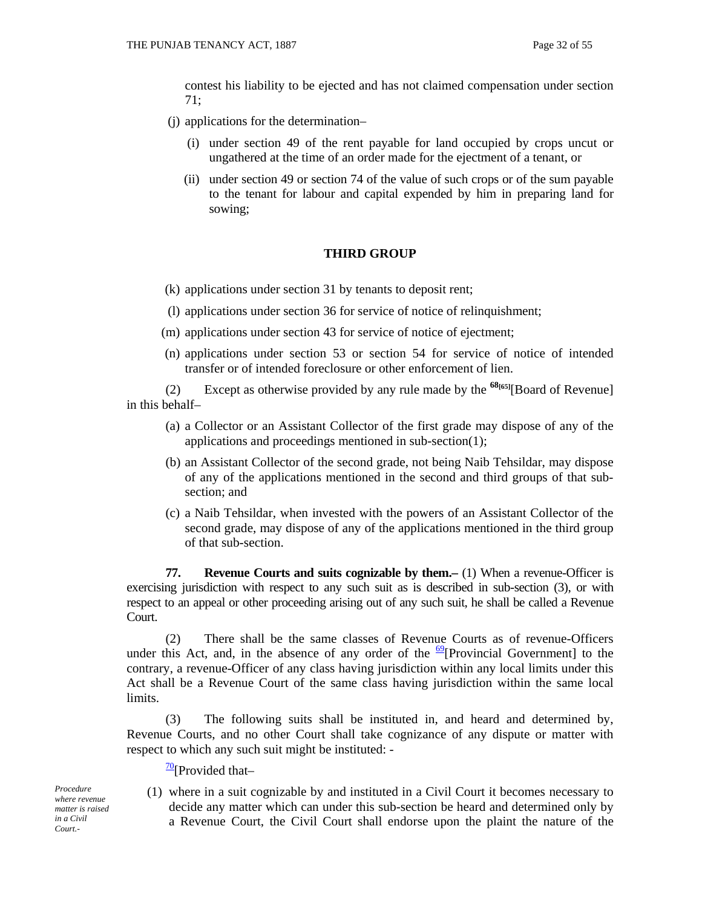contest his liability to be ejected and has not claimed compensation under section 71;

(j) applications for the determination–

(i) under section 49 of the rent payable for land occupied by crops uncut or ungathered at the time of an order made for the ejectment of a tenant, or

(ii) under section 49 or section 74 of the value of such crops or of the sum payable to the tenant for labour and capital expended by him in preparing land for sowing;

**THIRD GROUP**

(k) applications under section 31 by tenants to deposit rent;

(l) applications under section 36 for service of notice of relinquishment;

(m) applications under section 43 for service of notice of ejectment;

(n) applications under section 53 or section 54 for service of notice of intended transfer or of intended foreclosure or other enforcement of lien.

(2) Except as otherwise provided by any rule made by the [68][65][Board of Revenue] in this behalf–

(a) a Collector or an Assistant Collector of the first grade may dispose of any of the applications and proceedings mentioned in sub-section(1);

(b) an Assistant Collector of the second grade, not being Naib Tehsildar, may dispose of any of the applications mentioned in the second and third groups of that sub-section; and

(c) a Naib Tehsildar, when invested with the powers of an Assistant Collector of the second grade, may dispose of any of the applications mentioned in the third group of that sub-section.

**77. Revenue Courts and suits cognizable by them.–** (1) When a revenue-Officer is exercising jurisdiction with respect to any such suit as is described in sub-section (3), or with respect to an appeal or other proceeding arising out of any such suit, he shall be called a Revenue Court.

(2) There shall be the same classes of Revenue Courts as of revenue-Officers under this Act, and, in the absence of any order of the [69][Provincial Government] to the contrary, a revenue-Officer of any class having jurisdiction within any local limits under this Act shall be a Revenue Court of the same class having jurisdiction within the same local limits.

(3) The following suits shall be instituted in, and heard and determined by, Revenue Courts, and no other Court shall take cognizance of any dispute or matter with respect to which any such suit might be instituted: -

[70][Provided that–

*Procedure where revenue matter is raised in a Civil Court.-*

(1) where in a suit cognizable by and instituted in a Civil Court it becomes necessary to decide any matter which can under this sub-section be heard and determined only by a Revenue Court, the Civil Court shall endorse upon the plaint the nature of the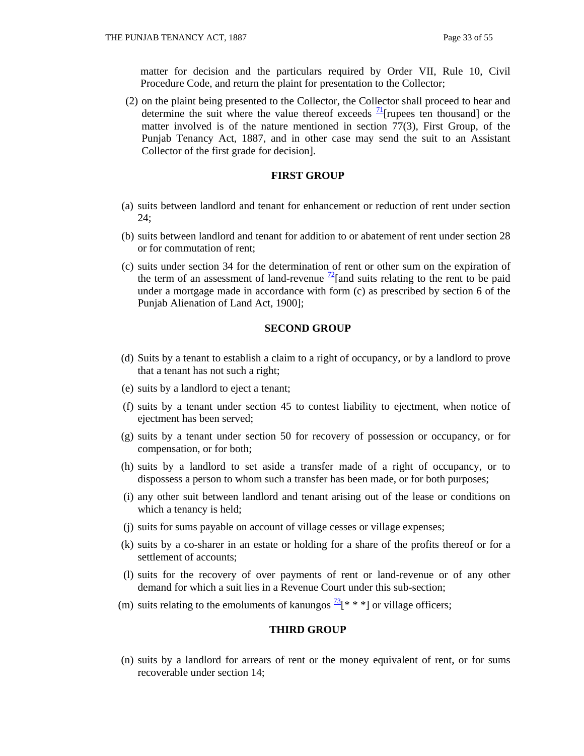matter for decision and the particulars required by Order VII, Rule 10, Civil Procedure Code, and return the plaint for presentation to the Collector;

(2) on the plaint being presented to the Collector, the Collector shall proceed to hear and determine the suit where the value thereof exceeds [71][rupees ten thousand] or the matter involved is of the nature mentioned in section 77(3), First Group, of the Punjab Tenancy Act, 1887, and in other case may send the suit to an Assistant Collector of the first grade for decision].

### FIRST GROUP

(a) suits between landlord and tenant for enhancement or reduction of rent under section 24;

(b) suits between landlord and tenant for addition to or abatement of rent under section 28 or for commutation of rent;

(c) suits under section 34 for the determination of rent or other sum on the expiration of the term of an assessment of land-revenue [72][and suits relating to the rent to be paid under a mortgage made in accordance with form (c) as prescribed by section 6 of the Punjab Alienation of Land Act, 1900];

### SECOND GROUP

(d) Suits by a tenant to establish a claim to a right of occupancy, or by a landlord to prove that a tenant has not such a right;

(e) suits by a landlord to eject a tenant;

(f) suits by a tenant under section 45 to contest liability to ejectment, when notice of ejectment has been served;

(g) suits by a tenant under section 50 for recovery of possession or occupancy, or for compensation, or for both;

(h) suits by a landlord to set aside a transfer made of a right of occupancy, or to dispossess a person to whom such a transfer has been made, or for both purposes;

(i) any other suit between landlord and tenant arising out of the lease or conditions on which a tenancy is held;

(j) suits for sums payable on account of village cesses or village expenses;

(k) suits by a co-sharer in an estate or holding for a share of the profits thereof or for a settlement of accounts;

(l) suits for the recovery of over payments of rent or land-revenue or of any other demand for which a suit lies in a Revenue Court under this sub-section;

(m) suits relating to the emoluments of kanungos [73][* * *] or village officers;

### THIRD GROUP

(n) suits by a landlord for arrears of rent or the money equivalent of rent, or for sums recoverable under section 14;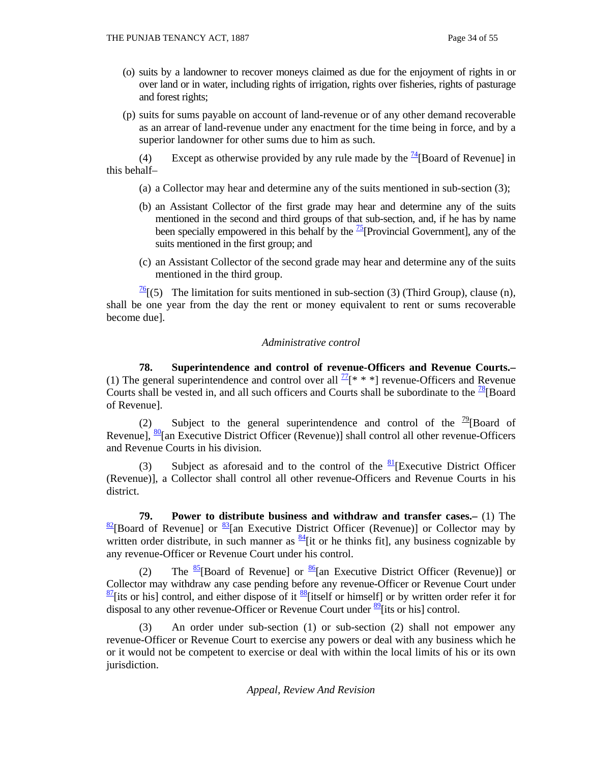(o) suits by a landowner to recover moneys claimed as due for the enjoyment of rights in or over land or in water, including rights of irrigation, rights over fisheries, rights of pasturage and forest rights;

(p) suits for sums payable on account of land-revenue or of any other demand recoverable as an arrear of land-revenue under any enactment for the time being in force, and by a superior landowner for other sums due to him as such.

(4) Except as otherwise provided by any rule made by the [74][Board of Revenue] in this behalf–

(a) a Collector may hear and determine any of the suits mentioned in sub-section (3);

(b) an Assistant Collector of the first grade may hear and determine any of the suits mentioned in the second and third groups of that sub-section, and, if he has by name been specially empowered in this behalf by the [75][Provincial Government], any of the suits mentioned in the first group; and

(c) an Assistant Collector of the second grade may hear and determine any of the suits mentioned in the third group.

[76][(5) The limitation for suits mentioned in sub-section (3) (Third Group), clause (n), shall be one year from the day the rent or money equivalent to rent or sums recoverable become due].

*Administrative control*

**78. Superintendence and control of revenue-Officers and Revenue Courts.–** (1) The general superintendence and control over all [77][* * *] revenue-Officers and Revenue Courts shall be vested in, and all such officers and Courts shall be subordinate to the [78][Board of Revenue].

(2) Subject to the general superintendence and control of the [79][Board of Revenue], [80][an Executive District Officer (Revenue)] shall control all other revenue-Officers and Revenue Courts in his division.

(3) Subject as aforesaid and to the control of the [81][Executive District Officer (Revenue)], a Collector shall control all other revenue-Officers and Revenue Courts in his district.

**79. Power to distribute business and withdraw and transfer cases.–** (1) The [82][Board of Revenue] or [83][an Executive District Officer (Revenue)] or Collector may by written order distribute, in such manner as [84][it or he thinks fit], any business cognizable by any revenue-Officer or Revenue Court under his control.

(2) The [85][Board of Revenue] or [86][an Executive District Officer (Revenue)] or Collector may withdraw any case pending before any revenue-Officer or Revenue Court under [87][its or his] control, and either dispose of it [88][itself or himself] or by written order refer it for disposal to any other revenue-Officer or Revenue Court under [89][its or his] control.

(3) An order under sub-section (1) or sub-section (2) shall not empower any revenue-Officer or Revenue Court to exercise any powers or deal with any business which he or it would not be competent to exercise or deal with within the local limits of his or its own jurisdiction.

*Appeal, Review And Revision*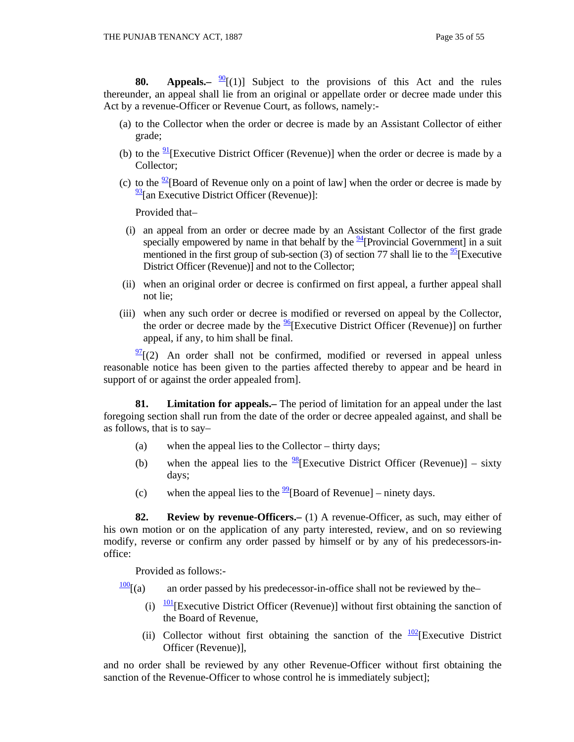**80. Appeals.–** [90][(1)] Subject to the provisions of this Act and the rules thereunder, an appeal shall lie from an original or appellate order or decree made under this Act by a revenue-Officer or Revenue Court, as follows, namely:-

(a) to the Collector when the order or decree is made by an Assistant Collector of either grade;

(b) to the [91][Executive District Officer (Revenue)] when the order or decree is made by a Collector;

(c) to the [92][Board of Revenue only on a point of law] when the order or decree is made by [93][an Executive District Officer (Revenue)]:

Provided that–

(i) an appeal from an order or decree made by an Assistant Collector of the first grade specially empowered by name in that behalf by the [94][Provincial Government] in a suit mentioned in the first group of sub-section (3) of section 77 shall lie to the [95][Executive District Officer (Revenue)] and not to the Collector;

(ii) when an original order or decree is confirmed on first appeal, a further appeal shall not lie;

(iii) when any such order or decree is modified or reversed on appeal by the Collector, the order or decree made by the [96][Executive District Officer (Revenue)] on further appeal, if any, to him shall be final.

[97][(2) An order shall not be confirmed, modified or reversed in appeal unless reasonable notice has been given to the parties affected thereby to appear and be heard in support of or against the order appealed from].

**81. Limitation for appeals.–** The period of limitation for an appeal under the last foregoing section shall run from the date of the order or decree appealed against, and shall be as follows, that is to say–

(a) when the appeal lies to the Collector – thirty days;

(b) when the appeal lies to the [98][Executive District Officer (Revenue)] – sixty days;

(c) when the appeal lies to the [99][Board of Revenue] – ninety days.

**82. Review by revenue-Officers.–** (1) A revenue-Officer, as such, may either of his own motion or on the application of any party interested, review, and on so reviewing modify, reverse or confirm any order passed by himself or by any of his predecessors-in-office:

Provided as follows:-

[100][(a) an order passed by his predecessor-in-office shall not be reviewed by the–

(i) [101][Executive District Officer (Revenue)] without first obtaining the sanction of the Board of Revenue,

(ii) Collector without first obtaining the sanction of the [102][Executive District Officer (Revenue)],

and no order shall be reviewed by any other Revenue-Officer without first obtaining the sanction of the Revenue-Officer to whose control he is immediately subject];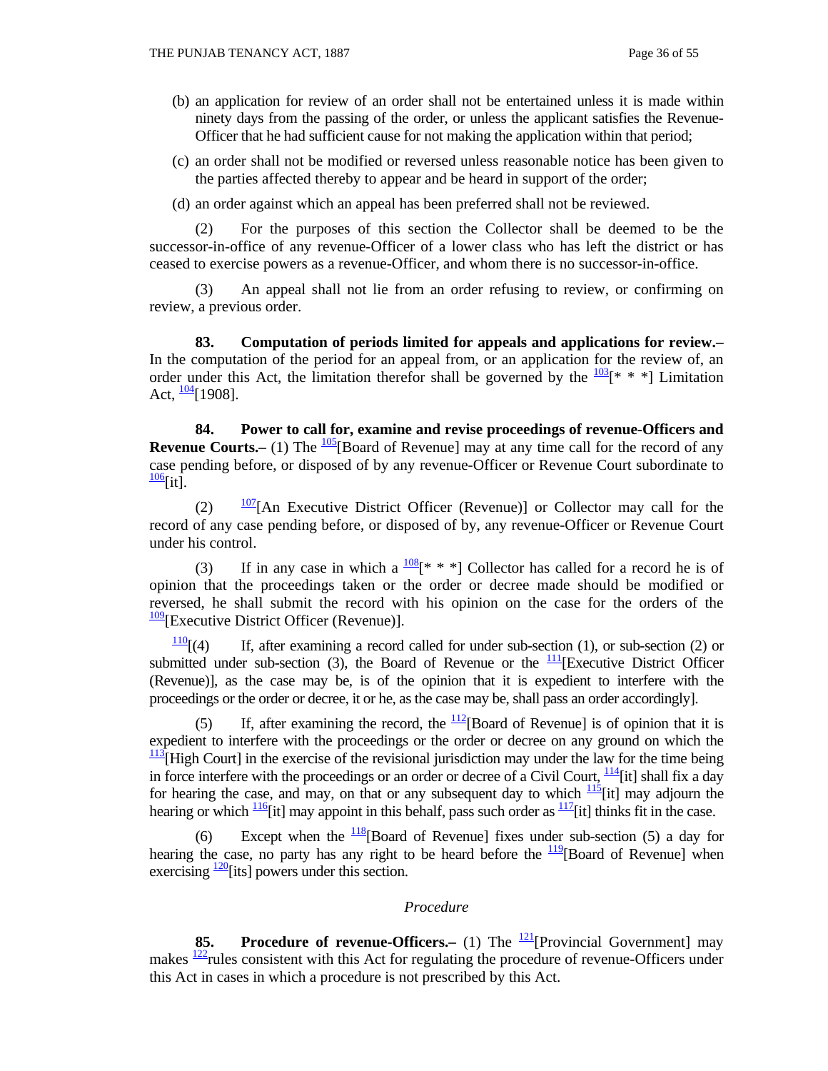(b) an application for review of an order shall not be entertained unless it is made within ninety days from the passing of the order, or unless the applicant satisfies the Revenue-Officer that he had sufficient cause for not making the application within that period;

(c) an order shall not be modified or reversed unless reasonable notice has been given to the parties affected thereby to appear and be heard in support of the order;

(d) an order against which an appeal has been preferred shall not be reviewed.

(2) For the purposes of this section the Collector shall be deemed to be the successor-in-office of any revenue-Officer of a lower class who has left the district or has ceased to exercise powers as a revenue-Officer, and whom there is no successor-in-office.

(3) An appeal shall not lie from an order refusing to review, or confirming on review, a previous order.

**83. Computation of periods limited for appeals and applications for review.–** In the computation of the period for an appeal from, or an application for the review of, an order under this Act, the limitation therefor shall be governed by the [103][* * *] Limitation Act, [104][1908].

**84. Power to call for, examine and revise proceedings of revenue-Officers and Revenue Courts.–** (1) The [105][Board of Revenue] may at any time call for the record of any case pending before, or disposed of by any revenue-Officer or Revenue Court subordinate to [106][it].

(2) [107][An Executive District Officer (Revenue)] or Collector may call for the record of any case pending before, or disposed of by, any revenue-Officer or Revenue Court under his control.

(3) If in any case in which a [108][* * *] Collector has called for a record he is of opinion that the proceedings taken or the order or decree made should be modified or reversed, he shall submit the record with his opinion on the case for the orders of the [109][Executive District Officer (Revenue)].

[110][(4) If, after examining a record called for under sub-section (1), or sub-section (2) or submitted under sub-section (3), the Board of Revenue or the [111][Executive District Officer (Revenue)], as the case may be, is of the opinion that it is expedient to interfere with the proceedings or the order or decree, it or he, as the case may be, shall pass an order accordingly].

(5) If, after examining the record, the [112][Board of Revenue] is of opinion that it is expedient to interfere with the proceedings or the order or decree on any ground on which the [113][High Court] in the exercise of the revisional jurisdiction may under the law for the time being in force interfere with the proceedings or an order or decree of a Civil Court, [114][it] shall fix a day for hearing the case, and may, on that or any subsequent day to which [115][it] may adjourn the hearing or which [116][it] may appoint in this behalf, pass such order as [117][it] thinks fit in the case.

(6) Except when the [118][Board of Revenue] fixes under sub-section (5) a day for hearing the case, no party has any right to be heard before the [119][Board of Revenue] when exercising [120][its] powers under this section.

*Procedure*

**85. Procedure of revenue-Officers.–** (1) The [121][Provincial Government] may makes [122]rules consistent with this Act for regulating the procedure of revenue-Officers under this Act in cases in which a procedure is not prescribed by this Act.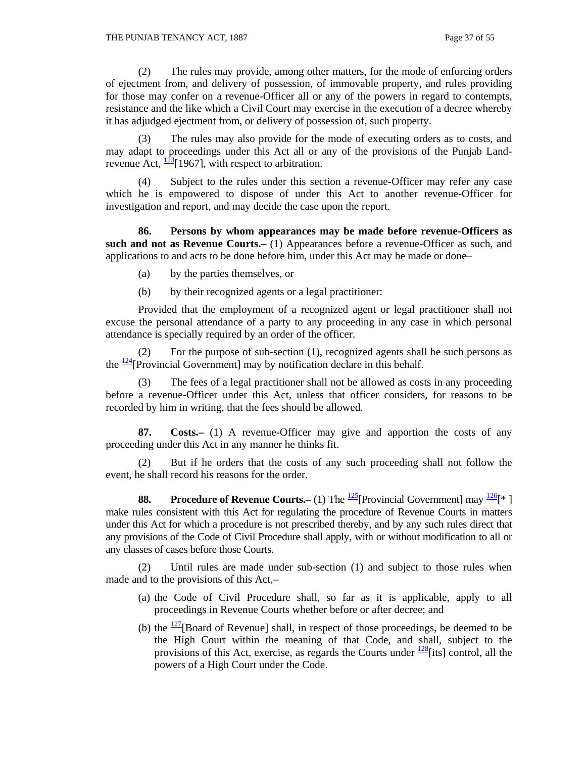(2) The rules may provide, among other matters, for the mode of enforcing orders of ejectment from, and delivery of possession, of immovable property, and rules providing for those may confer on a revenue-Officer all or any of the powers in regard to contempts, resistance and the like which a Civil Court may exercise in the execution of a decree whereby it has adjudged ejectment from, or delivery of possession of, such property.

(3) The rules may also provide for the mode of executing orders as to costs, and may adapt to proceedings under this Act all or any of the provisions of the Punjab Land-revenue Act, [123][1967], with respect to arbitration.

(4) Subject to the rules under this section a revenue-Officer may refer any case which he is empowered to dispose of under this Act to another revenue-Officer for investigation and report, and may decide the case upon the report.

**86. Persons by whom appearances may be made before revenue-Officers as such and not as Revenue Courts.–** (1) Appearances before a revenue-Officer as such, and applications to and acts to be done before him, under this Act may be made or done–

(a) by the parties themselves, or

(b) by their recognized agents or a legal practitioner:

Provided that the employment of a recognized agent or legal practitioner shall not excuse the personal attendance of a party to any proceeding in any case in which personal attendance is specially required by an order of the officer.

(2) For the purpose of sub-section (1), recognized agents shall be such persons as the [124][Provincial Government] may by notification declare in this behalf.

(3) The fees of a legal practitioner shall not be allowed as costs in any proceeding before a revenue-Officer under this Act, unless that officer considers, for reasons to be recorded by him in writing, that the fees should be allowed.

**87. Costs.–** (1) A revenue-Officer may give and apportion the costs of any proceeding under this Act in any manner he thinks fit.

(2) But if he orders that the costs of any such proceeding shall not follow the event, he shall record his reasons for the order.

**88. Procedure of Revenue Courts.–** (1) The [125][Provincial Government] may [126][* ] make rules consistent with this Act for regulating the procedure of Revenue Courts in matters under this Act for which a procedure is not prescribed thereby, and by any such rules direct that any provisions of the Code of Civil Procedure shall apply, with or without modification to all or any classes of cases before those Courts.

(2) Until rules are made under sub-section (1) and subject to those rules when made and to the provisions of this Act,–

(a) the Code of Civil Procedure shall, so far as it is applicable, apply to all proceedings in Revenue Courts whether before or after decree; and

(b) the [127][Board of Revenue] shall, in respect of those proceedings, be deemed to be the High Court within the meaning of that Code, and shall, subject to the provisions of this Act, exercise, as regards the Courts under [128][its] control, all the powers of a High Court under the Code.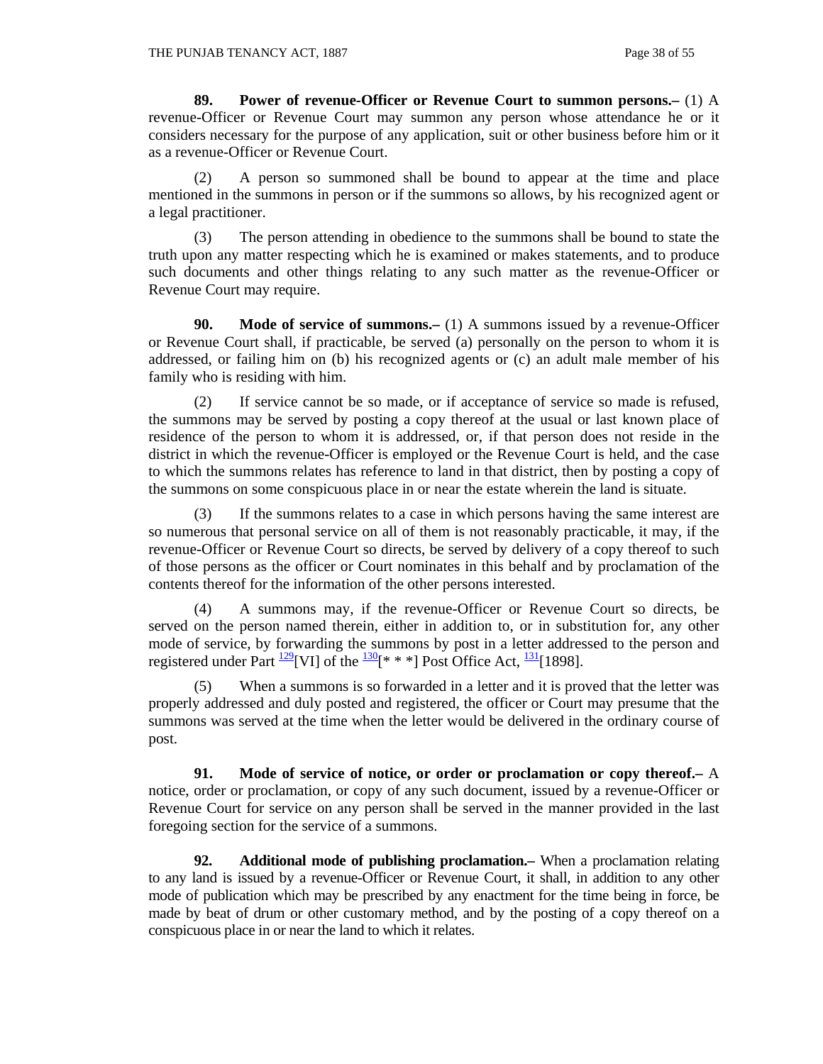**89. Power of revenue-Officer or Revenue Court to summon persons.–** (1) A revenue-Officer or Revenue Court may summon any person whose attendance he or it considers necessary for the purpose of any application, suit or other business before him or it as a revenue-Officer or Revenue Court.

(2) A person so summoned shall be bound to appear at the time and place mentioned in the summons in person or if the summons so allows, by his recognized agent or a legal practitioner.

(3) The person attending in obedience to the summons shall be bound to state the truth upon any matter respecting which he is examined or makes statements, and to produce such documents and other things relating to any such matter as the revenue-Officer or Revenue Court may require.

**90. Mode of service of summons.–** (1) A summons issued by a revenue-Officer or Revenue Court shall, if practicable, be served (a) personally on the person to whom it is addressed, or failing him on (b) his recognized agents or (c) an adult male member of his family who is residing with him.

(2) If service cannot be so made, or if acceptance of service so made is refused, the summons may be served by posting a copy thereof at the usual or last known place of residence of the person to whom it is addressed, or, if that person does not reside in the district in which the revenue-Officer is employed or the Revenue Court is held, and the case to which the summons relates has reference to land in that district, then by posting a copy of the summons on some conspicuous place in or near the estate wherein the land is situate.

(3) If the summons relates to a case in which persons having the same interest are so numerous that personal service on all of them is not reasonably practicable, it may, if the revenue-Officer or Revenue Court so directs, be served by delivery of a copy thereof to such of those persons as the officer or Court nominates in this behalf and by proclamation of the contents thereof for the information of the other persons interested.

(4) A summons may, if the revenue-Officer or Revenue Court so directs, be served on the person named therein, either in addition to, or in substitution for, any other mode of service, by forwarding the summons by post in a letter addressed to the person and registered under Part [129][VI] of the [130][* * *] Post Office Act, [131][1898].

(5) When a summons is so forwarded in a letter and it is proved that the letter was properly addressed and duly posted and registered, the officer or Court may presume that the summons was served at the time when the letter would be delivered in the ordinary course of post.

**91. Mode of service of notice, or order or proclamation or copy thereof.–** A notice, order or proclamation, or copy of any such document, issued by a revenue-Officer or Revenue Court for service on any person shall be served in the manner provided in the last foregoing section for the service of a summons.

**92. Additional mode of publishing proclamation.–** When a proclamation relating to any land is issued by a revenue-Officer or Revenue Court, it shall, in addition to any other mode of publication which may be prescribed by any enactment for the time being in force, be made by beat of drum or other customary method, and by the posting of a copy thereof on a conspicuous place in or near the land to which it relates.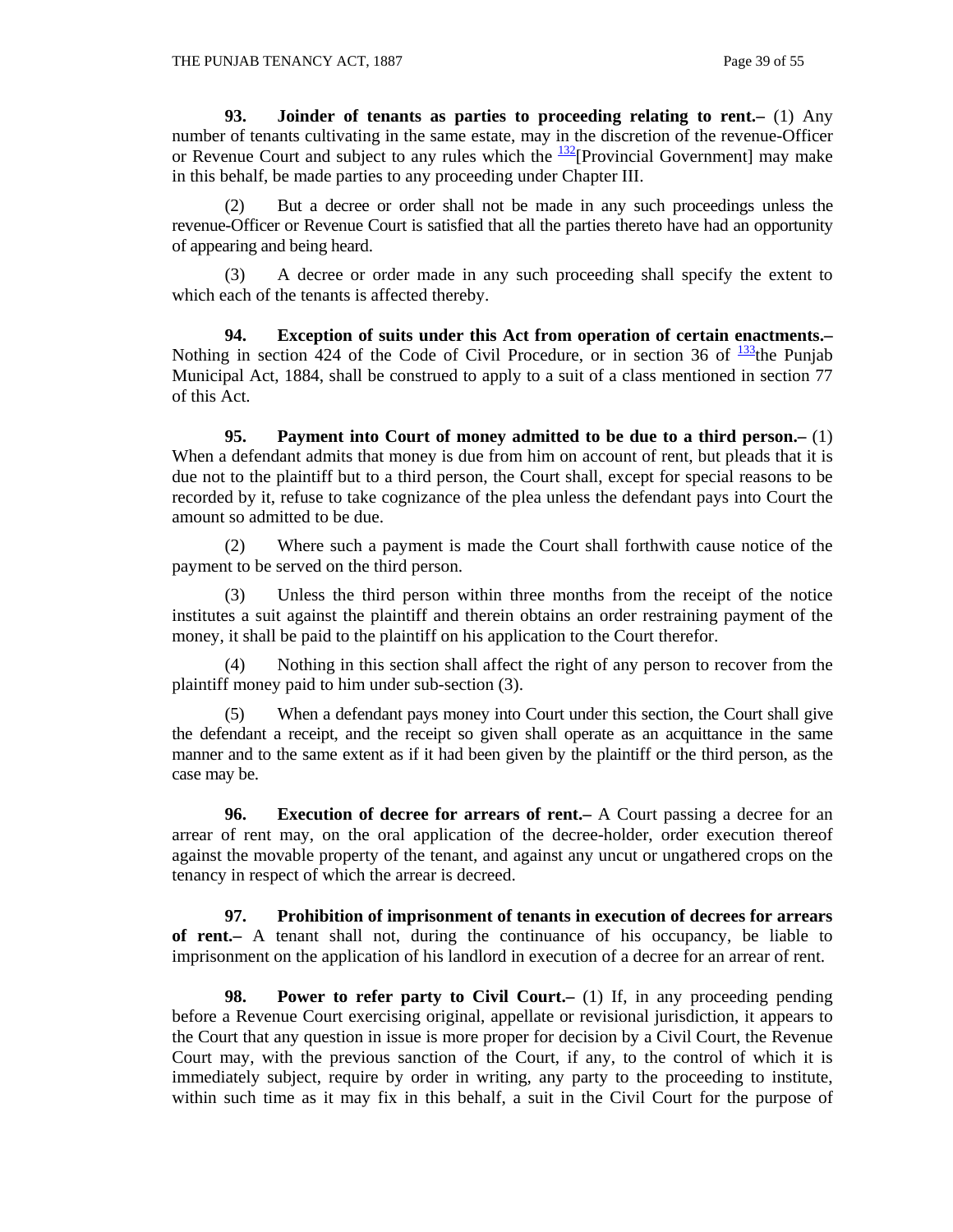**93. Joinder of tenants as parties to proceeding relating to rent.–** (1) Any number of tenants cultivating in the same estate, may in the discretion of the revenue-Officer or Revenue Court and subject to any rules which the [132][Provincial Government] may make in this behalf, be made parties to any proceeding under Chapter III.

(2) But a decree or order shall not be made in any such proceedings unless the revenue-Officer or Revenue Court is satisfied that all the parties thereto have had an opportunity of appearing and being heard.

(3) A decree or order made in any such proceeding shall specify the extent to which each of the tenants is affected thereby.

**94. Exception of suits under this Act from operation of certain enactments.–** Nothing in section 424 of the Code of Civil Procedure, or in section 36 of [133]the Punjab Municipal Act, 1884, shall be construed to apply to a suit of a class mentioned in section 77 of this Act.

**95. Payment into Court of money admitted to be due to a third person.–** (1) When a defendant admits that money is due from him on account of rent, but pleads that it is due not to the plaintiff but to a third person, the Court shall, except for special reasons to be recorded by it, refuse to take cognizance of the plea unless the defendant pays into Court the amount so admitted to be due.

(2) Where such a payment is made the Court shall forthwith cause notice of the payment to be served on the third person.

(3) Unless the third person within three months from the receipt of the notice institutes a suit against the plaintiff and therein obtains an order restraining payment of the money, it shall be paid to the plaintiff on his application to the Court therefor.

(4) Nothing in this section shall affect the right of any person to recover from the plaintiff money paid to him under sub-section (3).

(5) When a defendant pays money into Court under this section, the Court shall give the defendant a receipt, and the receipt so given shall operate as an acquittance in the same manner and to the same extent as if it had been given by the plaintiff or the third person, as the case may be.

**96. Execution of decree for arrears of rent.–** A Court passing a decree for an arrear of rent may, on the oral application of the decree-holder, order execution thereof against the movable property of the tenant, and against any uncut or ungathered crops on the tenancy in respect of which the arrear is decreed.

**97. Prohibition of imprisonment of tenants in execution of decrees for arrears of rent.–** A tenant shall not, during the continuance of his occupancy, be liable to imprisonment on the application of his landlord in execution of a decree for an arrear of rent.

**98. Power to refer party to Civil Court.–** (1) If, in any proceeding pending before a Revenue Court exercising original, appellate or revisional jurisdiction, it appears to the Court that any question in issue is more proper for decision by a Civil Court, the Revenue Court may, with the previous sanction of the Court, if any, to the control of which it is immediately subject, require by order in writing, any party to the proceeding to institute, within such time as it may fix in this behalf, a suit in the Civil Court for the purpose of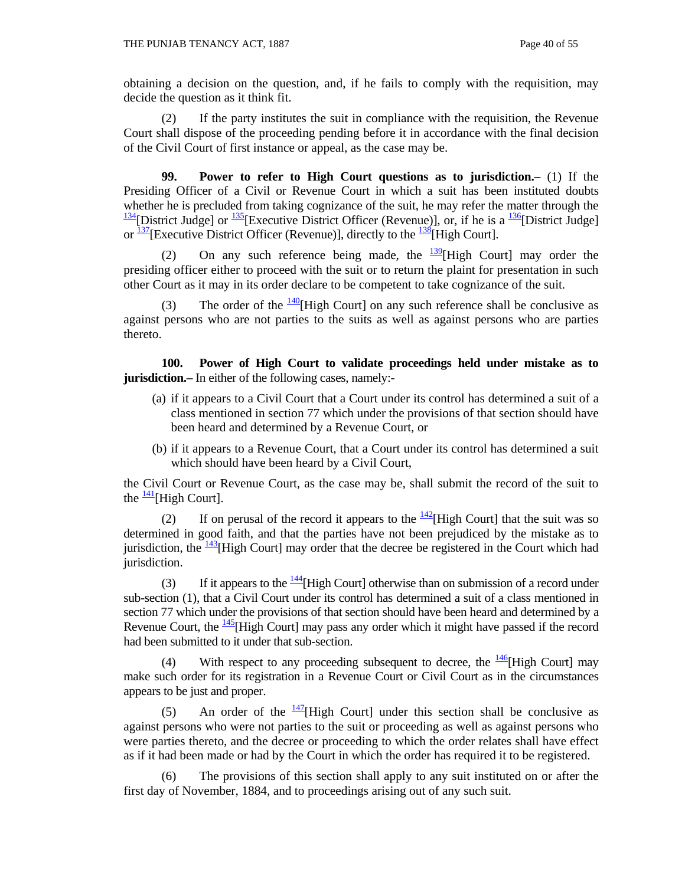obtaining a decision on the question, and, if he fails to comply with the requisition, may decide the question as it think fit.

(2) If the party institutes the suit in compliance with the requisition, the Revenue Court shall dispose of the proceeding pending before it in accordance with the final decision of the Civil Court of first instance or appeal, as the case may be.

**99. Power to refer to High Court questions as to jurisdiction.–** (1) If the Presiding Officer of a Civil or Revenue Court in which a suit has been instituted doubts whether he is precluded from taking cognizance of the suit, he may refer the matter through the [134][District Judge] or [135][Executive District Officer (Revenue)], or, if he is a [136][District Judge] or [137][Executive District Officer (Revenue)], directly to the [138][High Court].

(2) On any such reference being made, the [139][High Court] may order the presiding officer either to proceed with the suit or to return the plaint for presentation in such other Court as it may in its order declare to be competent to take cognizance of the suit.

(3) The order of the [140][High Court] on any such reference shall be conclusive as against persons who are not parties to the suits as well as against persons who are parties thereto.

**100. Power of High Court to validate proceedings held under mistake as to jurisdiction.–** In either of the following cases, namely:-

(a) if it appears to a Civil Court that a Court under its control has determined a suit of a class mentioned in section 77 which under the provisions of that section should have been heard and determined by a Revenue Court, or

(b) if it appears to a Revenue Court, that a Court under its control has determined a suit which should have been heard by a Civil Court,

the Civil Court or Revenue Court, as the case may be, shall submit the record of the suit to the [141][High Court].

(2) If on perusal of the record it appears to the [142][High Court] that the suit was so determined in good faith, and that the parties have not been prejudiced by the mistake as to jurisdiction, the [143][High Court] may order that the decree be registered in the Court which had jurisdiction.

(3) If it appears to the [144][High Court] otherwise than on submission of a record under sub-section (1), that a Civil Court under its control has determined a suit of a class mentioned in section 77 which under the provisions of that section should have been heard and determined by a Revenue Court, the [145][High Court] may pass any order which it might have passed if the record had been submitted to it under that sub-section.

(4) With respect to any proceeding subsequent to decree, the [146][High Court] may make such order for its registration in a Revenue Court or Civil Court as in the circumstances appears to be just and proper.

(5) An order of the [147][High Court] under this section shall be conclusive as against persons who were not parties to the suit or proceeding as well as against persons who were parties thereto, and the decree or proceeding to which the order relates shall have effect as if it had been made or had by the Court in which the order has required it to be registered.

(6) The provisions of this section shall apply to any suit instituted on or after the first day of November, 1884, and to proceedings arising out of any such suit.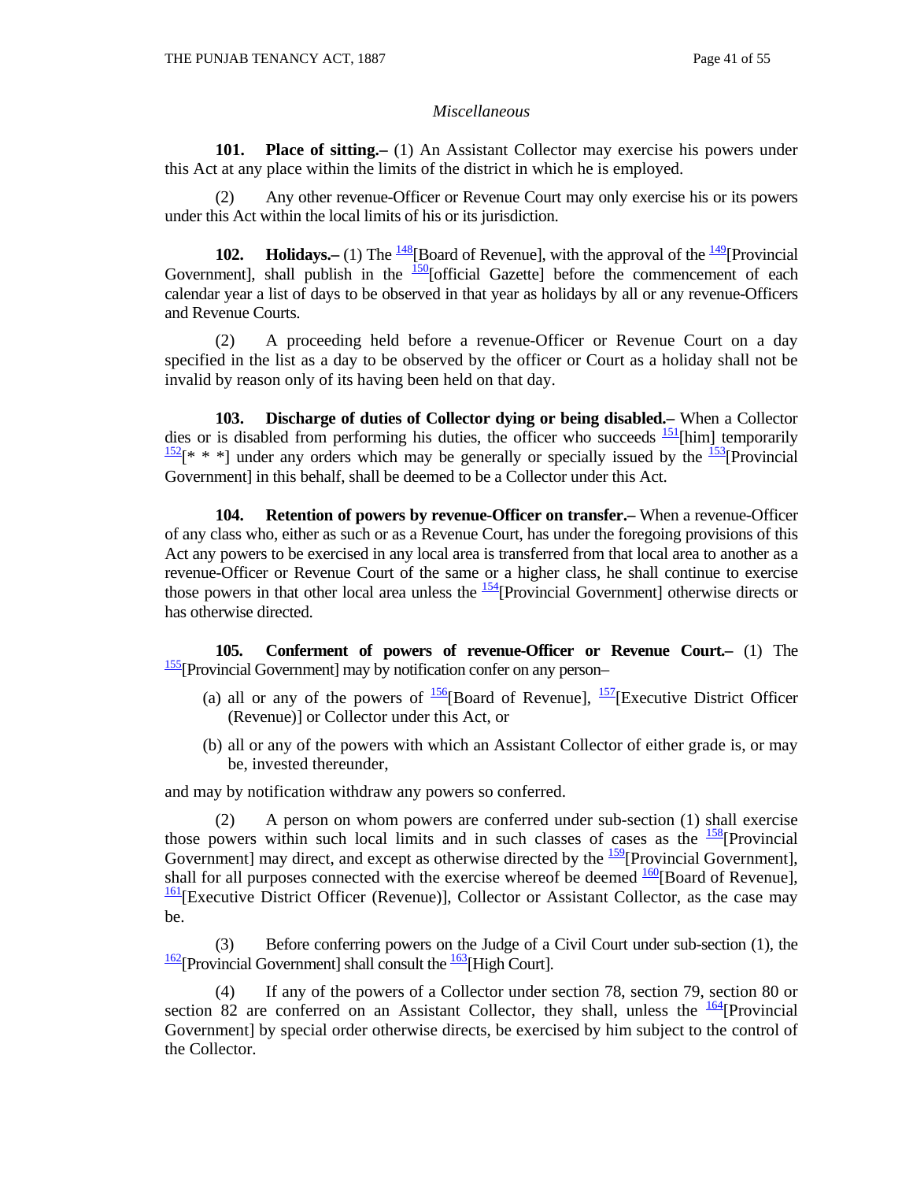*Miscellaneous*

**101. Place of sitting.–** (1) An Assistant Collector may exercise his powers under this Act at any place within the limits of the district in which he is employed.

(2) Any other revenue-Officer or Revenue Court may only exercise his or its powers under this Act within the local limits of his or its jurisdiction.

**102. Holidays.–** (1) The [148][Board of Revenue], with the approval of the [149][Provincial Government], shall publish in the [150][official Gazette] before the commencement of each calendar year a list of days to be observed in that year as holidays by all or any revenue-Officers and Revenue Courts.

(2) A proceeding held before a revenue-Officer or Revenue Court on a day specified in the list as a day to be observed by the officer or Court as a holiday shall not be invalid by reason only of its having been held on that day.

**103. Discharge of duties of Collector dying or being disabled.–** When a Collector dies or is disabled from performing his duties, the officer who succeeds [151][him] temporarily [152][* * *] under any orders which may be generally or specially issued by the [153][Provincial Government] in this behalf, shall be deemed to be a Collector under this Act.

**104. Retention of powers by revenue-Officer on transfer.–** When a revenue-Officer of any class who, either as such or as a Revenue Court, has under the foregoing provisions of this Act any powers to be exercised in any local area is transferred from that local area to another as a revenue-Officer or Revenue Court of the same or a higher class, he shall continue to exercise those powers in that other local area unless the [154][Provincial Government] otherwise directs or has otherwise directed.

**105. Conferment of powers of revenue-Officer or Revenue Court.–** (1) The [155][Provincial Government] may by notification confer on any person–

(a) all or any of the powers of [156][Board of Revenue], [157][Executive District Officer (Revenue)] or Collector under this Act, or

(b) all or any of the powers with which an Assistant Collector of either grade is, or may be, invested thereunder,

and may by notification withdraw any powers so conferred.

(2) A person on whom powers are conferred under sub-section (1) shall exercise those powers within such local limits and in such classes of cases as the [158][Provincial Government] may direct, and except as otherwise directed by the [159][Provincial Government], shall for all purposes connected with the exercise whereof be deemed [160][Board of Revenue], [161][Executive District Officer (Revenue)], Collector or Assistant Collector, as the case may be.

(3) Before conferring powers on the Judge of a Civil Court under sub-section (1), the [162][Provincial Government] shall consult the [163][High Court].

(4) If any of the powers of a Collector under section 78, section 79, section 80 or section 82 are conferred on an Assistant Collector, they shall, unless the [164][Provincial Government] by special order otherwise directs, be exercised by him subject to the control of the Collector.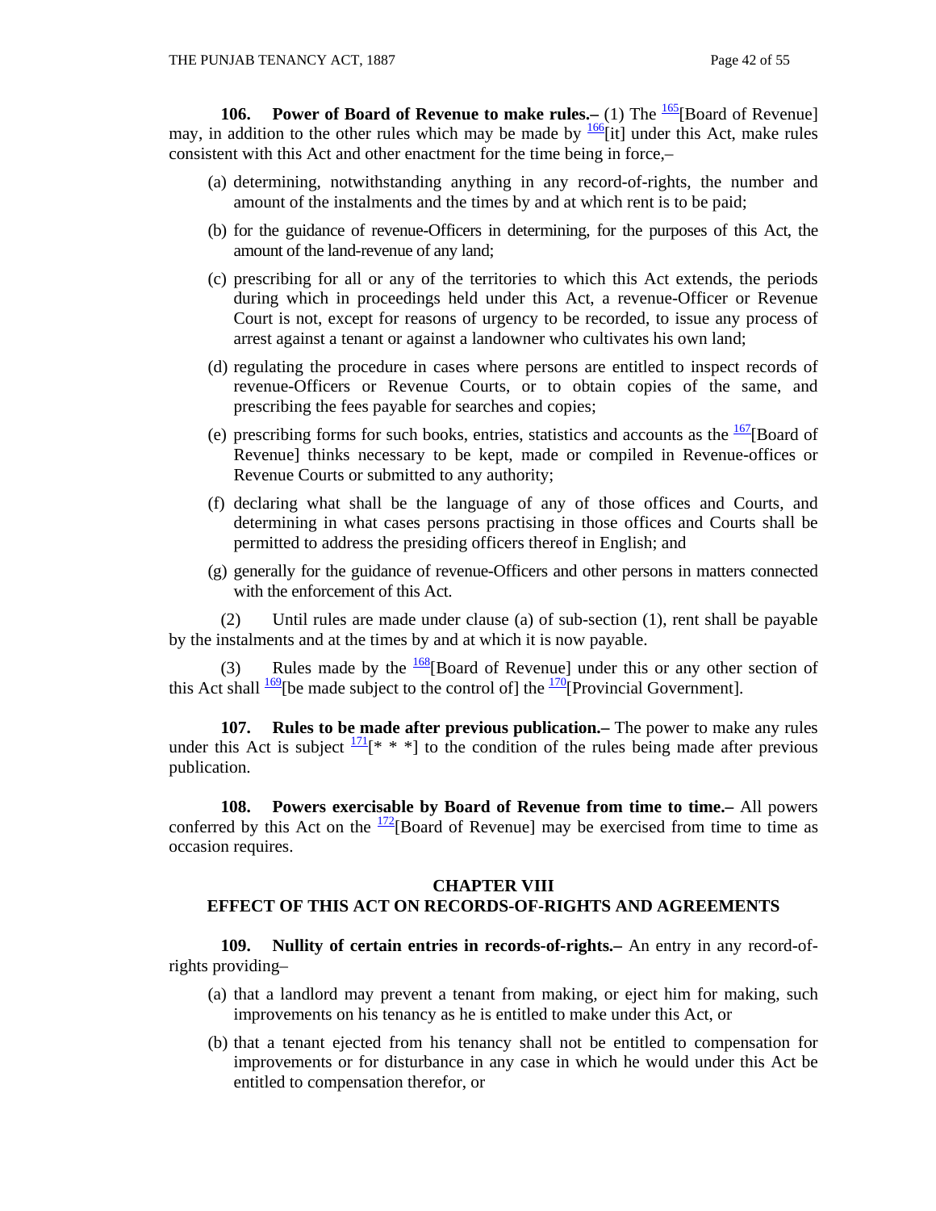**106. Power of Board of Revenue to make rules.–** (1) The [165][Board of Revenue] may, in addition to the other rules which may be made by [166][it] under this Act, make rules consistent with this Act and other enactment for the time being in force,–

(a) determining, notwithstanding anything in any record-of-rights, the number and amount of the instalments and the times by and at which rent is to be paid;

(b) for the guidance of revenue-Officers in determining, for the purposes of this Act, the amount of the land-revenue of any land;

(c) prescribing for all or any of the territories to which this Act extends, the periods during which in proceedings held under this Act, a revenue-Officer or Revenue Court is not, except for reasons of urgency to be recorded, to issue any process of arrest against a tenant or against a landowner who cultivates his own land;

(d) regulating the procedure in cases where persons are entitled to inspect records of revenue-Officers or Revenue Courts, or to obtain copies of the same, and prescribing the fees payable for searches and copies;

(e) prescribing forms for such books, entries, statistics and accounts as the [167][Board of Revenue] thinks necessary to be kept, made or compiled in Revenue-offices or Revenue Courts or submitted to any authority;

(f) declaring what shall be the language of any of those offices and Courts, and determining in what cases persons practising in those offices and Courts shall be permitted to address the presiding officers thereof in English; and

(g) generally for the guidance of revenue-Officers and other persons in matters connected with the enforcement of this Act.

(2) Until rules are made under clause (a) of sub-section (1), rent shall be payable by the instalments and at the times by and at which it is now payable.

(3) Rules made by the [168][Board of Revenue] under this or any other section of this Act shall [169][be made subject to the control of] the [170][Provincial Government].

**107. Rules to be made after previous publication.–** The power to make any rules under this Act is subject [171][* * *] to the condition of the rules being made after previous publication.

**108. Powers exercisable by Board of Revenue from time to time.–** All powers conferred by this Act on the [172][Board of Revenue] may be exercised from time to time as occasion requires.

## CHAPTER VIII
## EFFECT OF THIS ACT ON RECORDS-OF-RIGHTS AND AGREEMENTS

**109. Nullity of certain entries in records-of-rights.–** An entry in any record-of-rights providing–

(a) that a landlord may prevent a tenant from making, or eject him for making, such improvements on his tenancy as he is entitled to make under this Act, or

(b) that a tenant ejected from his tenancy shall not be entitled to compensation for improvements or for disturbance in any case in which he would under this Act be entitled to compensation therefor, or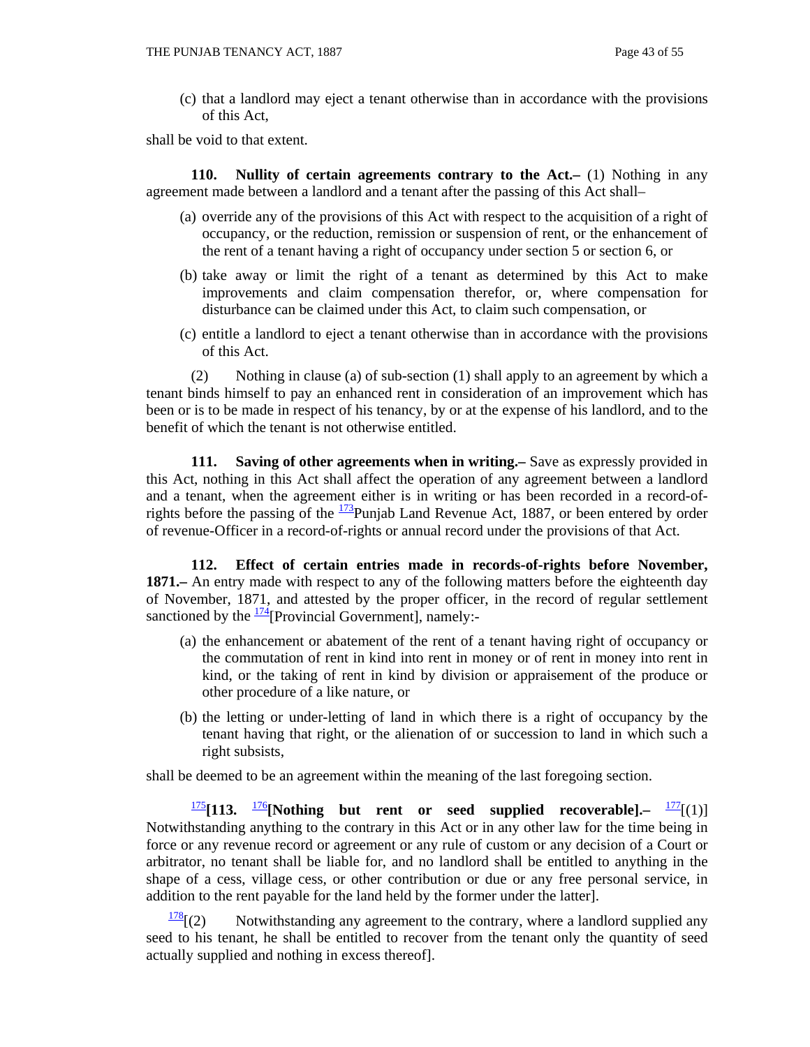(c) that a landlord may eject a tenant otherwise than in accordance with the provisions of this Act,

shall be void to that extent.

**110. Nullity of certain agreements contrary to the Act.–** (1) Nothing in any agreement made between a landlord and a tenant after the passing of this Act shall–

(a) override any of the provisions of this Act with respect to the acquisition of a right of occupancy, or the reduction, remission or suspension of rent, or the enhancement of the rent of a tenant having a right of occupancy under section 5 or section 6, or

(b) take away or limit the right of a tenant as determined by this Act to make improvements and claim compensation therefor, or, where compensation for disturbance can be claimed under this Act, to claim such compensation, or

(c) entitle a landlord to eject a tenant otherwise than in accordance with the provisions of this Act.

(2) Nothing in clause (a) of sub-section (1) shall apply to an agreement by which a tenant binds himself to pay an enhanced rent in consideration of an improvement which has been or is to be made in respect of his tenancy, by or at the expense of his landlord, and to the benefit of which the tenant is not otherwise entitled.

**111. Saving of other agreements when in writing.–** Save as expressly provided in this Act, nothing in this Act shall affect the operation of any agreement between a landlord and a tenant, when the agreement either is in writing or has been recorded in a record-of-rights before the passing of the [173]Punjab Land Revenue Act, 1887, or been entered by order of revenue-Officer in a record-of-rights or annual record under the provisions of that Act.

**112. Effect of certain entries made in records-of-rights before November, 1871.–** An entry made with respect to any of the following matters before the eighteenth day of November, 1871, and attested by the proper officer, in the record of regular settlement sanctioned by the [174][Provincial Government], namely:-

(a) the enhancement or abatement of the rent of a tenant having right of occupancy or the commutation of rent in kind into rent in money or of rent in money into rent in kind, or the taking of rent in kind by division or appraisement of the produce or other procedure of a like nature, or

(b) the letting or under-letting of land in which there is a right of occupancy by the tenant having that right, or the alienation of or succession to land in which such a right subsists,

shall be deemed to be an agreement within the meaning of the last foregoing section.

[175]**[113. [176][Nothing but rent or seed supplied recoverable].–** [177][(1)] Notwithstanding anything to the contrary in this Act or in any other law for the time being in force or any revenue record or agreement or any rule of custom or any decision of a Court or arbitrator, no tenant shall be liable for, and no landlord shall be entitled to anything in the shape of a cess, village cess, or other contribution or due or any free personal service, in addition to the rent payable for the land held by the former under the latter].

[178][(2) Notwithstanding any agreement to the contrary, where a landlord supplied any seed to his tenant, he shall be entitled to recover from the tenant only the quantity of seed actually supplied and nothing in excess thereof].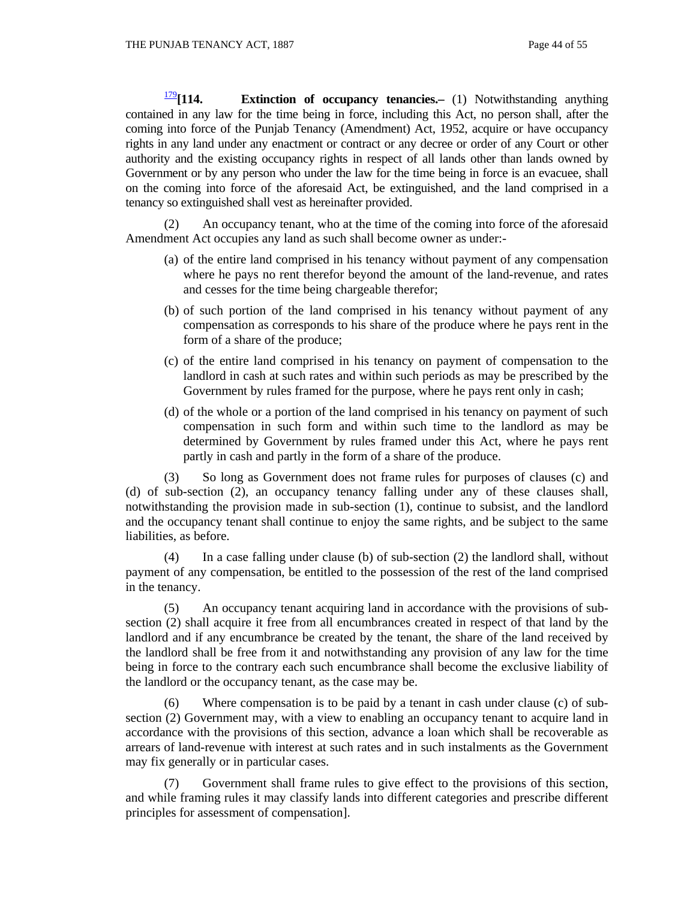[179]**[114. Extinction of occupancy tenancies.–** (1) Notwithstanding anything contained in any law for the time being in force, including this Act, no person shall, after the coming into force of the Punjab Tenancy (Amendment) Act, 1952, acquire or have occupancy rights in any land under any enactment or contract or any decree or order of any Court or other authority and the existing occupancy rights in respect of all lands other than lands owned by Government or by any person who under the law for the time being in force is an evacuee, shall on the coming into force of the aforesaid Act, be extinguished, and the land comprised in a tenancy so extinguished shall vest as hereinafter provided.

(2) An occupancy tenant, who at the time of the coming into force of the aforesaid Amendment Act occupies any land as such shall become owner as under:-

(a) of the entire land comprised in his tenancy without payment of any compensation where he pays no rent therefor beyond the amount of the land-revenue, and rates and cesses for the time being chargeable therefor;

(b) of such portion of the land comprised in his tenancy without payment of any compensation as corresponds to his share of the produce where he pays rent in the form of a share of the produce;

(c) of the entire land comprised in his tenancy on payment of compensation to the landlord in cash at such rates and within such periods as may be prescribed by the Government by rules framed for the purpose, where he pays rent only in cash;

(d) of the whole or a portion of the land comprised in his tenancy on payment of such compensation in such form and within such time to the landlord as may be determined by Government by rules framed under this Act, where he pays rent partly in cash and partly in the form of a share of the produce.

(3) So long as Government does not frame rules for purposes of clauses (c) and (d) of sub-section (2), an occupancy tenancy falling under any of these clauses shall, notwithstanding the provision made in sub-section (1), continue to subsist, and the landlord and the occupancy tenant shall continue to enjoy the same rights, and be subject to the same liabilities, as before.

(4) In a case falling under clause (b) of sub-section (2) the landlord shall, without payment of any compensation, be entitled to the possession of the rest of the land comprised in the tenancy.

(5) An occupancy tenant acquiring land in accordance with the provisions of sub-section (2) shall acquire it free from all encumbrances created in respect of that land by the landlord and if any encumbrance be created by the tenant, the share of the land received by the landlord shall be free from it and notwithstanding any provision of any law for the time being in force to the contrary each such encumbrance shall become the exclusive liability of the landlord or the occupancy tenant, as the case may be.

(6) Where compensation is to be paid by a tenant in cash under clause (c) of sub-section (2) Government may, with a view to enabling an occupancy tenant to acquire land in accordance with the provisions of this section, advance a loan which shall be recoverable as arrears of land-revenue with interest at such rates and in such instalments as the Government may fix generally or in particular cases.

(7) Government shall frame rules to give effect to the provisions of this section, and while framing rules it may classify lands into different categories and prescribe different principles for assessment of compensation].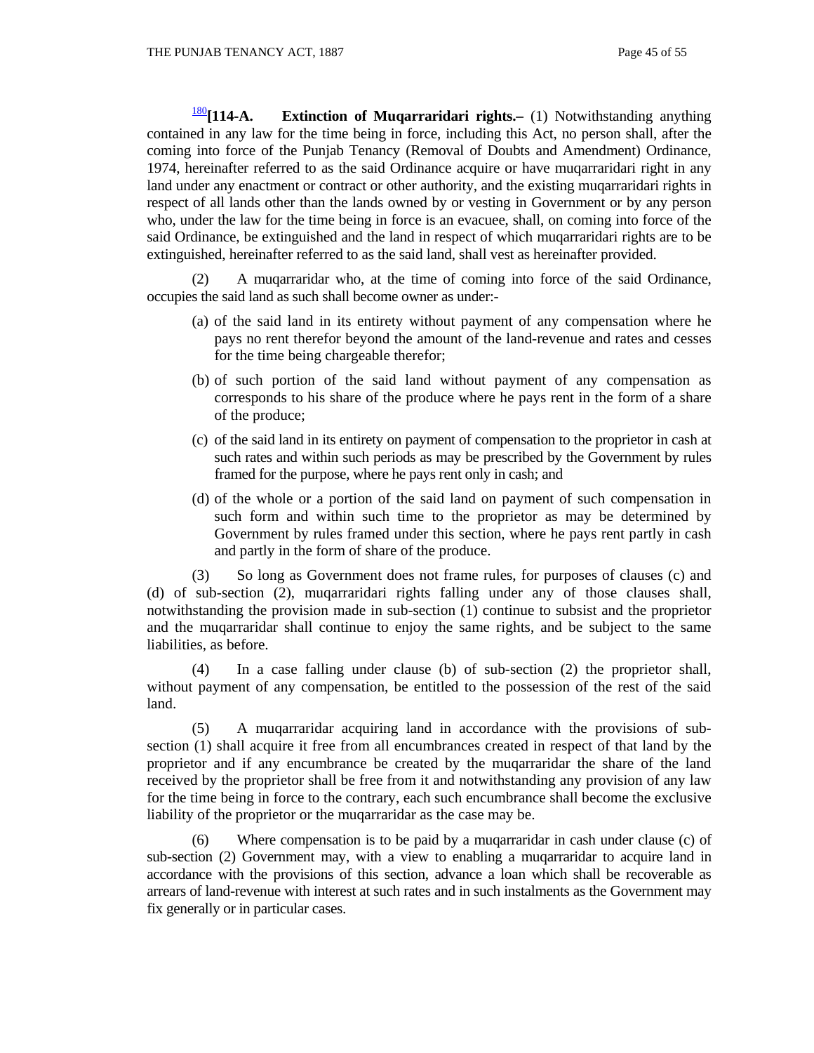[180][**114-A. Extinction of Muqarraridari rights.–** (1) Notwithstanding anything contained in any law for the time being in force, including this Act, no person shall, after the coming into force of the Punjab Tenancy (Removal of Doubts and Amendment) Ordinance, 1974, hereinafter referred to as the said Ordinance acquire or have muqarraridari right in any land under any enactment or contract or other authority, and the existing muqarraridari rights in respect of all lands other than the lands owned by or vesting in Government or by any person who, under the law for the time being in force is an evacuee, shall, on coming into force of the said Ordinance, be extinguished and the land in respect of which muqarraridari rights are to be extinguished, hereinafter referred to as the said land, shall vest as hereinafter provided.

(2) A muqarraridar who, at the time of coming into force of the said Ordinance, occupies the said land as such shall become owner as under:-

(a) of the said land in its entirety without payment of any compensation where he pays no rent therefor beyond the amount of the land-revenue and rates and cesses for the time being chargeable therefor;

(b) of such portion of the said land without payment of any compensation as corresponds to his share of the produce where he pays rent in the form of a share of the produce;

(c) of the said land in its entirety on payment of compensation to the proprietor in cash at such rates and within such periods as may be prescribed by the Government by rules framed for the purpose, where he pays rent only in cash; and

(d) of the whole or a portion of the said land on payment of such compensation in such form and within such time to the proprietor as may be determined by Government by rules framed under this section, where he pays rent partly in cash and partly in the form of share of the produce.

(3) So long as Government does not frame rules, for purposes of clauses (c) and (d) of sub-section (2), muqarraridari rights falling under any of those clauses shall, notwithstanding the provision made in sub-section (1) continue to subsist and the proprietor and the muqarraridar shall continue to enjoy the same rights, and be subject to the same liabilities, as before.

(4) In a case falling under clause (b) of sub-section (2) the proprietor shall, without payment of any compensation, be entitled to the possession of the rest of the said land.

(5) A muqarraridar acquiring land in accordance with the provisions of sub-section (1) shall acquire it free from all encumbrances created in respect of that land by the proprietor and if any encumbrance be created by the muqarraridar the share of the land received by the proprietor shall be free from it and notwithstanding any provision of any law for the time being in force to the contrary, each such encumbrance shall become the exclusive liability of the proprietor or the muqarraridar as the case may be.

(6) Where compensation is to be paid by a muqarraridar in cash under clause (c) of sub-section (2) Government may, with a view to enabling a muqarraridar to acquire land in accordance with the provisions of this section, advance a loan which shall be recoverable as arrears of land-revenue with interest at such rates and in such instalments as the Government may fix generally or in particular cases.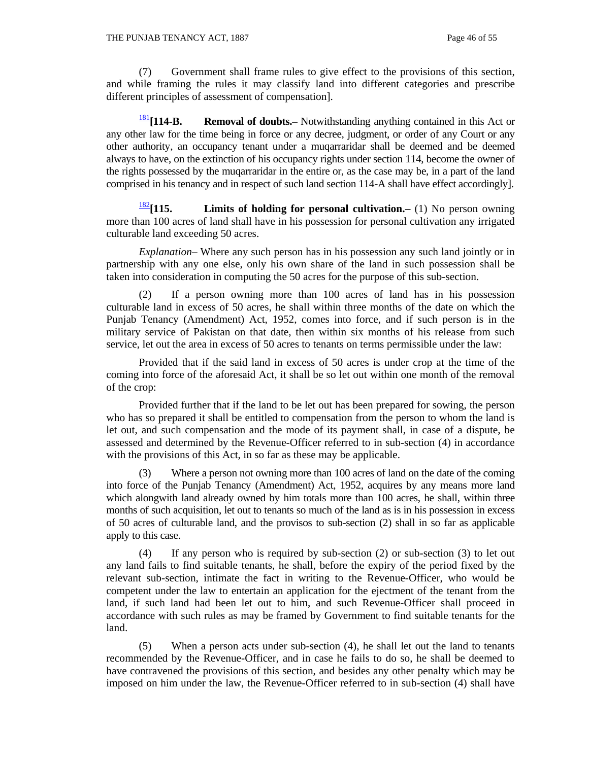(7) Government shall frame rules to give effect to the provisions of this section, and while framing the rules it may classify land into different categories and prescribe different principles of assessment of compensation].

[181]**[114-B. Removal of doubts.–** Notwithstanding anything contained in this Act or any other law for the time being in force or any decree, judgment, or order of any Court or any other authority, an occupancy tenant under a muqarraridar shall be deemed and be deemed always to have, on the extinction of his occupancy rights under section 114, become the owner of the rights possessed by the muqarraridar in the entire or, as the case may be, in a part of the land comprised in his tenancy and in respect of such land section 114-A shall have effect accordingly].

[182]**[115. Limits of holding for personal cultivation.–** (1) No person owning more than 100 acres of land shall have in his possession for personal cultivation any irrigated culturable land exceeding 50 acres.

*Explanation*– Where any such person has in his possession any such land jointly or in partnership with any one else, only his own share of the land in such possession shall be taken into consideration in computing the 50 acres for the purpose of this sub-section.

(2) If a person owning more than 100 acres of land has in his possession culturable land in excess of 50 acres, he shall within three months of the date on which the Punjab Tenancy (Amendment) Act, 1952, comes into force, and if such person is in the military service of Pakistan on that date, then within six months of his release from such service, let out the area in excess of 50 acres to tenants on terms permissible under the law:

Provided that if the said land in excess of 50 acres is under crop at the time of the coming into force of the aforesaid Act, it shall be so let out within one month of the removal of the crop:

Provided further that if the land to be let out has been prepared for sowing, the person who has so prepared it shall be entitled to compensation from the person to whom the land is let out, and such compensation and the mode of its payment shall, in case of a dispute, be assessed and determined by the Revenue-Officer referred to in sub-section (4) in accordance with the provisions of this Act, in so far as these may be applicable.

(3) Where a person not owning more than 100 acres of land on the date of the coming into force of the Punjab Tenancy (Amendment) Act, 1952, acquires by any means more land which alongwith land already owned by him totals more than 100 acres, he shall, within three months of such acquisition, let out to tenants so much of the land as is in his possession in excess of 50 acres of culturable land, and the provisos to sub-section (2) shall in so far as applicable apply to this case.

(4) If any person who is required by sub-section (2) or sub-section (3) to let out any land fails to find suitable tenants, he shall, before the expiry of the period fixed by the relevant sub-section, intimate the fact in writing to the Revenue-Officer, who would be competent under the law to entertain an application for the ejectment of the tenant from the land, if such land had been let out to him, and such Revenue-Officer shall proceed in accordance with such rules as may be framed by Government to find suitable tenants for the land.

(5) When a person acts under sub-section (4), he shall let out the land to tenants recommended by the Revenue-Officer, and in case he fails to do so, he shall be deemed to have contravened the provisions of this section, and besides any other penalty which may be imposed on him under the law, the Revenue-Officer referred to in sub-section (4) shall have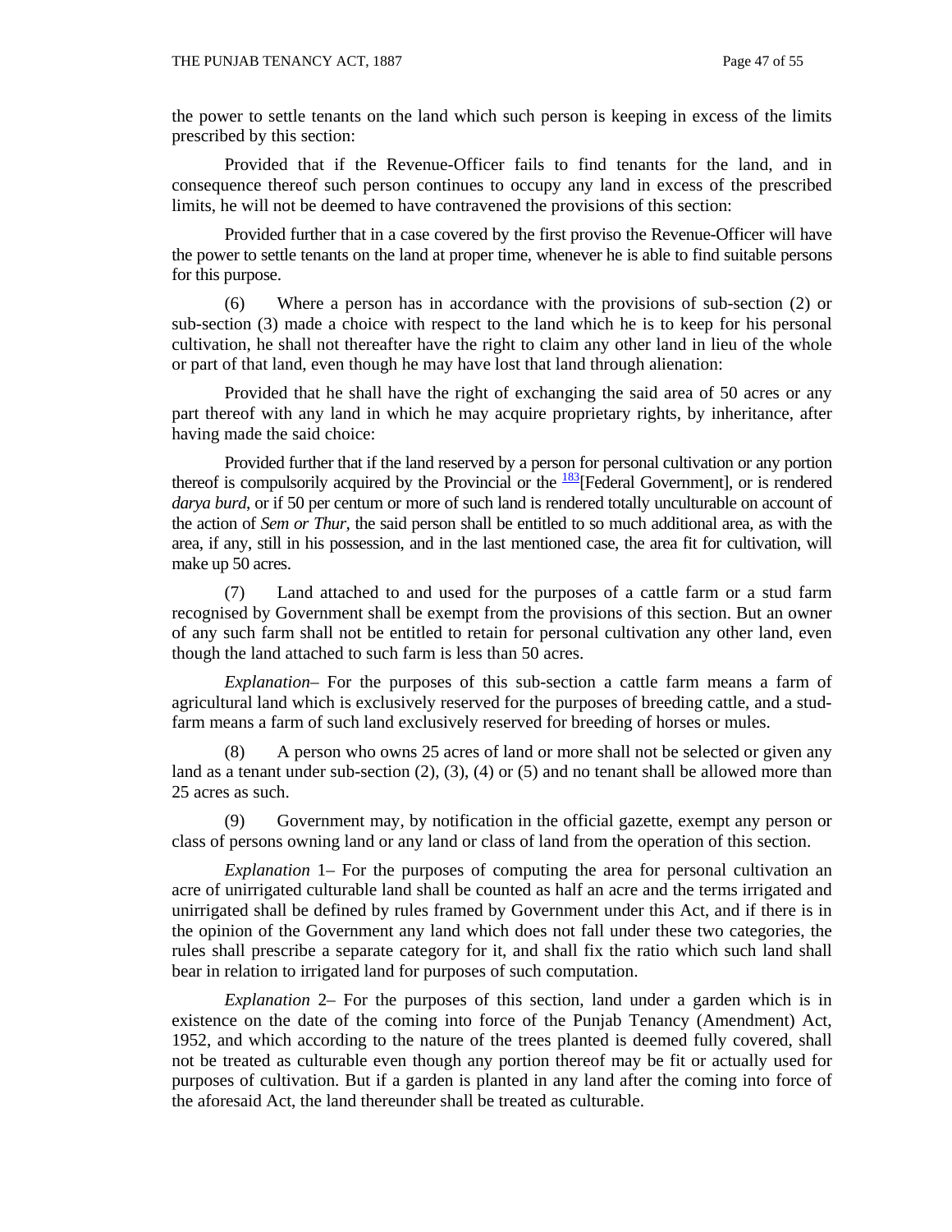the power to settle tenants on the land which such person is keeping in excess of the limits prescribed by this section:

Provided that if the Revenue-Officer fails to find tenants for the land, and in consequence thereof such person continues to occupy any land in excess of the prescribed limits, he will not be deemed to have contravened the provisions of this section:

Provided further that in a case covered by the first proviso the Revenue-Officer will have the power to settle tenants on the land at proper time, whenever he is able to find suitable persons for this purpose.

(6) Where a person has in accordance with the provisions of sub-section (2) or sub-section (3) made a choice with respect to the land which he is to keep for his personal cultivation, he shall not thereafter have the right to claim any other land in lieu of the whole or part of that land, even though he may have lost that land through alienation:

Provided that he shall have the right of exchanging the said area of 50 acres or any part thereof with any land in which he may acquire proprietary rights, by inheritance, after having made the said choice:

Provided further that if the land reserved by a person for personal cultivation or any portion thereof is compulsorily acquired by the Provincial or the [183][Federal Government], or is rendered *darya burd*, or if 50 per centum or more of such land is rendered totally unculturable on account of the action of *Sem or Thur*, the said person shall be entitled to so much additional area, as with the area, if any, still in his possession, and in the last mentioned case, the area fit for cultivation, will make up 50 acres.

(7) Land attached to and used for the purposes of a cattle farm or a stud farm recognised by Government shall be exempt from the provisions of this section. But an owner of any such farm shall not be entitled to retain for personal cultivation any other land, even though the land attached to such farm is less than 50 acres.

*Explanation*– For the purposes of this sub-section a cattle farm means a farm of agricultural land which is exclusively reserved for the purposes of breeding cattle, and a stud-farm means a farm of such land exclusively reserved for breeding of horses or mules.

(8) A person who owns 25 acres of land or more shall not be selected or given any land as a tenant under sub-section (2), (3), (4) or (5) and no tenant shall be allowed more than 25 acres as such.

(9) Government may, by notification in the official gazette, exempt any person or class of persons owning land or any land or class of land from the operation of this section.

*Explanation* 1– For the purposes of computing the area for personal cultivation an acre of unirrigated culturable land shall be counted as half an acre and the terms irrigated and unirrigated shall be defined by rules framed by Government under this Act, and if there is in the opinion of the Government any land which does not fall under these two categories, the rules shall prescribe a separate category for it, and shall fix the ratio which such land shall bear in relation to irrigated land for purposes of such computation.

*Explanation* 2– For the purposes of this section, land under a garden which is in existence on the date of the coming into force of the Punjab Tenancy (Amendment) Act, 1952, and which according to the nature of the trees planted is deemed fully covered, shall not be treated as culturable even though any portion thereof may be fit or actually used for purposes of cultivation. But if a garden is planted in any land after the coming into force of the aforesaid Act, the land thereunder shall be treated as culturable.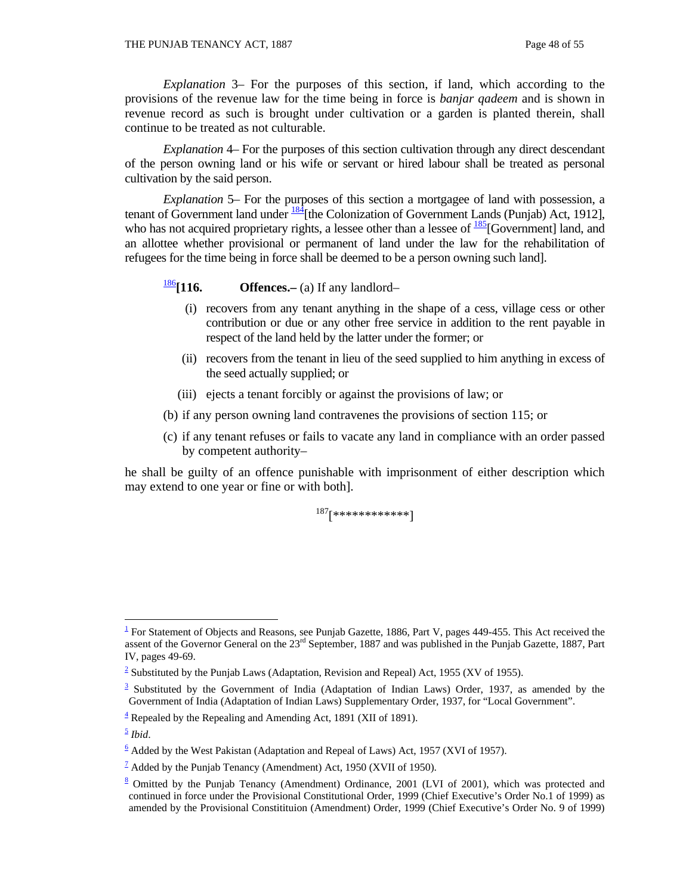*Explanation* 3– For the purposes of this section, if land, which according to the provisions of the revenue law for the time being in force is *banjar qadeem* and is shown in revenue record as such is brought under cultivation or a garden is planted therein, shall continue to be treated as not culturable.

*Explanation* 4– For the purposes of this section cultivation through any direct descendant of the person owning land or his wife or servant or hired labour shall be treated as personal cultivation by the said person.

*Explanation* 5– For the purposes of this section a mortgagee of land with possession, a tenant of Government land under [184][the Colonization of Government Lands (Punjab) Act, 1912], who has not acquired proprietary rights, a lessee other than a lessee of [185][Government] land, and an allottee whether provisional or permanent of land under the law for the rehabilitation of refugees for the time being in force shall be deemed to be a person owning such land].

[186]**[116. Offences.–** (a) If any landlord–

(i) recovers from any tenant anything in the shape of a cess, village cess or other contribution or due or any other free service in addition to the rent payable in respect of the land held by the latter under the former; or

(ii) recovers from the tenant in lieu of the seed supplied to him anything in excess of the seed actually supplied; or

(iii) ejects a tenant forcibly or against the provisions of law; or

(b) if any person owning land contravenes the provisions of section 115; or

(c) if any tenant refuses or fails to vacate any land in compliance with an order passed by competent authority–

he shall be guilty of an offence punishable with imprisonment of either description which may extend to one year or fine or with both].

[187][************]

---

[1] For Statement of Objects and Reasons, see Punjab Gazette, 1886, Part V, pages 449-455. This Act received the assent of the Governor General on the 23rd September, 1887 and was published in the Punjab Gazette, 1887, Part IV, pages 49-69.

[2] Substituted by the Punjab Laws (Adaptation, Revision and Repeal) Act, 1955 (XV of 1955).

[3] Substituted by the Government of India (Adaptation of Indian Laws) Order, 1937, as amended by the Government of India (Adaptation of Indian Laws) Supplementary Order, 1937, for "Local Government".

[4] Repealed by the Repealing and Amending Act, 1891 (XII of 1891).

[5] *Ibid*.

[6] Added by the West Pakistan (Adaptation and Repeal of Laws) Act, 1957 (XVI of 1957).

[7] Added by the Punjab Tenancy (Amendment) Act, 1950 (XVII of 1950).

[8] Omitted by the Punjab Tenancy (Amendment) Ordinance, 2001 (LVI of 2001), which was protected and continued in force under the Provisional Constitutional Order, 1999 (Chief Executive's Order No.1 of 1999) as amended by the Provisional Constitituion (Amendment) Order, 1999 (Chief Executive's Order No. 9 of 1999)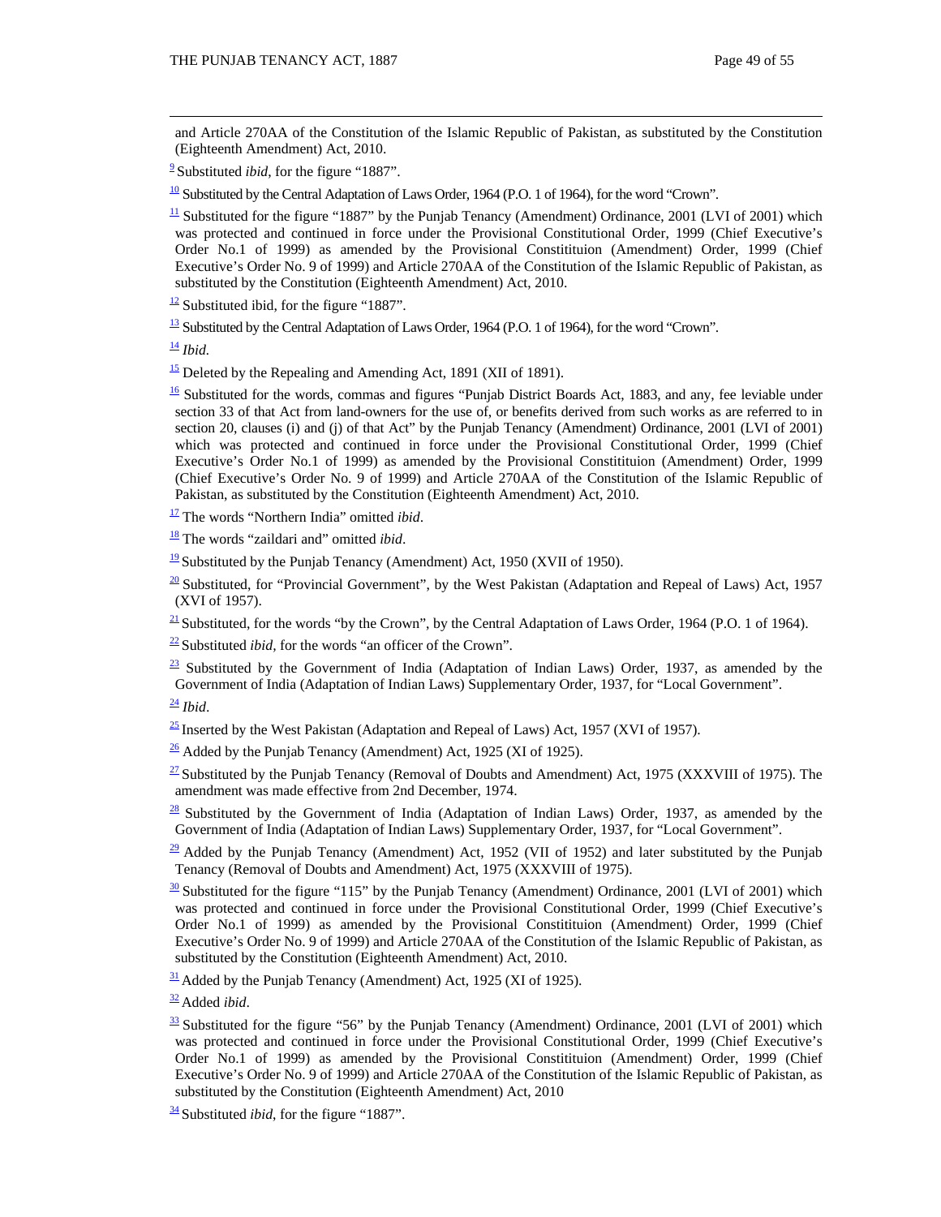and Article 270AA of the Constitution of the Islamic Republic of Pakistan, as substituted by the Constitution (Eighteenth Amendment) Act, 2010.

[9] Substituted *ibid*, for the figure "1887".

[10] Substituted by the Central Adaptation of Laws Order, 1964 (P.O. 1 of 1964), for the word "Crown".

[11] Substituted for the figure "1887" by the Punjab Tenancy (Amendment) Ordinance, 2001 (LVI of 2001) which was protected and continued in force under the Provisional Constitutional Order, 1999 (Chief Executive's Order No.1 of 1999) as amended by the Provisional Constitituion (Amendment) Order, 1999 (Chief Executive's Order No. 9 of 1999) and Article 270AA of the Constitution of the Islamic Republic of Pakistan, as substituted by the Constitution (Eighteenth Amendment) Act, 2010.

[12] Substituted ibid, for the figure "1887".

[13] Substituted by the Central Adaptation of Laws Order, 1964 (P.O. 1 of 1964), for the word "Crown".

[14] *Ibid*.

[15] Deleted by the Repealing and Amending Act, 1891 (XII of 1891).

[16] Substituted for the words, commas and figures "Punjab District Boards Act, 1883, and any, fee leviable under section 33 of that Act from land-owners for the use of, or benefits derived from such works as are referred to in section 20, clauses (i) and (j) of that Act" by the Punjab Tenancy (Amendment) Ordinance, 2001 (LVI of 2001) which was protected and continued in force under the Provisional Constitutional Order, 1999 (Chief Executive's Order No.1 of 1999) as amended by the Provisional Constitituion (Amendment) Order, 1999 (Chief Executive's Order No. 9 of 1999) and Article 270AA of the Constitution of the Islamic Republic of Pakistan, as substituted by the Constitution (Eighteenth Amendment) Act, 2010.

[17] The words "Northern India" omitted *ibid*.

[18] The words "zaildari and" omitted *ibid*.

[19] Substituted by the Punjab Tenancy (Amendment) Act, 1950 (XVII of 1950).

[20] Substituted, for "Provincial Government", by the West Pakistan (Adaptation and Repeal of Laws) Act, 1957 (XVI of 1957).

[21] Substituted, for the words "by the Crown", by the Central Adaptation of Laws Order, 1964 (P.O. 1 of 1964).

[22] Substituted *ibid*, for the words "an officer of the Crown".

[23] Substituted by the Government of India (Adaptation of Indian Laws) Order, 1937, as amended by the Government of India (Adaptation of Indian Laws) Supplementary Order, 1937, for "Local Government".

[24] *Ibid*.

[25] Inserted by the West Pakistan (Adaptation and Repeal of Laws) Act, 1957 (XVI of 1957).

[26] Added by the Punjab Tenancy (Amendment) Act, 1925 (XI of 1925).

[27] Substituted by the Punjab Tenancy (Removal of Doubts and Amendment) Act, 1975 (XXXVIII of 1975). The amendment was made effective from 2nd December, 1974.

[28] Substituted by the Government of India (Adaptation of Indian Laws) Order, 1937, as amended by the Government of India (Adaptation of Indian Laws) Supplementary Order, 1937, for "Local Government".

[29] Added by the Punjab Tenancy (Amendment) Act, 1952 (VII of 1952) and later substituted by the Punjab Tenancy (Removal of Doubts and Amendment) Act, 1975 (XXXVIII of 1975).

[30] Substituted for the figure "115" by the Punjab Tenancy (Amendment) Ordinance, 2001 (LVI of 2001) which was protected and continued in force under the Provisional Constitutional Order, 1999 (Chief Executive's Order No.1 of 1999) as amended by the Provisional Constitituion (Amendment) Order, 1999 (Chief Executive's Order No. 9 of 1999) and Article 270AA of the Constitution of the Islamic Republic of Pakistan, as substituted by the Constitution (Eighteenth Amendment) Act, 2010.

[31] Added by the Punjab Tenancy (Amendment) Act, 1925 (XI of 1925).

[32] Added *ibid*.

[33] Substituted for the figure "56" by the Punjab Tenancy (Amendment) Ordinance, 2001 (LVI of 2001) which was protected and continued in force under the Provisional Constitutional Order, 1999 (Chief Executive's Order No.1 of 1999) as amended by the Provisional Constitituion (Amendment) Order, 1999 (Chief Executive's Order No. 9 of 1999) and Article 270AA of the Constitution of the Islamic Republic of Pakistan, as substituted by the Constitution (Eighteenth Amendment) Act, 2010

[34] Substituted *ibid*, for the figure "1887".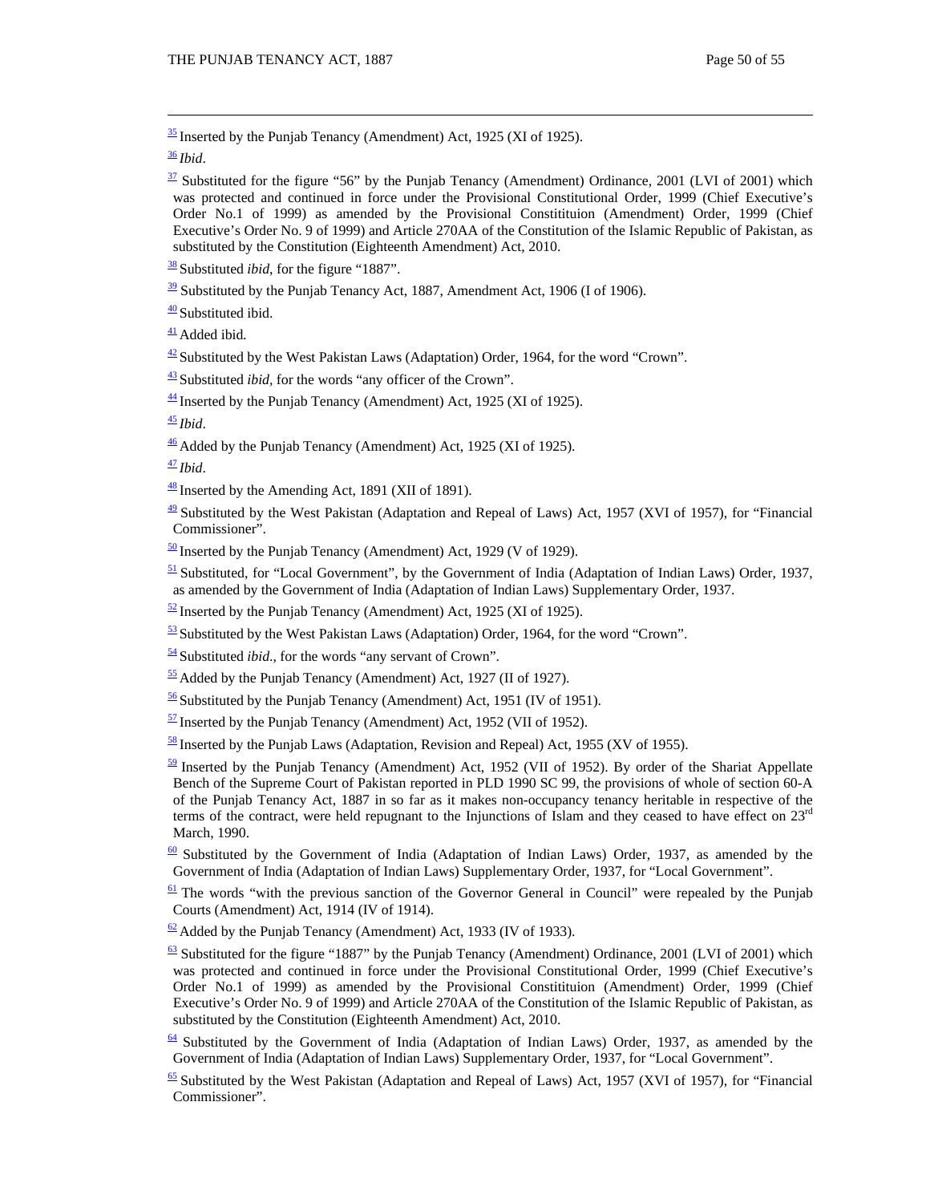[35] Inserted by the Punjab Tenancy (Amendment) Act, 1925 (XI of 1925).

[36] *Ibid*.

[37] Substituted for the figure "56" by the Punjab Tenancy (Amendment) Ordinance, 2001 (LVI of 2001) which was protected and continued in force under the Provisional Constitutional Order, 1999 (Chief Executive's Order No.1 of 1999) as amended by the Provisional Constitituion (Amendment) Order, 1999 (Chief Executive's Order No. 9 of 1999) and Article 270AA of the Constitution of the Islamic Republic of Pakistan, as substituted by the Constitution (Eighteenth Amendment) Act, 2010.

[38] Substituted *ibid*, for the figure "1887".

[39] Substituted by the Punjab Tenancy Act, 1887, Amendment Act, 1906 (I of 1906).

[40] Substituted ibid.

[41] Added ibid.

[42] Substituted by the West Pakistan Laws (Adaptation) Order, 1964, for the word "Crown".

[43] Substituted *ibid*, for the words "any officer of the Crown".

[44] Inserted by the Punjab Tenancy (Amendment) Act, 1925 (XI of 1925).

[45] *Ibid*.

[46] Added by the Punjab Tenancy (Amendment) Act, 1925 (XI of 1925).

[47] *Ibid*.

[48] Inserted by the Amending Act, 1891 (XII of 1891).

[49] Substituted by the West Pakistan (Adaptation and Repeal of Laws) Act, 1957 (XVI of 1957), for "Financial Commissioner".

[50] Inserted by the Punjab Tenancy (Amendment) Act, 1929 (V of 1929).

[51] Substituted, for "Local Government", by the Government of India (Adaptation of Indian Laws) Order, 1937, as amended by the Government of India (Adaptation of Indian Laws) Supplementary Order, 1937.

[52] Inserted by the Punjab Tenancy (Amendment) Act, 1925 (XI of 1925).

[53] Substituted by the West Pakistan Laws (Adaptation) Order, 1964, for the word "Crown".

[54] Substituted *ibid*., for the words "any servant of Crown".

[55] Added by the Punjab Tenancy (Amendment) Act, 1927 (II of 1927).

[56] Substituted by the Punjab Tenancy (Amendment) Act, 1951 (IV of 1951).

[57] Inserted by the Punjab Tenancy (Amendment) Act, 1952 (VII of 1952).

[58] Inserted by the Punjab Laws (Adaptation, Revision and Repeal) Act, 1955 (XV of 1955).

[59] Inserted by the Punjab Tenancy (Amendment) Act, 1952 (VII of 1952). By order of the Shariat Appellate Bench of the Supreme Court of Pakistan reported in PLD 1990 SC 99, the provisions of whole of section 60-A of the Punjab Tenancy Act, 1887 in so far as it makes non-occupancy tenancy heritable in respective of the terms of the contract, were held repugnant to the Injunctions of Islam and they ceased to have effect on 23rd March, 1990.

[60] Substituted by the Government of India (Adaptation of Indian Laws) Order, 1937, as amended by the Government of India (Adaptation of Indian Laws) Supplementary Order, 1937, for "Local Government".

[61] The words "with the previous sanction of the Governor General in Council" were repealed by the Punjab Courts (Amendment) Act, 1914 (IV of 1914).

[62] Added by the Punjab Tenancy (Amendment) Act, 1933 (IV of 1933).

[63] Substituted for the figure "1887" by the Punjab Tenancy (Amendment) Ordinance, 2001 (LVI of 2001) which was protected and continued in force under the Provisional Constitutional Order, 1999 (Chief Executive's Order No.1 of 1999) as amended by the Provisional Constitituion (Amendment) Order, 1999 (Chief Executive's Order No. 9 of 1999) and Article 270AA of the Constitution of the Islamic Republic of Pakistan, as substituted by the Constitution (Eighteenth Amendment) Act, 2010.

[64] Substituted by the Government of India (Adaptation of Indian Laws) Order, 1937, as amended by the Government of India (Adaptation of Indian Laws) Supplementary Order, 1937, for "Local Government".

[65] Substituted by the West Pakistan (Adaptation and Repeal of Laws) Act, 1957 (XVI of 1957), for "Financial Commissioner".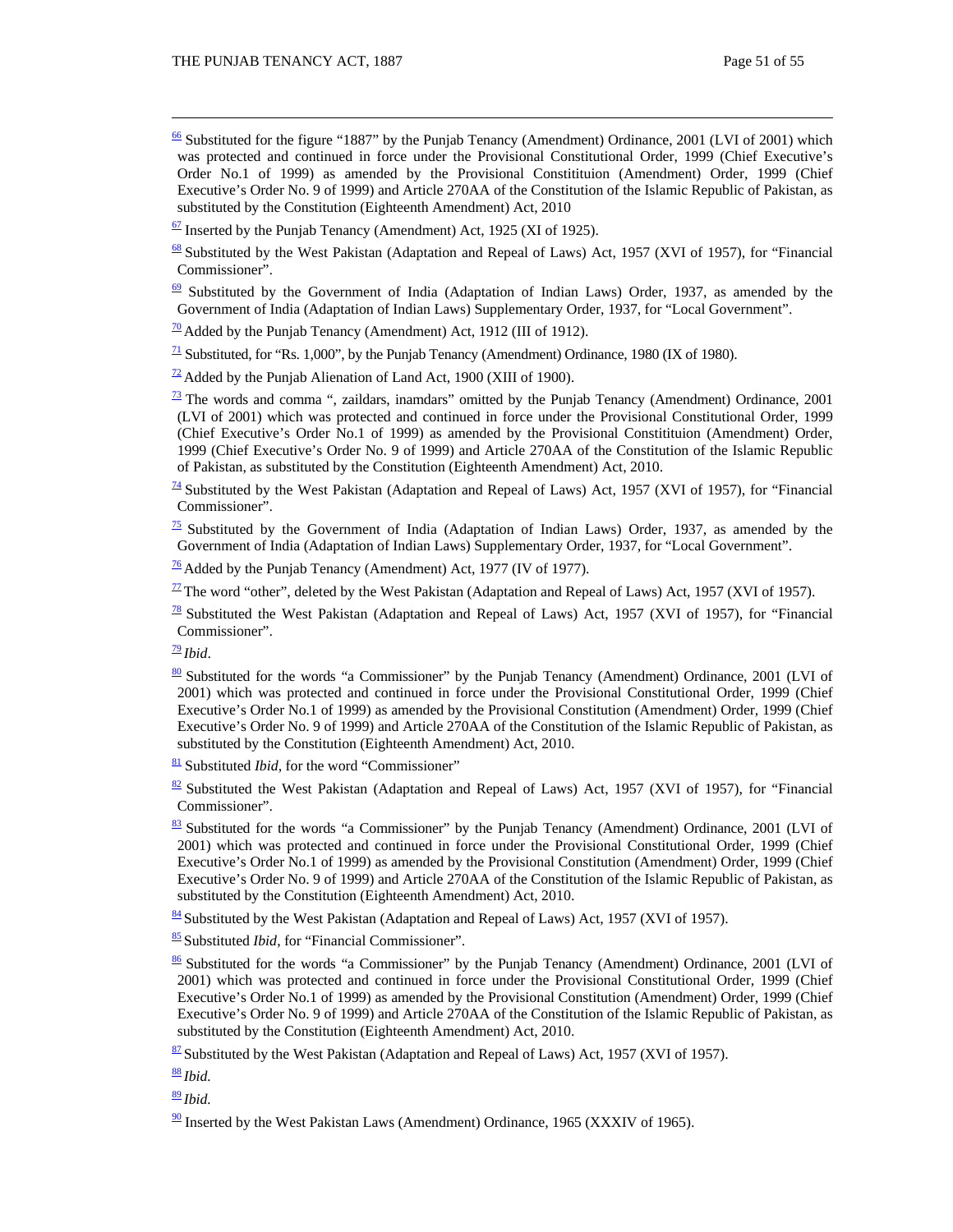[66] Substituted for the figure "1887" by the Punjab Tenancy (Amendment) Ordinance, 2001 (LVI of 2001) which was protected and continued in force under the Provisional Constitutional Order, 1999 (Chief Executive's Order No.1 of 1999) as amended by the Provisional Constitituion (Amendment) Order, 1999 (Chief Executive's Order No. 9 of 1999) and Article 270AA of the Constitution of the Islamic Republic of Pakistan, as substituted by the Constitution (Eighteenth Amendment) Act, 2010

[67] Inserted by the Punjab Tenancy (Amendment) Act, 1925 (XI of 1925).

[68] Substituted by the West Pakistan (Adaptation and Repeal of Laws) Act, 1957 (XVI of 1957), for "Financial Commissioner".

[69] Substituted by the Government of India (Adaptation of Indian Laws) Order, 1937, as amended by the Government of India (Adaptation of Indian Laws) Supplementary Order, 1937, for "Local Government".

[70] Added by the Punjab Tenancy (Amendment) Act, 1912 (III of 1912).

[71] Substituted, for "Rs. 1,000", by the Punjab Tenancy (Amendment) Ordinance, 1980 (IX of 1980).

[72] Added by the Punjab Alienation of Land Act, 1900 (XIII of 1900).

[73] The words and comma ", zaildars, inamdars" omitted by the Punjab Tenancy (Amendment) Ordinance, 2001 (LVI of 2001) which was protected and continued in force under the Provisional Constitutional Order, 1999 (Chief Executive's Order No.1 of 1999) as amended by the Provisional Constitituion (Amendment) Order, 1999 (Chief Executive's Order No. 9 of 1999) and Article 270AA of the Constitution of the Islamic Republic of Pakistan, as substituted by the Constitution (Eighteenth Amendment) Act, 2010.

[74] Substituted by the West Pakistan (Adaptation and Repeal of Laws) Act, 1957 (XVI of 1957), for "Financial Commissioner".

[75] Substituted by the Government of India (Adaptation of Indian Laws) Order, 1937, as amended by the Government of India (Adaptation of Indian Laws) Supplementary Order, 1937, for "Local Government".

[76] Added by the Punjab Tenancy (Amendment) Act, 1977 (IV of 1977).

[77] The word "other", deleted by the West Pakistan (Adaptation and Repeal of Laws) Act, 1957 (XVI of 1957).

[78] Substituted the West Pakistan (Adaptation and Repeal of Laws) Act, 1957 (XVI of 1957), for "Financial Commissioner".

[79] *Ibid*.

[80] Substituted for the words "a Commissioner" by the Punjab Tenancy (Amendment) Ordinance, 2001 (LVI of 2001) which was protected and continued in force under the Provisional Constitutional Order, 1999 (Chief Executive's Order No.1 of 1999) as amended by the Provisional Constitution (Amendment) Order, 1999 (Chief Executive's Order No. 9 of 1999) and Article 270AA of the Constitution of the Islamic Republic of Pakistan, as substituted by the Constitution (Eighteenth Amendment) Act, 2010.

[81] Substituted *Ibid*, for the word "Commissioner"

[82] Substituted the West Pakistan (Adaptation and Repeal of Laws) Act, 1957 (XVI of 1957), for "Financial Commissioner".

[83] Substituted for the words "a Commissioner" by the Punjab Tenancy (Amendment) Ordinance, 2001 (LVI of 2001) which was protected and continued in force under the Provisional Constitutional Order, 1999 (Chief Executive's Order No.1 of 1999) as amended by the Provisional Constitution (Amendment) Order, 1999 (Chief Executive's Order No. 9 of 1999) and Article 270AA of the Constitution of the Islamic Republic of Pakistan, as substituted by the Constitution (Eighteenth Amendment) Act, 2010.

[84] Substituted by the West Pakistan (Adaptation and Repeal of Laws) Act, 1957 (XVI of 1957).

[85] Substituted *Ibid*, for "Financial Commissioner".

[86] Substituted for the words "a Commissioner" by the Punjab Tenancy (Amendment) Ordinance, 2001 (LVI of 2001) which was protected and continued in force under the Provisional Constitutional Order, 1999 (Chief Executive's Order No.1 of 1999) as amended by the Provisional Constitution (Amendment) Order, 1999 (Chief Executive's Order No. 9 of 1999) and Article 270AA of the Constitution of the Islamic Republic of Pakistan, as substituted by the Constitution (Eighteenth Amendment) Act, 2010.

[87] Substituted by the West Pakistan (Adaptation and Repeal of Laws) Act, 1957 (XVI of 1957).

[88] *Ibid.*

[89] *Ibid.*

[90] Inserted by the West Pakistan Laws (Amendment) Ordinance, 1965 (XXXIV of 1965).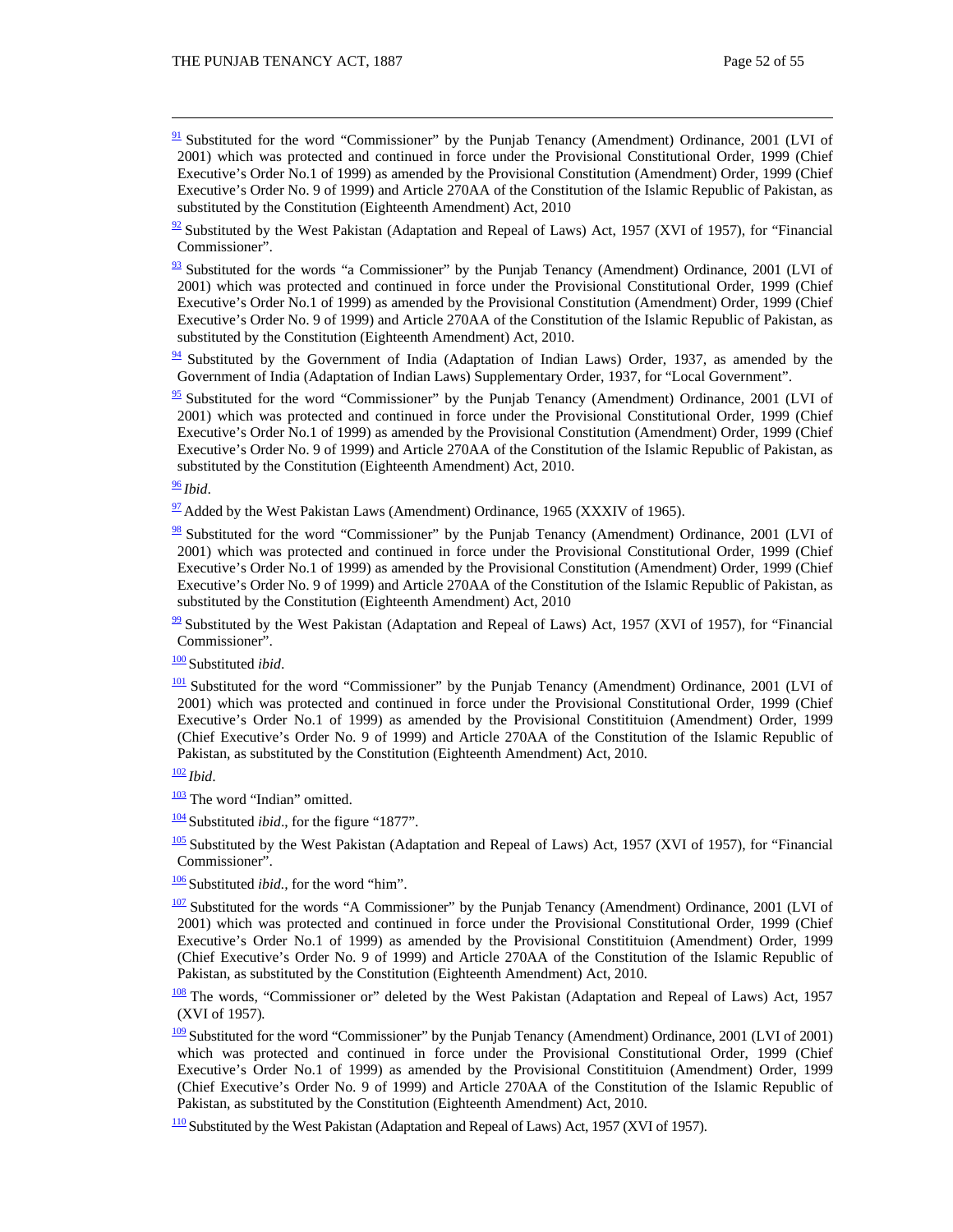[91] Substituted for the word "Commissioner" by the Punjab Tenancy (Amendment) Ordinance, 2001 (LVI of 2001) which was protected and continued in force under the Provisional Constitutional Order, 1999 (Chief Executive's Order No.1 of 1999) as amended by the Provisional Constitution (Amendment) Order, 1999 (Chief Executive's Order No. 9 of 1999) and Article 270AA of the Constitution of the Islamic Republic of Pakistan, as substituted by the Constitution (Eighteenth Amendment) Act, 2010

[92] Substituted by the West Pakistan (Adaptation and Repeal of Laws) Act, 1957 (XVI of 1957), for "Financial Commissioner".

[93] Substituted for the words "a Commissioner" by the Punjab Tenancy (Amendment) Ordinance, 2001 (LVI of 2001) which was protected and continued in force under the Provisional Constitutional Order, 1999 (Chief Executive's Order No.1 of 1999) as amended by the Provisional Constitution (Amendment) Order, 1999 (Chief Executive's Order No. 9 of 1999) and Article 270AA of the Constitution of the Islamic Republic of Pakistan, as substituted by the Constitution (Eighteenth Amendment) Act, 2010.

[94] Substituted by the Government of India (Adaptation of Indian Laws) Order, 1937, as amended by the Government of India (Adaptation of Indian Laws) Supplementary Order, 1937, for "Local Government".

[95] Substituted for the word "Commissioner" by the Punjab Tenancy (Amendment) Ordinance, 2001 (LVI of 2001) which was protected and continued in force under the Provisional Constitutional Order, 1999 (Chief Executive's Order No.1 of 1999) as amended by the Provisional Constitution (Amendment) Order, 1999 (Chief Executive's Order No. 9 of 1999) and Article 270AA of the Constitution of the Islamic Republic of Pakistan, as substituted by the Constitution (Eighteenth Amendment) Act, 2010.

[96] *Ibid*.

[97] Added by the West Pakistan Laws (Amendment) Ordinance, 1965 (XXXIV of 1965).

[98] Substituted for the word "Commissioner" by the Punjab Tenancy (Amendment) Ordinance, 2001 (LVI of 2001) which was protected and continued in force under the Provisional Constitutional Order, 1999 (Chief Executive's Order No.1 of 1999) as amended by the Provisional Constitution (Amendment) Order, 1999 (Chief Executive's Order No. 9 of 1999) and Article 270AA of the Constitution of the Islamic Republic of Pakistan, as substituted by the Constitution (Eighteenth Amendment) Act, 2010

[99] Substituted by the West Pakistan (Adaptation and Repeal of Laws) Act, 1957 (XVI of 1957), for "Financial Commissioner".

[100] Substituted *ibid*.

[101] Substituted for the word "Commissioner" by the Punjab Tenancy (Amendment) Ordinance, 2001 (LVI of 2001) which was protected and continued in force under the Provisional Constitutional Order, 1999 (Chief Executive's Order No.1 of 1999) as amended by the Provisional Constitituion (Amendment) Order, 1999 (Chief Executive's Order No. 9 of 1999) and Article 270AA of the Constitution of the Islamic Republic of Pakistan, as substituted by the Constitution (Eighteenth Amendment) Act, 2010.

[102] *Ibid*.

[103] The word "Indian" omitted.

[104] Substituted *ibid*., for the figure "1877".

[105] Substituted by the West Pakistan (Adaptation and Repeal of Laws) Act, 1957 (XVI of 1957), for "Financial Commissioner".

[106] Substituted *ibid.,* for the word "him".

[107] Substituted for the words "A Commissioner" by the Punjab Tenancy (Amendment) Ordinance, 2001 (LVI of 2001) which was protected and continued in force under the Provisional Constitutional Order, 1999 (Chief Executive's Order No.1 of 1999) as amended by the Provisional Constitituion (Amendment) Order, 1999 (Chief Executive's Order No. 9 of 1999) and Article 270AA of the Constitution of the Islamic Republic of Pakistan, as substituted by the Constitution (Eighteenth Amendment) Act, 2010.

[108] The words, "Commissioner or" deleted by the West Pakistan (Adaptation and Repeal of Laws) Act, 1957 (XVI of 1957).

[109] Substituted for the word "Commissioner" by the Punjab Tenancy (Amendment) Ordinance, 2001 (LVI of 2001) which was protected and continued in force under the Provisional Constitutional Order, 1999 (Chief Executive's Order No.1 of 1999) as amended by the Provisional Constitituion (Amendment) Order, 1999 (Chief Executive's Order No. 9 of 1999) and Article 270AA of the Constitution of the Islamic Republic of Pakistan, as substituted by the Constitution (Eighteenth Amendment) Act, 2010.

[110] Substituted by the West Pakistan (Adaptation and Repeal of Laws) Act, 1957 (XVI of 1957).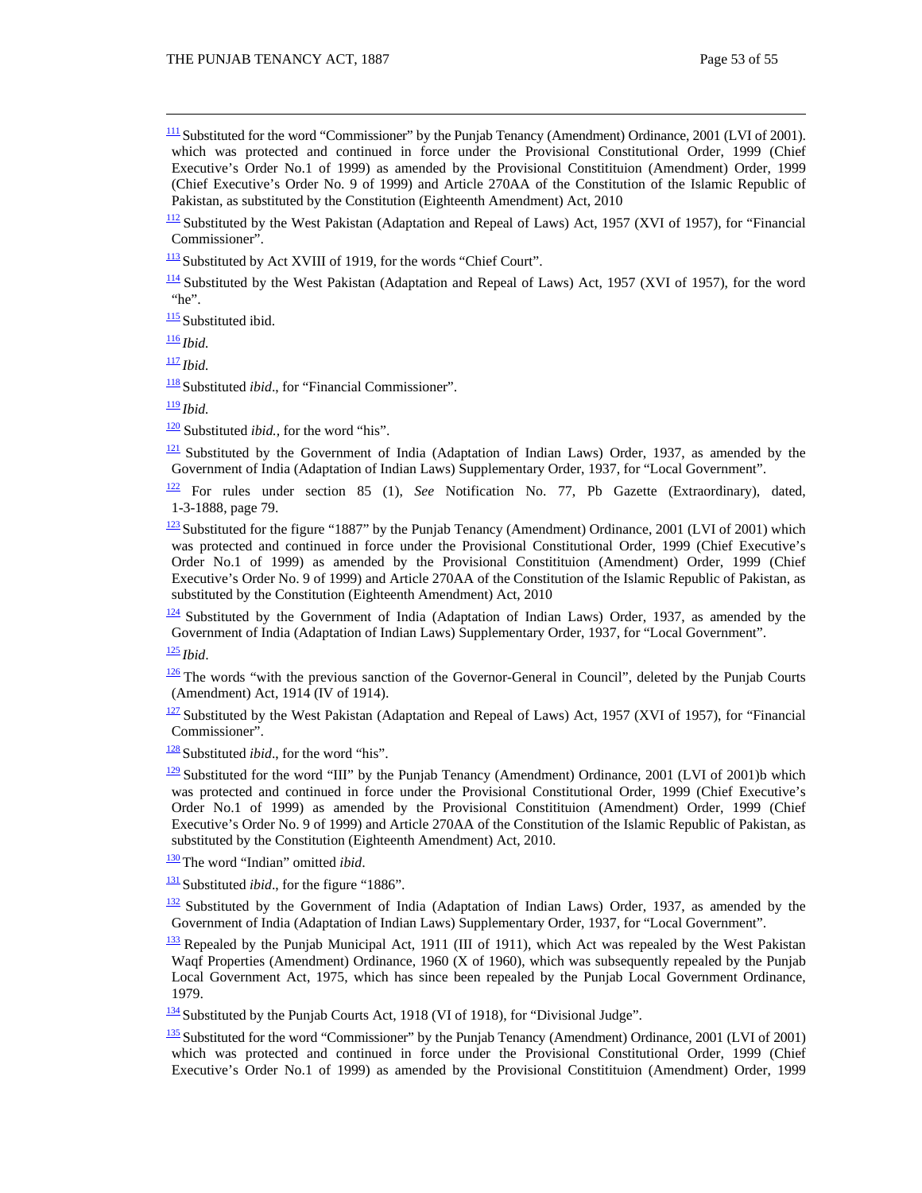[111] Substituted for the word "Commissioner" by the Punjab Tenancy (Amendment) Ordinance, 2001 (LVI of 2001). which was protected and continued in force under the Provisional Constitutional Order, 1999 (Chief Executive's Order No.1 of 1999) as amended by the Provisional Constitituion (Amendment) Order, 1999 (Chief Executive's Order No. 9 of 1999) and Article 270AA of the Constitution of the Islamic Republic of Pakistan, as substituted by the Constitution (Eighteenth Amendment) Act, 2010

[112] Substituted by the West Pakistan (Adaptation and Repeal of Laws) Act, 1957 (XVI of 1957), for "Financial Commissioner".

[113] Substituted by Act XVIII of 1919, for the words "Chief Court".

[114] Substituted by the West Pakistan (Adaptation and Repeal of Laws) Act, 1957 (XVI of 1957), for the word "he".

[115] Substituted ibid.

[116] *Ibid.*

[117] *Ibid.*

[118] Substituted *ibid*., for "Financial Commissioner".

[119] *Ibid.*

[120] Substituted *ibid.*, for the word "his".

[121] Substituted by the Government of India (Adaptation of Indian Laws) Order, 1937, as amended by the Government of India (Adaptation of Indian Laws) Supplementary Order, 1937, for "Local Government".

[122] For rules under section 85 (1), *See* Notification No. 77, Pb Gazette (Extraordinary), dated, 1-3-1888, page 79.

[123] Substituted for the figure "1887" by the Punjab Tenancy (Amendment) Ordinance, 2001 (LVI of 2001) which was protected and continued in force under the Provisional Constitutional Order, 1999 (Chief Executive's Order No.1 of 1999) as amended by the Provisional Constitituion (Amendment) Order, 1999 (Chief Executive's Order No. 9 of 1999) and Article 270AA of the Constitution of the Islamic Republic of Pakistan, as substituted by the Constitution (Eighteenth Amendment) Act, 2010

[124] Substituted by the Government of India (Adaptation of Indian Laws) Order, 1937, as amended by the Government of India (Adaptation of Indian Laws) Supplementary Order, 1937, for "Local Government".

[125] *Ibid*.

[126] The words "with the previous sanction of the Governor-General in Council", deleted by the Punjab Courts (Amendment) Act, 1914 (IV of 1914).

[127] Substituted by the West Pakistan (Adaptation and Repeal of Laws) Act, 1957 (XVI of 1957), for "Financial Commissioner".

[128] Substituted *ibid*., for the word "his".

[129] Substituted for the word "III" by the Punjab Tenancy (Amendment) Ordinance, 2001 (LVI of 2001)b which was protected and continued in force under the Provisional Constitutional Order, 1999 (Chief Executive's Order No.1 of 1999) as amended by the Provisional Constitituion (Amendment) Order, 1999 (Chief Executive's Order No. 9 of 1999) and Article 270AA of the Constitution of the Islamic Republic of Pakistan, as substituted by the Constitution (Eighteenth Amendment) Act, 2010.

[130] The word "Indian" omitted *ibid*.

[131] Substituted *ibid*., for the figure "1886".

[132] Substituted by the Government of India (Adaptation of Indian Laws) Order, 1937, as amended by the Government of India (Adaptation of Indian Laws) Supplementary Order, 1937, for "Local Government".

[133] Repealed by the Punjab Municipal Act, 1911 (III of 1911), which Act was repealed by the West Pakistan Waqf Properties (Amendment) Ordinance, 1960 (X of 1960), which was subsequently repealed by the Punjab Local Government Act, 1975, which has since been repealed by the Punjab Local Government Ordinance, 1979.

[134] Substituted by the Punjab Courts Act, 1918 (VI of 1918), for "Divisional Judge".

[135] Substituted for the word "Commissioner" by the Punjab Tenancy (Amendment) Ordinance, 2001 (LVI of 2001) which was protected and continued in force under the Provisional Constitutional Order, 1999 (Chief Executive's Order No.1 of 1999) as amended by the Provisional Constitituion (Amendment) Order, 1999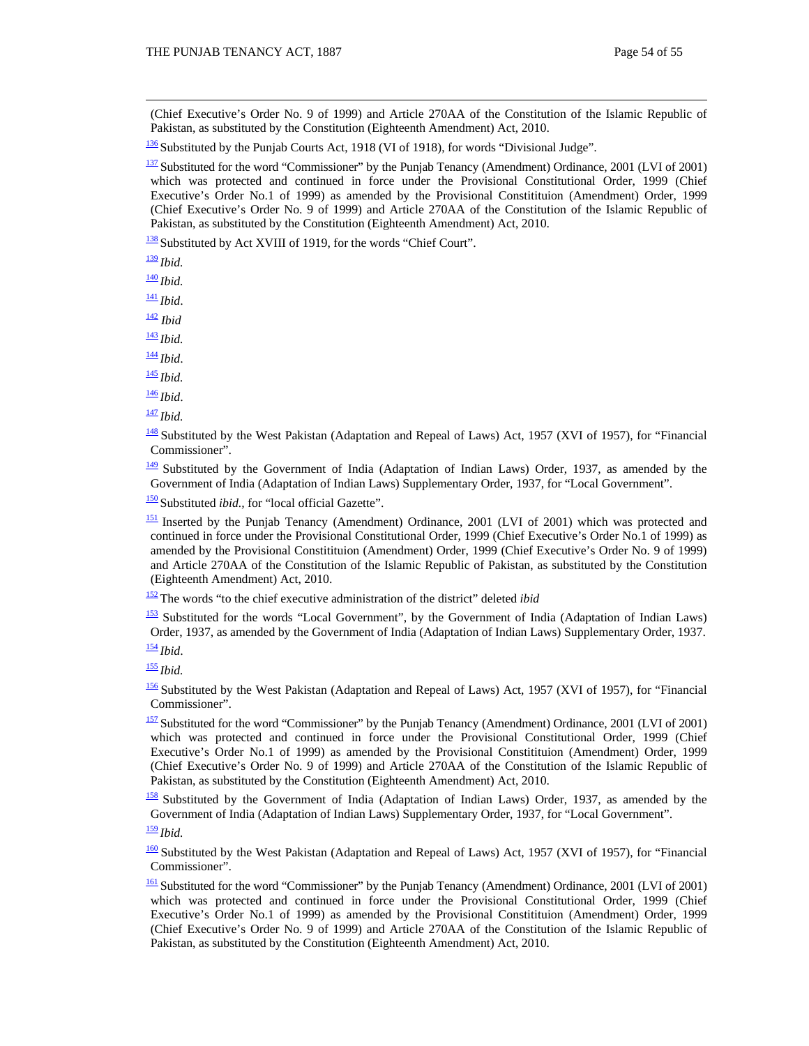(Chief Executive's Order No. 9 of 1999) and Article 270AA of the Constitution of the Islamic Republic of Pakistan, as substituted by the Constitution (Eighteenth Amendment) Act, 2010.

[136] Substituted by the Punjab Courts Act, 1918 (VI of 1918), for words "Divisional Judge".

[137] Substituted for the word "Commissioner" by the Punjab Tenancy (Amendment) Ordinance, 2001 (LVI of 2001) which was protected and continued in force under the Provisional Constitutional Order, 1999 (Chief Executive's Order No.1 of 1999) as amended by the Provisional Constitituion (Amendment) Order, 1999 (Chief Executive's Order No. 9 of 1999) and Article 270AA of the Constitution of the Islamic Republic of Pakistan, as substituted by the Constitution (Eighteenth Amendment) Act, 2010.

[138] Substituted by Act XVIII of 1919, for the words "Chief Court".

[139] *Ibid.*

[140] *Ibid.*

[141] *Ibid*.

[142] *Ibid*

[143] *Ibid.*

[144] *Ibid*.

[145] *Ibid.*

[146] *Ibid*.

[147] *Ibid.*

[148] Substituted by the West Pakistan (Adaptation and Repeal of Laws) Act, 1957 (XVI of 1957), for "Financial Commissioner".

[149] Substituted by the Government of India (Adaptation of Indian Laws) Order, 1937, as amended by the Government of India (Adaptation of Indian Laws) Supplementary Order, 1937, for "Local Government".

[150] Substituted *ibid.*, for "local official Gazette".

[151] Inserted by the Punjab Tenancy (Amendment) Ordinance, 2001 (LVI of 2001) which was protected and continued in force under the Provisional Constitutional Order, 1999 (Chief Executive's Order No.1 of 1999) as amended by the Provisional Constitituion (Amendment) Order, 1999 (Chief Executive's Order No. 9 of 1999) and Article 270AA of the Constitution of the Islamic Republic of Pakistan, as substituted by the Constitution (Eighteenth Amendment) Act, 2010.

[152] The words "to the chief executive administration of the district" deleted *ibid*

[153] Substituted for the words "Local Government", by the Government of India (Adaptation of Indian Laws) Order, 1937, as amended by the Government of India (Adaptation of Indian Laws) Supplementary Order, 1937.

[154] *Ibid*.

[155] *Ibid.*

[156] Substituted by the West Pakistan (Adaptation and Repeal of Laws) Act, 1957 (XVI of 1957), for "Financial Commissioner".

[157] Substituted for the word "Commissioner" by the Punjab Tenancy (Amendment) Ordinance, 2001 (LVI of 2001) which was protected and continued in force under the Provisional Constitutional Order, 1999 (Chief Executive's Order No.1 of 1999) as amended by the Provisional Constitituion (Amendment) Order, 1999 (Chief Executive's Order No. 9 of 1999) and Article 270AA of the Constitution of the Islamic Republic of Pakistan, as substituted by the Constitution (Eighteenth Amendment) Act, 2010.

[158] Substituted by the Government of India (Adaptation of Indian Laws) Order, 1937, as amended by the Government of India (Adaptation of Indian Laws) Supplementary Order, 1937, for "Local Government".

[159] *Ibid.*

[160] Substituted by the West Pakistan (Adaptation and Repeal of Laws) Act, 1957 (XVI of 1957), for "Financial Commissioner".

[161] Substituted for the word "Commissioner" by the Punjab Tenancy (Amendment) Ordinance, 2001 (LVI of 2001) which was protected and continued in force under the Provisional Constitutional Order, 1999 (Chief Executive's Order No.1 of 1999) as amended by the Provisional Constitituion (Amendment) Order, 1999 (Chief Executive's Order No. 9 of 1999) and Article 270AA of the Constitution of the Islamic Republic of Pakistan, as substituted by the Constitution (Eighteenth Amendment) Act, 2010.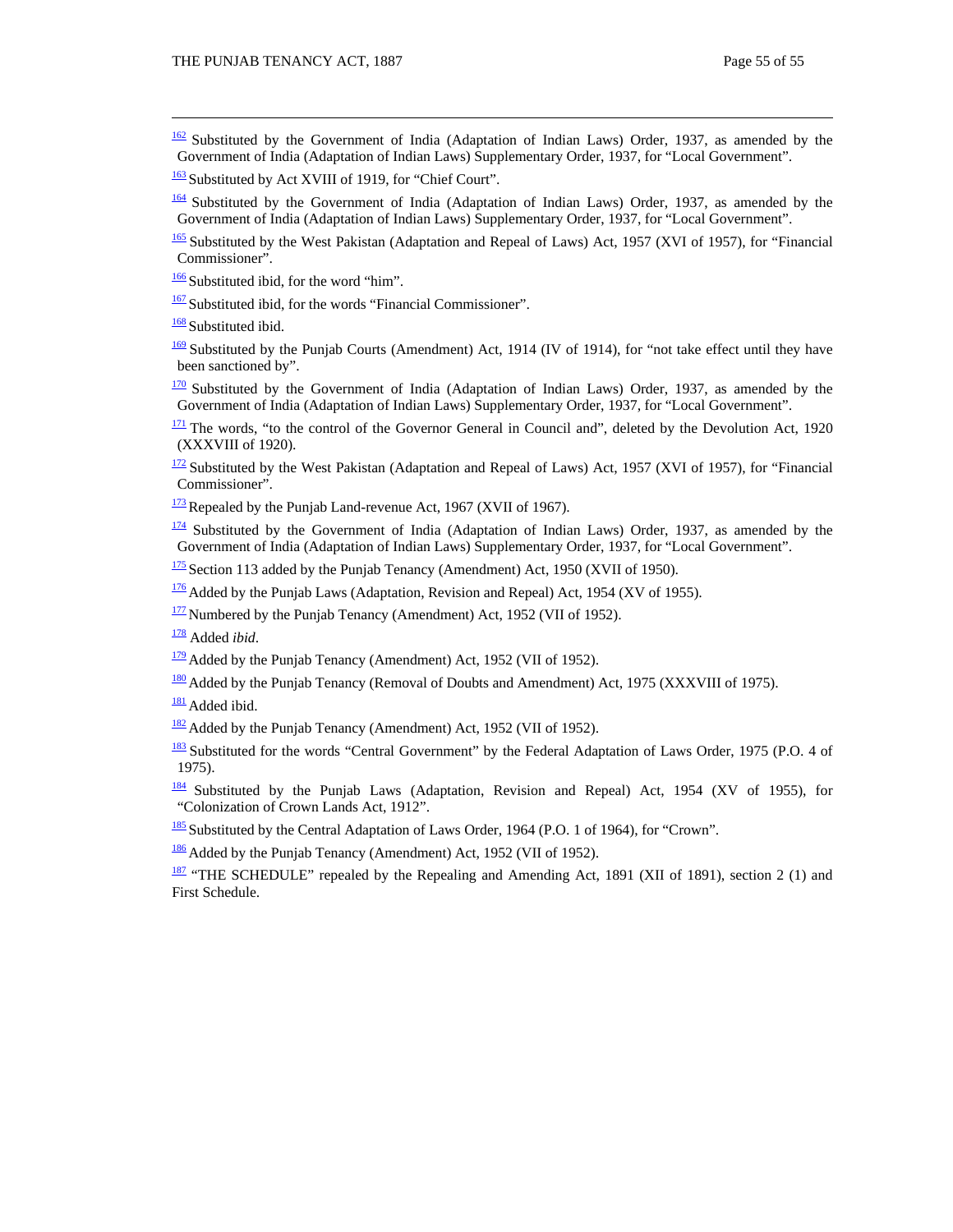[162] Substituted by the Government of India (Adaptation of Indian Laws) Order, 1937, as amended by the Government of India (Adaptation of Indian Laws) Supplementary Order, 1937, for "Local Government".

[163] Substituted by Act XVIII of 1919, for "Chief Court".

[164] Substituted by the Government of India (Adaptation of Indian Laws) Order, 1937, as amended by the Government of India (Adaptation of Indian Laws) Supplementary Order, 1937, for "Local Government".

[165] Substituted by the West Pakistan (Adaptation and Repeal of Laws) Act, 1957 (XVI of 1957), for "Financial Commissioner".

[166] Substituted ibid, for the word "him".

[167] Substituted ibid, for the words "Financial Commissioner".

[168] Substituted ibid.

[169] Substituted by the Punjab Courts (Amendment) Act, 1914 (IV of 1914), for "not take effect until they have been sanctioned by".

[170] Substituted by the Government of India (Adaptation of Indian Laws) Order, 1937, as amended by the Government of India (Adaptation of Indian Laws) Supplementary Order, 1937, for "Local Government".

[171] The words, "to the control of the Governor General in Council and", deleted by the Devolution Act, 1920 (XXXVIII of 1920).

[172] Substituted by the West Pakistan (Adaptation and Repeal of Laws) Act, 1957 (XVI of 1957), for "Financial Commissioner".

[173] Repealed by the Punjab Land-revenue Act, 1967 (XVII of 1967).

[174] Substituted by the Government of India (Adaptation of Indian Laws) Order, 1937, as amended by the Government of India (Adaptation of Indian Laws) Supplementary Order, 1937, for "Local Government".

[175] Section 113 added by the Punjab Tenancy (Amendment) Act, 1950 (XVII of 1950).

[176] Added by the Punjab Laws (Adaptation, Revision and Repeal) Act, 1954 (XV of 1955).

[177] Numbered by the Punjab Tenancy (Amendment) Act, 1952 (VII of 1952).

[178] Added *ibid*.

[179] Added by the Punjab Tenancy (Amendment) Act, 1952 (VII of 1952).

[180] Added by the Punjab Tenancy (Removal of Doubts and Amendment) Act, 1975 (XXXVIII of 1975).

[181] Added ibid.

[182] Added by the Punjab Tenancy (Amendment) Act, 1952 (VII of 1952).

[183] Substituted for the words "Central Government" by the Federal Adaptation of Laws Order, 1975 (P.O. 4 of 1975).

[184] Substituted by the Punjab Laws (Adaptation, Revision and Repeal) Act, 1954 (XV of 1955), for "Colonization of Crown Lands Act, 1912".

[185] Substituted by the Central Adaptation of Laws Order, 1964 (P.O. 1 of 1964), for "Crown".

[186] Added by the Punjab Tenancy (Amendment) Act, 1952 (VII of 1952).

[187] "THE SCHEDULE" repealed by the Repealing and Amending Act, 1891 (XII of 1891), section 2 (1) and First Schedule.